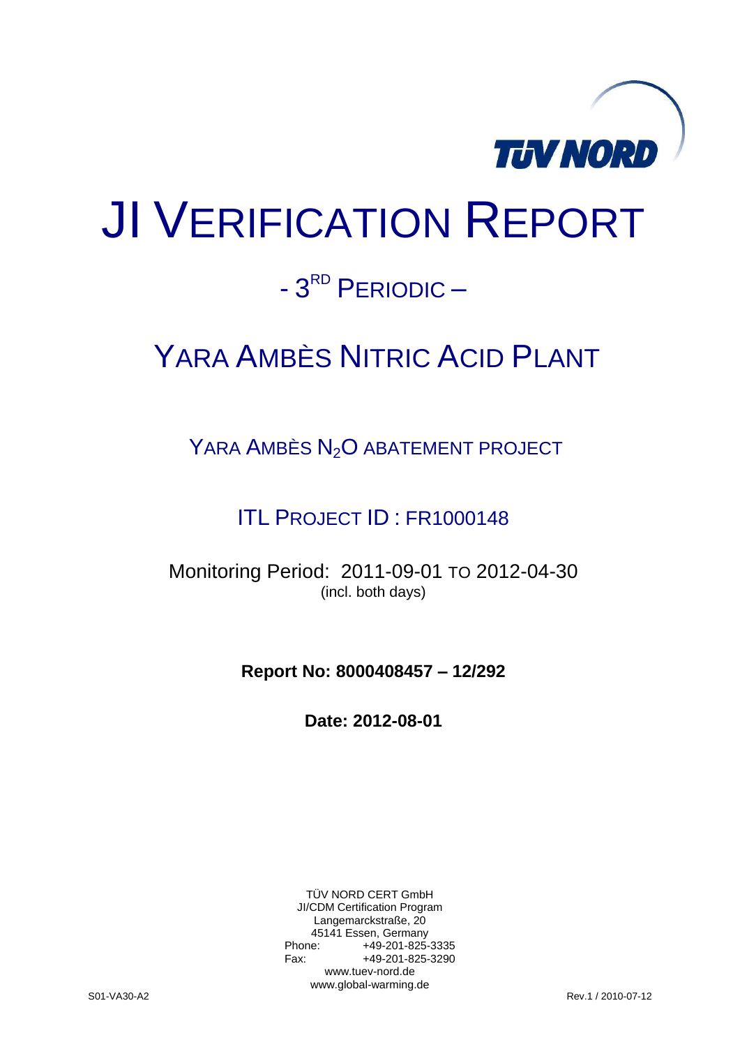# JI VERIFICATION REPORT

## - 3RD PERIODIC –

## YARA AMBÈS NITRIC ACID PLANT

### YARA AMBÈS $N_2O$ ABATEMENT PROJECT

### ITL PROJECT ID : FR1000148

Monitoring Period: 2011-09-01 TO 2012-04-30
(incl. both days)

**Report No: 8000408457 – 12/292**

**Date: 2012-08-01**

TÜV NORD CERT GmbH
JI/CDM Certification Program
Langemarckstraße, 20
45141 Essen, Germany
Phone: +49-201-825-3335
Fax: +49-201-825-3290
www.tuev-nord.de
www.global-warming.de

S01-VA30-A2 Rev.1 / 2010-07-12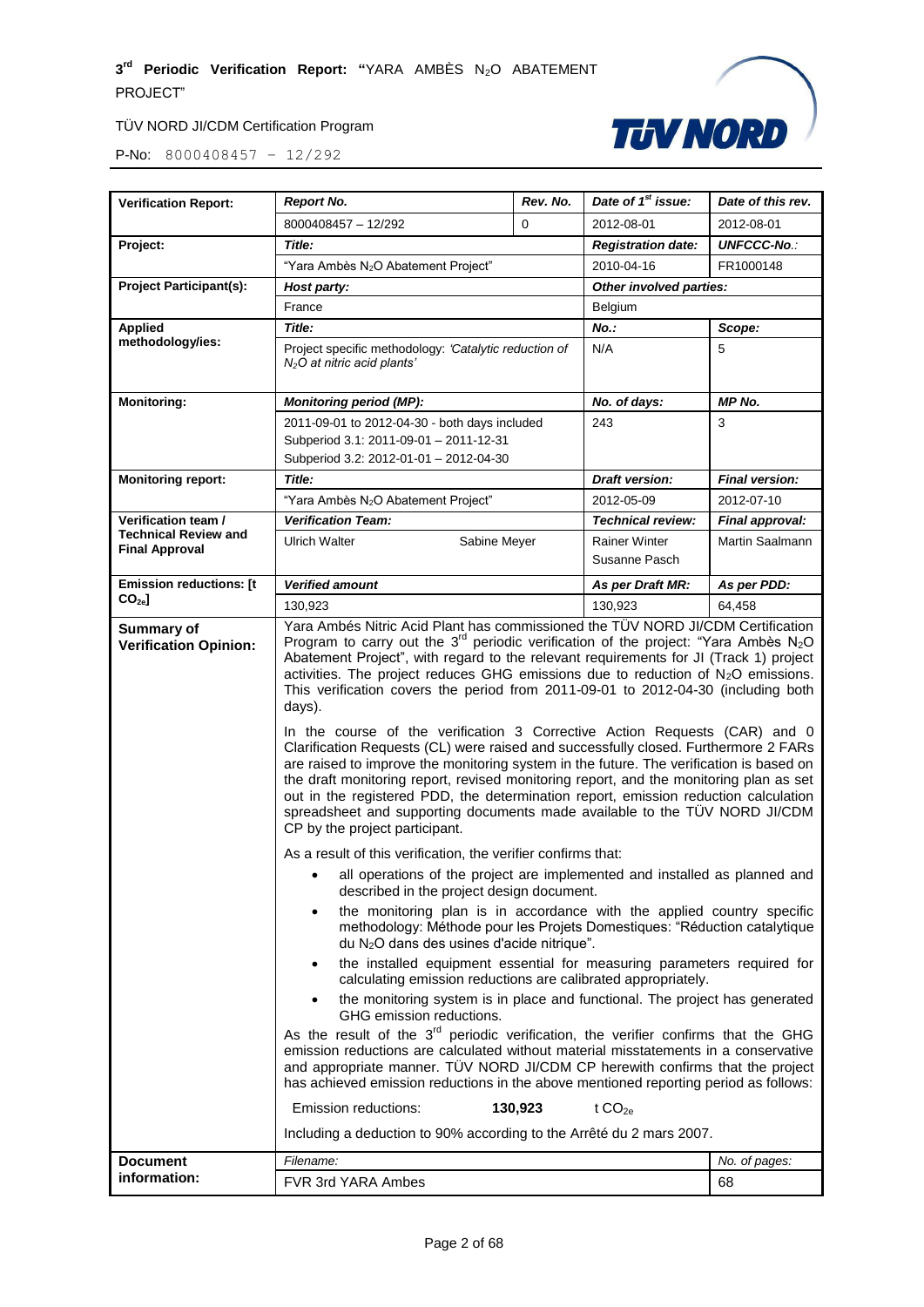| Verification Report: | *Report No.* | *Rev. No.* | *Date of 1st issue:* | *Date of this rev.* |
|---|---|---|---|---|
| | 8000408457 – 12/292 | 0 | 2012-08-01 | 2012-08-01 |
| **Project:** | *Title:* | | *Registration date:* | *UNFCCC-No.:* |
| | "Yara Ambès $N_2O$ Abatement Project" | | 2010-04-16 | FR1000148 |
| **Project Participant(s):** | *Host party:* | | *Other involved parties:* | |
| | France | | Belgium | |
| **Applied methodology/ies:** | *Title:* | | *No.:* | *Scope:* |
| | Project specific methodology: *'Catalytic reduction of $N_2O$ at nitric acid plants'* | | N/A | 5 |
| **Monitoring:** | *Monitoring period (MP):* | | *No. of days:* | *MP No.* |
| | 2011-09-01 to 2012-04-30 - both days included<br>Subperiod 3.1: 2011-09-01 – 2011-12-31<br>Subperiod 3.2: 2012-01-01 – 2012-04-30 | | 243 | 3 |
| **Monitoring report:** | *Title:* | | *Draft version:* | *Final version:* |
| | "Yara Ambès $N_2O$ Abatement Project" | | 2012-05-09 | 2012-07-10 |
| **Verification team / Technical Review and Final Approval** | *Verification Team:* | | *Technical review:* | *Final approval:* |
| | Ulrich Walter &nbsp;&nbsp;&nbsp; Sabine Meyer | | Rainer Winter<br>Susanne Pasch | Martin Saalmann |
| **Emission reductions: [t $CO_{2e}$]** | *Verified amount* | | *As per Draft MR:* | *As per PDD:* |
| | 130,923 | | 130,923 | 64,458 |

**Summary of Verification Opinion:**

Yara Ambés Nitric Acid Plant has commissioned the TÜV NORD JI/CDM Certification Program to carry out the 3rd periodic verification of the project: "Yara Ambès $N_2O$ Abatement Project", with regard to the relevant requirements for JI (Track 1) project activities. The project reduces GHG emissions due to reduction of $N_2O$ emissions. This verification covers the period from 2011-09-01 to 2012-04-30 (including both days).

In the course of the verification 3 Corrective Action Requests (CAR) and 0 Clarification Requests (CL) were raised and successfully closed. Furthermore 2 FARs are raised to improve the monitoring system in the future. The verification is based on the draft monitoring report, revised monitoring report, and the monitoring plan as set out in the registered PDD, the determination report, emission reduction calculation spreadsheet and supporting documents made available to the TÜV NORD JI/CDM CP by the project participant.

As a result of this verification, the verifier confirms that:

- all operations of the project are implemented and installed as planned and described in the project design document.
- the monitoring plan is in accordance with the applied country specific methodology: Méthode pour les Projets Domestiques: "Réduction catalytique du $N_2O$ dans des usines d'acide nitrique".
- the installed equipment essential for measuring parameters required for calculating emission reductions are calibrated appropriately.
- the monitoring system is in place and functional. The project has generated GHG emission reductions.

As the result of the 3rd periodic verification, the verifier confirms that the GHG emission reductions are calculated without material misstatements in a conservative and appropriate manner. TÜV NORD JI/CDM CP herewith confirms that the project has achieved emission reductions in the above mentioned reporting period as follows:

Emission reductions: **130,923** t $CO_{2e}$

Including a deduction to 90% according to the Arrêté du 2 mars 2007.

| Document information: | *Filename:* | *No. of pages:* |
|---|---|---|
| | FVR 3rd YARA Ambes | 68 |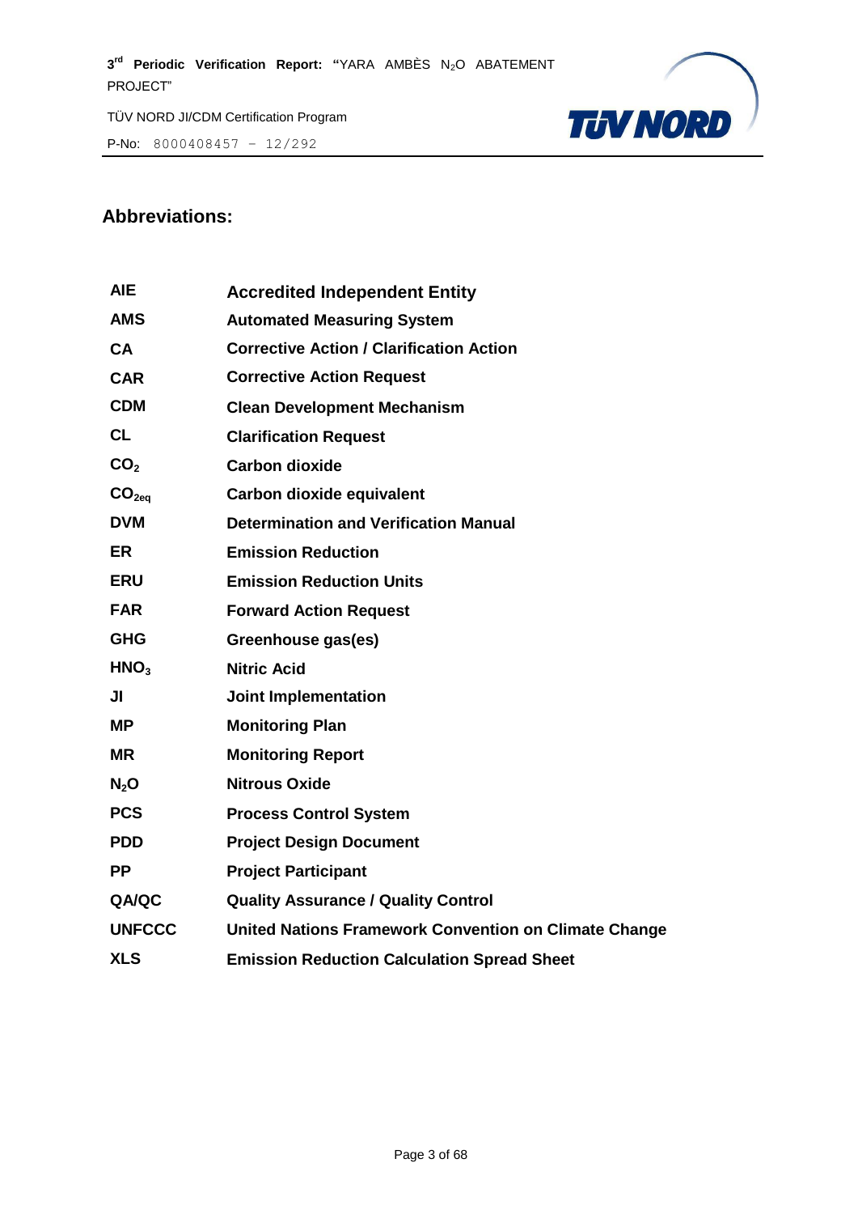## Abbreviations:

| | |
|---|---|
| **AIE** | **Accredited Independent Entity** |
| **AMS** | **Automated Measuring System** |
| **CA** | **Corrective Action / Clarification Action** |
| **CAR** | **Corrective Action Request** |
| **CDM** | **Clean Development Mechanism** |
| **CL** | **Clarification Request** |
| **$CO_2$** | **Carbon dioxide** |
| **$CO_{2eq}$** | **Carbon dioxide equivalent** |
| **DVM** | **Determination and Verification Manual** |
| **ER** | **Emission Reduction** |
| **ERU** | **Emission Reduction Units** |
| **FAR** | **Forward Action Request** |
| **GHG** | **Greenhouse gas(es)** |
| **$HNO_3$** | **Nitric Acid** |
| **JI** | **Joint Implementation** |
| **MP** | **Monitoring Plan** |
| **MR** | **Monitoring Report** |
| **$N_2O$** | **Nitrous Oxide** |
| **PCS** | **Process Control System** |
| **PDD** | **Project Design Document** |
| **PP** | **Project Participant** |
| **QA/QC** | **Quality Assurance / Quality Control** |
| **UNFCCC** | **United Nations Framework Convention on Climate Change** |
| **XLS** | **Emission Reduction Calculation Spread Sheet** |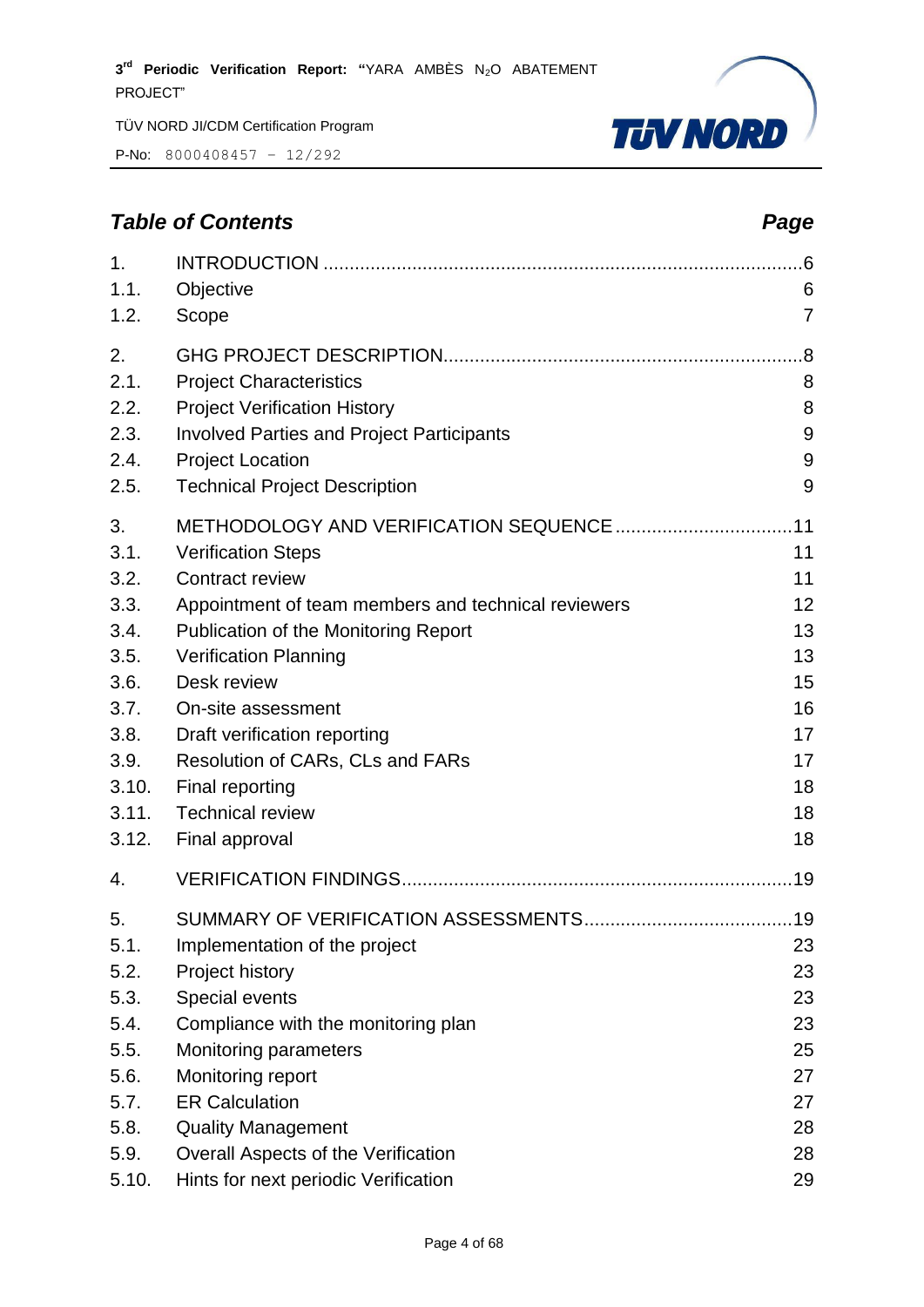## *Table of Contents* *Page*

| | | |
|---|---|---|
| 1. | INTRODUCTION | 6 |
| 1.1. | Objective | 6 |
| 1.2. | Scope | 7 |
| 2. | GHG PROJECT DESCRIPTION | 8 |
| 2.1. | Project Characteristics | 8 |
| 2.2. | Project Verification History | 8 |
| 2.3. | Involved Parties and Project Participants | 9 |
| 2.4. | Project Location | 9 |
| 2.5. | Technical Project Description | 9 |
| 3. | METHODOLOGY AND VERIFICATION SEQUENCE | 11 |
| 3.1. | Verification Steps | 11 |
| 3.2. | Contract review | 11 |
| 3.3. | Appointment of team members and technical reviewers | 12 |
| 3.4. | Publication of the Monitoring Report | 13 |
| 3.5. | Verification Planning | 13 |
| 3.6. | Desk review | 15 |
| 3.7. | On-site assessment | 16 |
| 3.8. | Draft verification reporting | 17 |
| 3.9. | Resolution of CARs, CLs and FARs | 17 |
| 3.10. | Final reporting | 18 |
| 3.11. | Technical review | 18 |
| 3.12. | Final approval | 18 |
| 4. | VERIFICATION FINDINGS | 19 |
| 5. | SUMMARY OF VERIFICATION ASSESSMENTS | 19 |
| 5.1. | Implementation of the project | 23 |
| 5.2. | Project history | 23 |
| 5.3. | Special events | 23 |
| 5.4. | Compliance with the monitoring plan | 23 |
| 5.5. | Monitoring parameters | 25 |
| 5.6. | Monitoring report | 27 |
| 5.7. | ER Calculation | 27 |
| 5.8. | Quality Management | 28 |
| 5.9. | Overall Aspects of the Verification | 28 |
| 5.10. | Hints for next periodic Verification | 29 |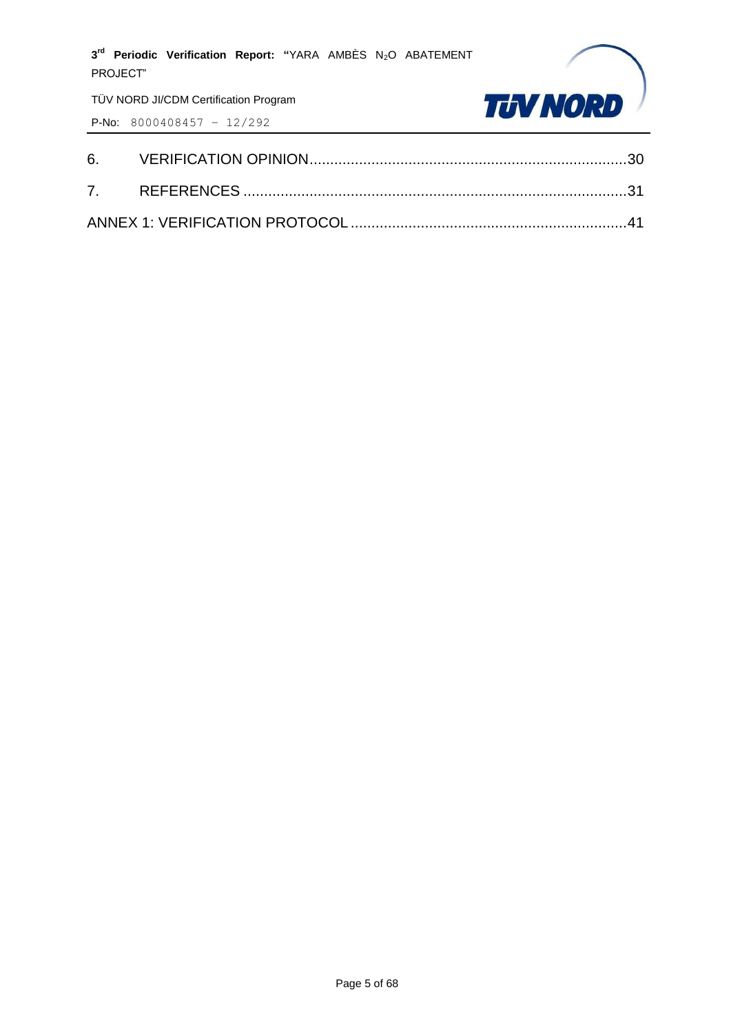6. VERIFICATION OPINION ........................................................................... 30

7. REFERENCES ........................................................................................... 31

ANNEX 1: VERIFICATION PROTOCOL ................................................................. 41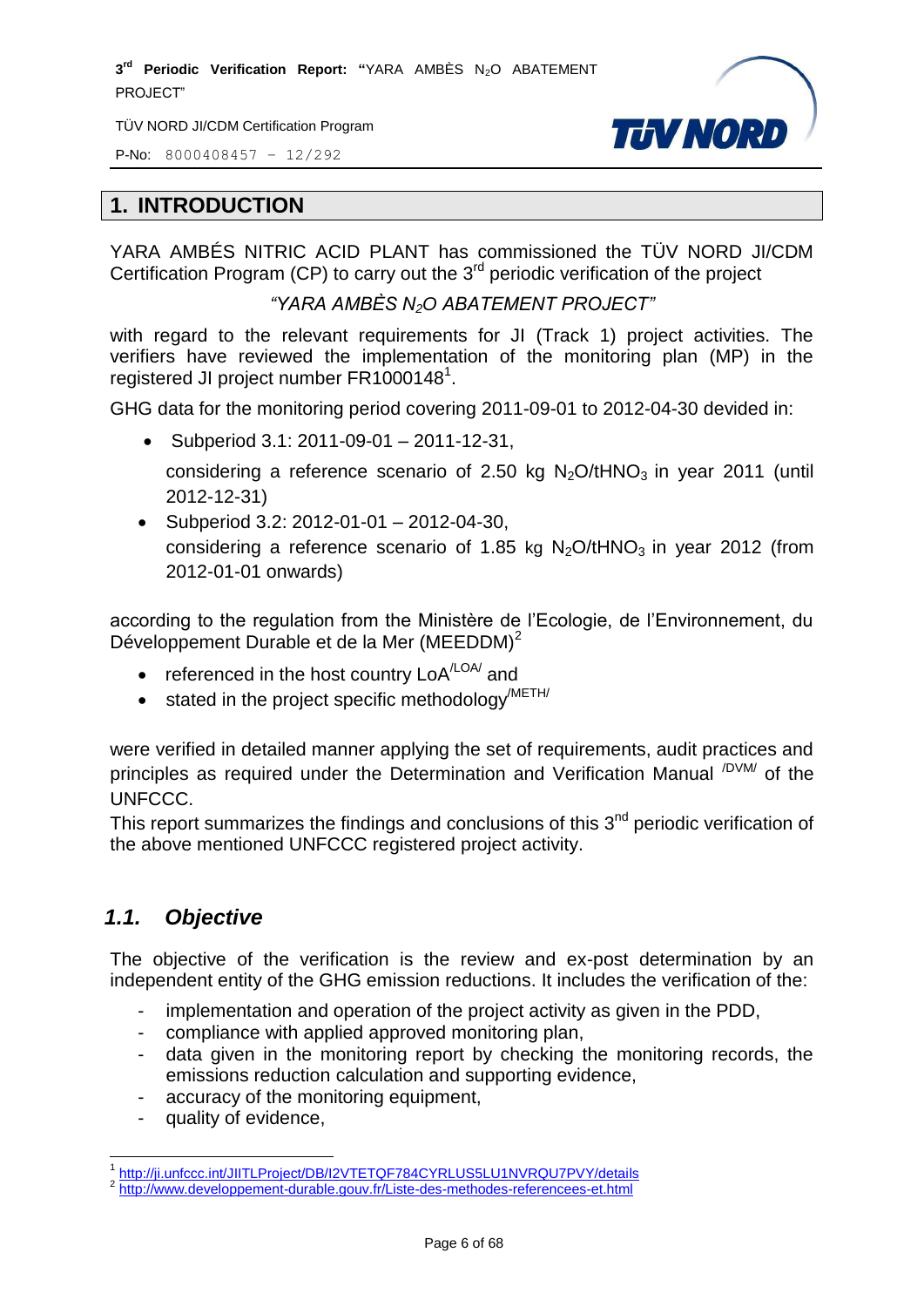# 1. INTRODUCTION

YARA AMBÉS NITRIC ACID PLANT has commissioned the TÜV NORD JI/CDM Certification Program (CP) to carry out the 3rd periodic verification of the project

*"YARA AMBÈS $N_2O$ ABATEMENT PROJECT"*

with regard to the relevant requirements for JI (Track 1) project activities. The verifiers have reviewed the implementation of the monitoring plan (MP) in the registered JI project number FR1000148[1].

GHG data for the monitoring period covering 2011-09-01 to 2012-04-30 devided in:

- Subperiod 3.1: 2011-09-01 – 2011-12-31,

  considering a reference scenario of 2.50 kg $N_2O/tHNO_3$ in year 2011 (until 2012-12-31)
- Subperiod 3.2: 2012-01-01 – 2012-04-30,
  considering a reference scenario of 1.85 kg $N_2O/tHNO_3$ in year 2012 (from 2012-01-01 onwards)

according to the regulation from the Ministère de l'Ecologie, de l'Environnement, du Développement Durable et de la Mer (MEEDDM)[2]

- referenced in the host country LoA[/LOA/] and
- stated in the project specific methodology[/METH/]

were verified in detailed manner applying the set of requirements, audit practices and principles as required under the Determination and Verification Manual [/DVM/] of the UNFCCC.

This report summarizes the findings and conclusions of this 3rd periodic verification of the above mentioned UNFCCC registered project activity.

## *1.1. Objective*

The objective of the verification is the review and ex-post determination by an independent entity of the GHG emission reductions. It includes the verification of the:

- implementation and operation of the project activity as given in the PDD,
- compliance with applied approved monitoring plan,
- data given in the monitoring report by checking the monitoring records, the emissions reduction calculation and supporting evidence,
- accuracy of the monitoring equipment,
- quality of evidence,

[1] http://ji.unfccc.int/JIITLProject/DB/I2VTETQF784CYRLUS5LU1NVRQU7PVY/details
[2] http://www.developpement-durable.gouv.fr/Liste-des-methodes-referencees-et.html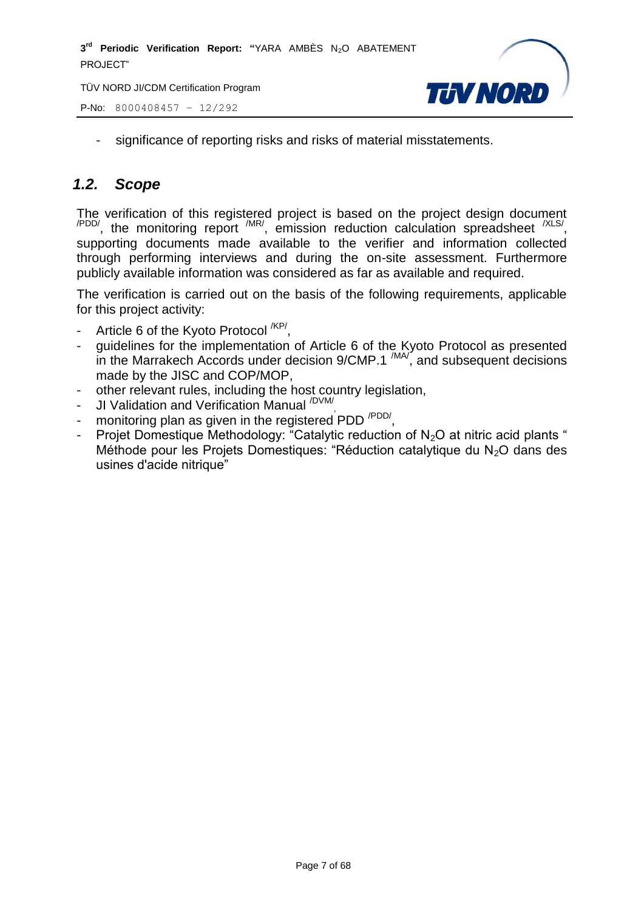- significance of reporting risks and risks of material misstatements.

## *1.2. Scope*

The verification of this registered project is based on the project design document [/PDD/], the monitoring report [/MR/], emission reduction calculation spreadsheet [/XLS/], supporting documents made available to the verifier and information collected through performing interviews and during the on-site assessment. Furthermore publicly available information was considered as far as available and required.

The verification is carried out on the basis of the following requirements, applicable for this project activity:

- Article 6 of the Kyoto Protocol [/KP/],
- guidelines for the implementation of Article 6 of the Kyoto Protocol as presented in the Marrakech Accords under decision 9/CMP.1 [/MA/], and subsequent decisions made by the JISC and COP/MOP,
- other relevant rules, including the host country legislation,
- JI Validation and Verification Manual [/DVM/],
- monitoring plan as given in the registered PDD [/PDD/],
- Projet Domestique Methodology: "Catalytic reduction of $N_2O$ at nitric acid plants " Méthode pour les Projets Domestiques: "Réduction catalytique du $N_2O$ dans des usines d'acide nitrique"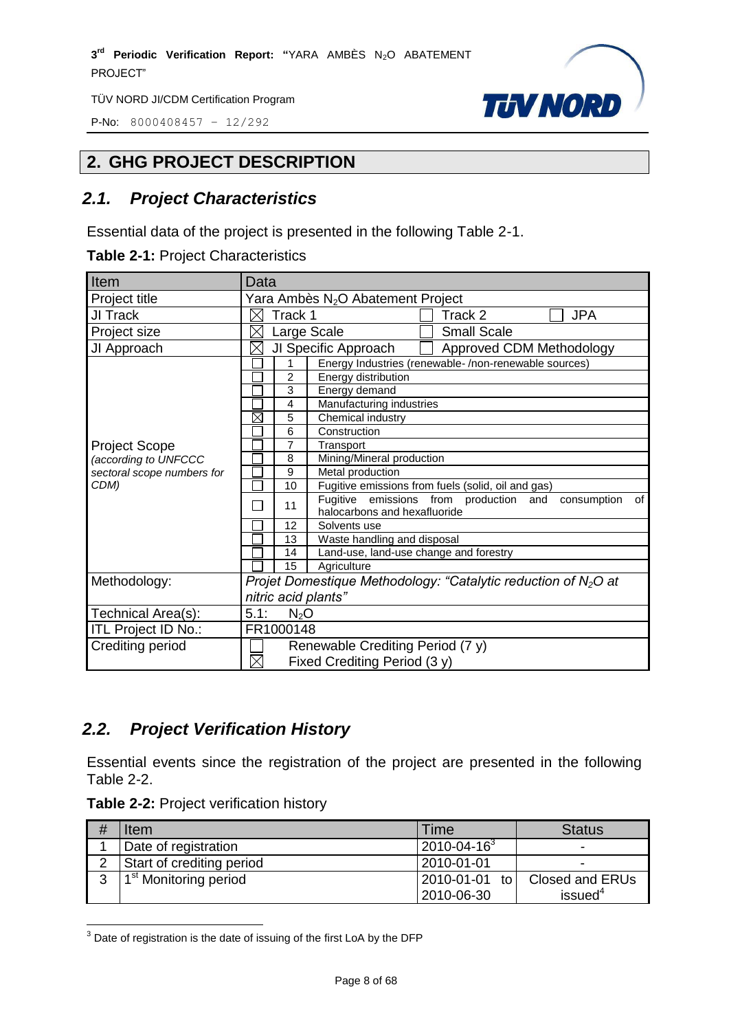## 2. GHG PROJECT DESCRIPTION

### 2.1. Project Characteristics

Essential data of the project is presented in the following Table 2-1.

**Table 2-1:** Project Characteristics

| Item | Data |
|---|---|
| Project title | Yara Ambès $N_2O$ Abatement Project |
| JI Track | ☒ Track 1 ☐ Track 2 ☐ JPA |
| Project size | ☒ Large Scale ☐ Small Scale |
| JI Approach | ☒ JI Specific Approach ☐ Approved CDM Methodology |
| Project Scope *(according to UNFCCC sectoral scope numbers for CDM)* | ☐ 1 Energy Industries (renewable- /non-renewable sources)<br>☐ 2 Energy distribution<br>☐ 3 Energy demand<br>☐ 4 Manufacturing industries<br>☒ 5 Chemical industry<br>☐ 6 Construction<br>☐ 7 Transport<br>☐ 8 Mining/Mineral production<br>☐ 9 Metal production<br>☐ 10 Fugitive emissions from fuels (solid, oil and gas)<br>☐ 11 Fugitive emissions from production and consumption of halocarbons and hexafluoride<br>☐ 12 Solvents use<br>☐ 13 Waste handling and disposal<br>☐ 14 Land-use, land-use change and forestry<br>☐ 15 Agriculture |
| Methodology: | *Projet Domestique Methodology: "Catalytic reduction of $N_2O$ at nitric acid plants"* |
| Technical Area(s): | 5.1: $N_2O$ |
| ITL Project ID No.: | FR1000148 |
| Crediting period | ☐ Renewable Crediting Period (7 y)<br>☒ Fixed Crediting Period (3 y) |

### 2.2. Project Verification History

Essential events since the registration of the project are presented in the following Table 2-2.

**Table 2-2:** Project verification history

| # | Item | Time | Status |
|---|---|---|---|
| 1 | Date of registration | 2010-04-16[3] | - |
| 2 | Start of crediting period | 2010-01-01 | - |
| 3 | 1st Monitoring period | 2010-01-01 to 2010-06-30 | Closed and ERUs issued[4] |

[3] Date of registration is the date of issuing of the first LoA by the DFP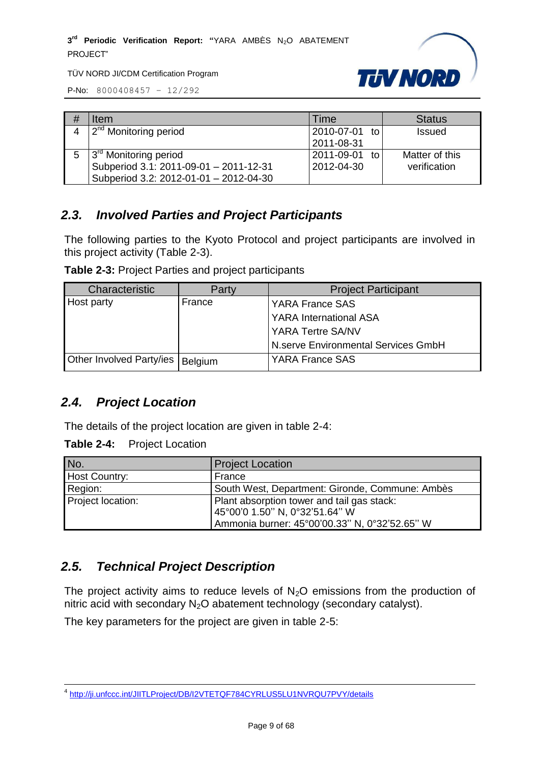| # | Item | Time | Status |
|---|---|---|---|
| 4 | 2nd Monitoring period | 2010-07-01 to 2011-08-31 | Issued |
| 5 | 3rd Monitoring period<br>Subperiod 3.1: 2011-09-01 – 2011-12-31<br>Subperiod 3.2: 2012-01-01 – 2012-04-30 | 2011-09-01 to 2012-04-30 | Matter of this verification |

## 2.3. Involved Parties and Project Participants

The following parties to the Kyoto Protocol and project participants are involved in this project activity (Table 2-3).

**Table 2-3:** Project Parties and project participants

| Characteristic | Party | Project Participant |
|---|---|---|
| Host party | France | YARA France SAS<br>YARA International ASA<br>YARA Tertre SA/NV<br>N.serve Environmental Services GmbH |
| Other Involved Party/ies | Belgium | YARA France SAS |

## 2.4. Project Location

The details of the project location are given in table 2-4:

**Table 2-4:** Project Location

| No. | Project Location |
|---|---|
| Host Country: | France |
| Region: | South West, Department: Gironde, Commune: Ambès |
| Project location: | Plant absorption tower and tail gas stack: 45°00'0 1.50'' N, 0°32'51.64'' W<br>Ammonia burner: 45°00'00.33'' N, 0°32'52.65'' W |

## 2.5. Technical Project Description

The project activity aims to reduce levels of $N_2O$ emissions from the production of nitric acid with secondary $N_2O$ abatement technology (secondary catalyst).

The key parameters for the project are given in table 2-5:

[4] http://ji.unfccc.int/JIITLProject/DB/I2VTETQF784CYRLUS5LU1NVRQU7PVY/details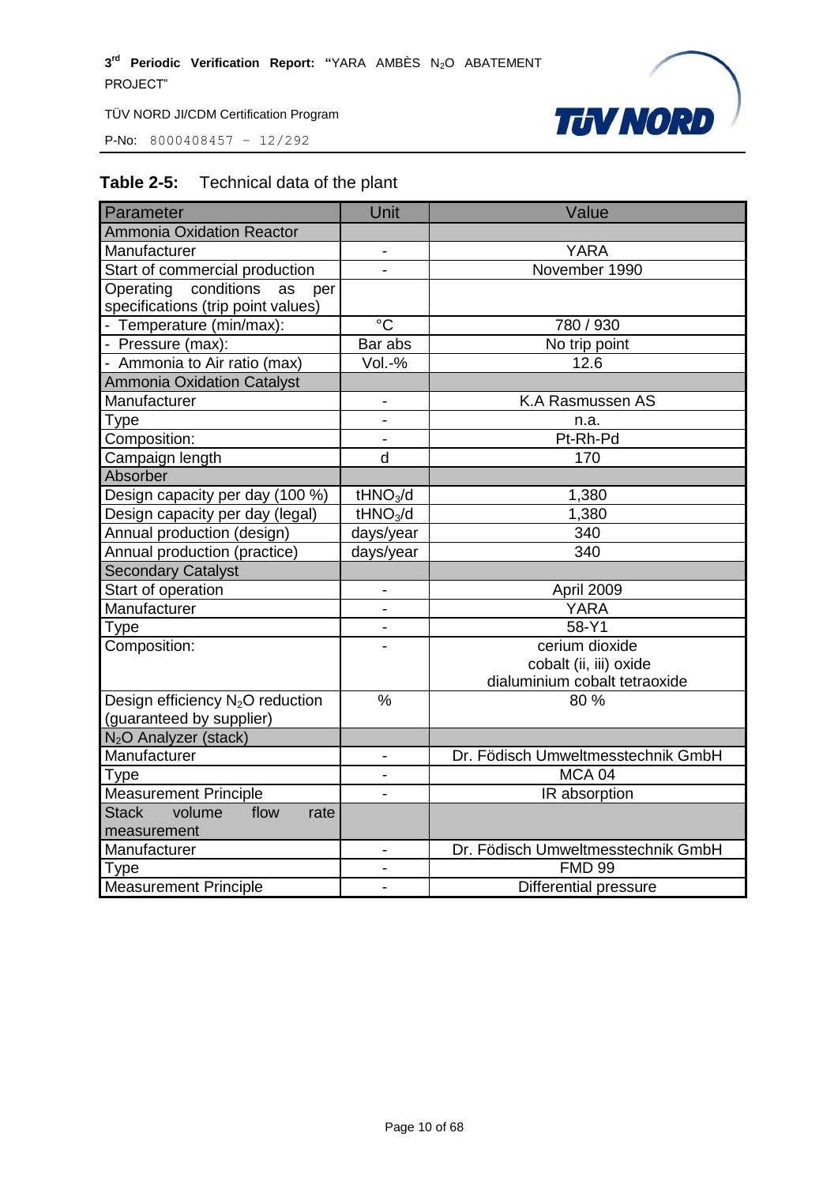**Table 2-5:** Technical data of the plant

| Parameter | Unit | Value |
|---|---|---|
| Ammonia Oxidation Reactor | | |
| Manufacturer | - | YARA |
| Start of commercial production | - | November 1990 |
| Operating conditions as per specifications (trip point values) | | |
| - Temperature (min/max): | °C | 780 / 930 |
| - Pressure (max): | Bar abs | No trip point |
| - Ammonia to Air ratio (max) | Vol.-% | 12.6 |
| Ammonia Oxidation Catalyst | | |
| Manufacturer | - | K.A Rasmussen AS |
| Type | - | n.a. |
| Composition: | - | Pt-Rh-Pd |
| Campaign length | d | 170 |
| Absorber | | |
| Design capacity per day (100 %) | $tHNO_3/d$ | 1,380 |
| Design capacity per day (legal) | $tHNO_3/d$ | 1,380 |
| Annual production (design) | days/year | 340 |
| Annual production (practice) | days/year | 340 |
| Secondary Catalyst | | |
| Start of operation | - | April 2009 |
| Manufacturer | - | YARA |
| Type | - | 58-Y1 |
| Composition: | - | cerium dioxide<br>cobalt (ii, iii) oxide<br>dialuminium cobalt tetraoxide |
| Design efficiency $N_2O$ reduction (guaranteed by supplier) | % | 80 % |
| $N_2O$ Analyzer (stack) | | |
| Manufacturer | - | Dr. Födisch Umweltmesstechnik GmbH |
| Type | - | MCA 04 |
| Measurement Principle | - | IR absorption |
| Stack volume flow rate measurement | | |
| Manufacturer | - | Dr. Födisch Umweltmesstechnik GmbH |
| Type | - | FMD 99 |
| Measurement Principle | - | Differential pressure |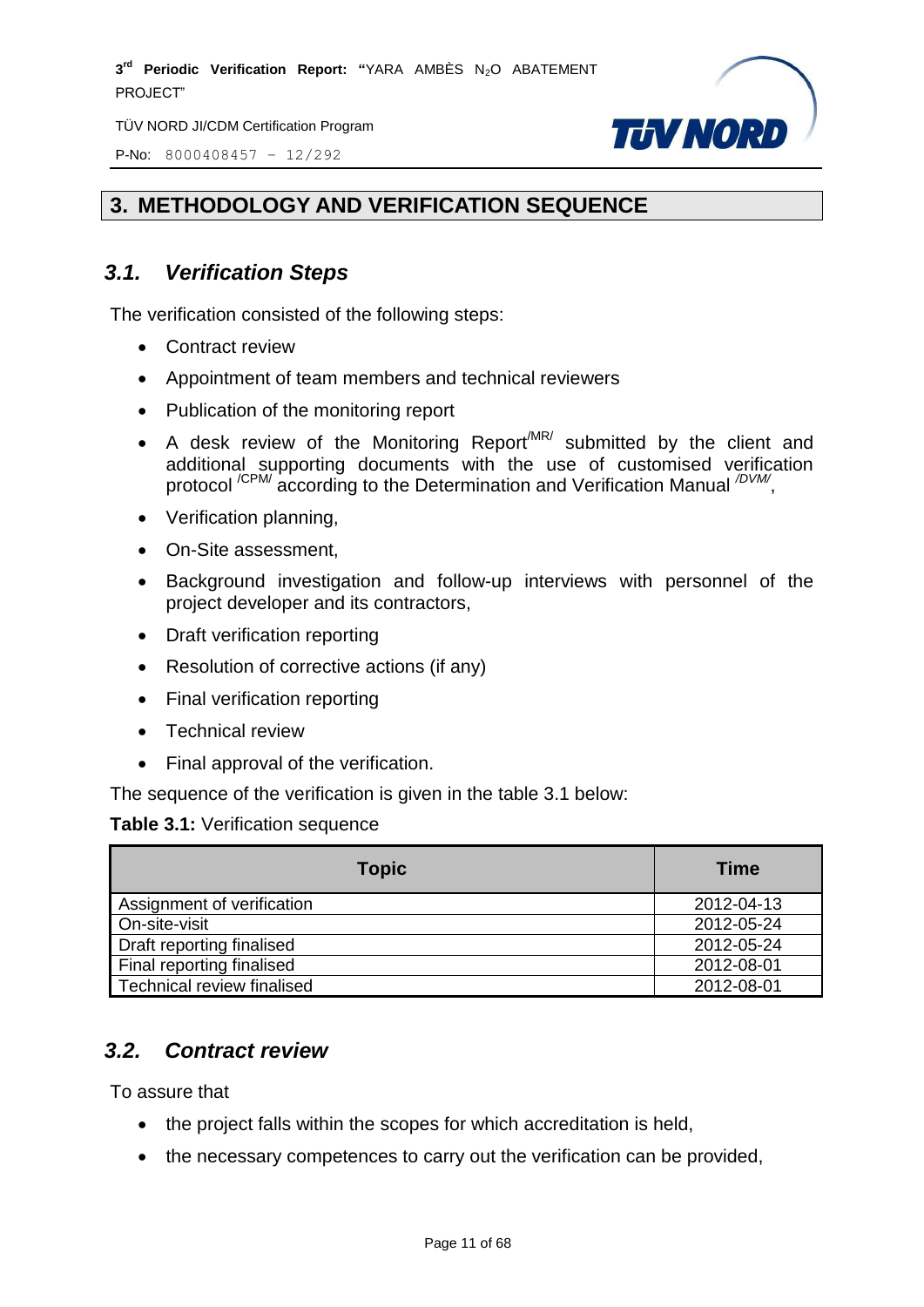## 3. METHODOLOGY AND VERIFICATION SEQUENCE

### *3.1. Verification Steps*

The verification consisted of the following steps:

- Contract review
- Appointment of team members and technical reviewers
- Publication of the monitoring report
- A desk review of the Monitoring Report[/MR/] submitted by the client and additional supporting documents with the use of customised verification protocol [/CPM/] according to the Determination and Verification Manual [/DVM/],
- Verification planning,
- On-Site assessment,
- Background investigation and follow-up interviews with personnel of the project developer and its contractors,
- Draft verification reporting
- Resolution of corrective actions (if any)
- Final verification reporting
- Technical review
- Final approval of the verification.

The sequence of the verification is given in the table 3.1 below:

**Table 3.1:** Verification sequence

| Topic | Time |
|---|---|
| Assignment of verification | 2012-04-13 |
| On-site-visit | 2012-05-24 |
| Draft reporting finalised | 2012-05-24 |
| Final reporting finalised | 2012-08-01 |
| Technical review finalised | 2012-08-01 |

### *3.2. Contract review*

To assure that

- the project falls within the scopes for which accreditation is held,
- the necessary competences to carry out the verification can be provided,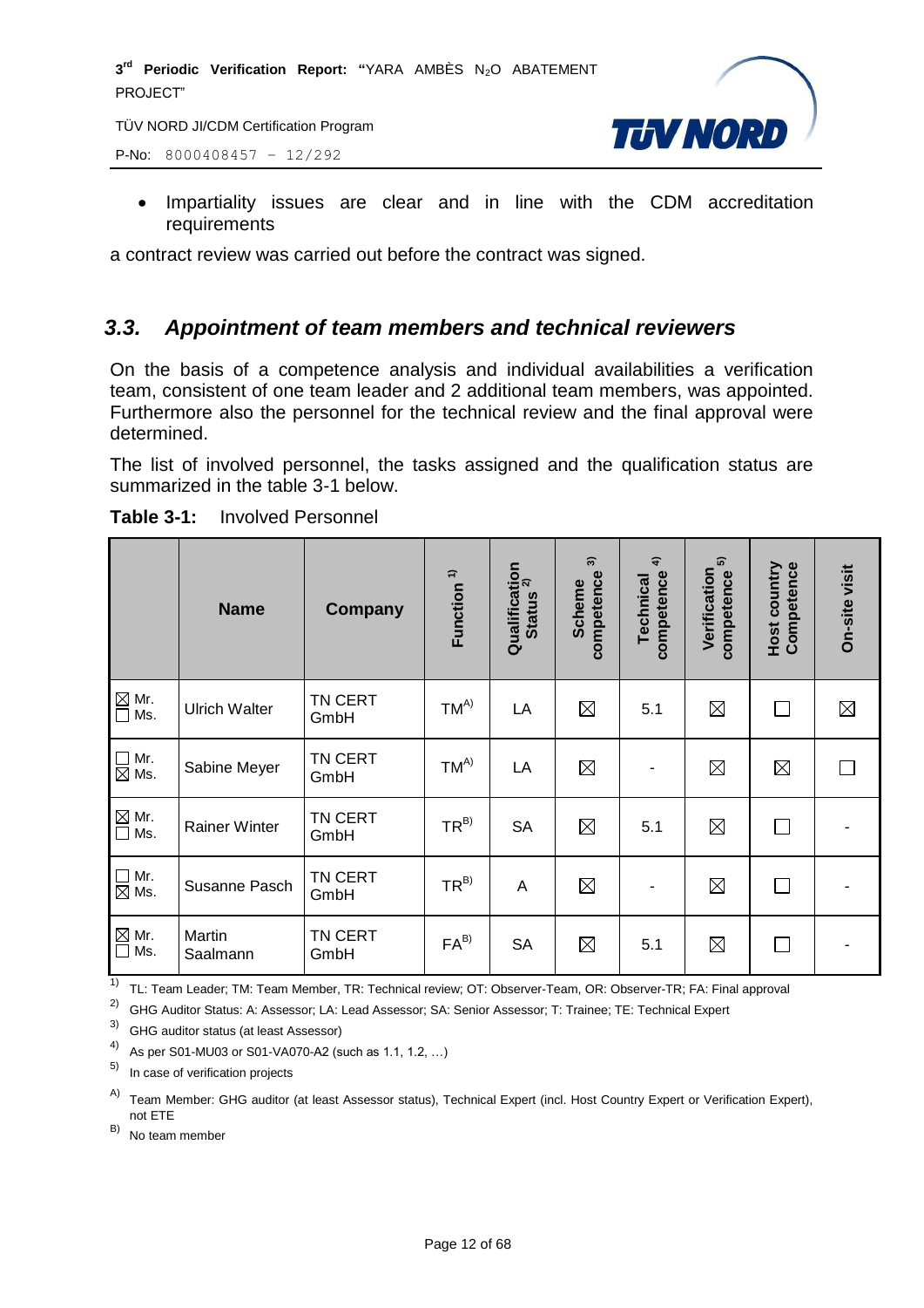- Impartiality issues are clear and in line with the CDM accreditation requirements

a contract review was carried out before the contract was signed.

## *3.3. Appointment of team members and technical reviewers*

On the basis of a competence analysis and individual availabilities a verification team, consistent of one team leader and 2 additional team members, was appointed. Furthermore also the personnel for the technical review and the final approval were determined.

The list of involved personnel, the tasks assigned and the qualification status are summarized in the table 3-1 below.

**Table 3-1:** Involved Personnel

| | Name | Company | Function [1)] | Qualification Status [2)] | Scheme competence [3)] | Technical competence [4)] | Verification competence [5)] | Host country Competence | On-site visit |
|---|---|---|---|---|---|---|---|---|---|
| ☒ Mr. ☐ Ms. | Ulrich Walter | TN CERT GmbH | TM[A)] | LA | ☒ | 5.1 | ☒ | ☐ | ☒ |
| ☐ Mr. ☒ Ms. | Sabine Meyer | TN CERT GmbH | TM[A)] | LA | ☒ | - | ☒ | ☒ | ☐ |
| ☒ Mr. ☐ Ms. | Rainer Winter | TN CERT GmbH | TR[B)] | SA | ☒ | 5.1 | ☒ | ☐ | - |
| ☐ Mr. ☒ Ms. | Susanne Pasch | TN CERT GmbH | TR[B)] | A | ☒ | - | ☒ | ☐ | - |
| ☒ Mr. ☐ Ms. | Martin Saalmann | TN CERT GmbH | FA[B)] | SA | ☒ | 5.1 | ☒ | ☐ | - |

[1)] TL: Team Leader; TM: Team Member, TR: Technical review; OT: Observer-Team, OR: Observer-TR; FA: Final approval

[2)] GHG Auditor Status: A: Assessor; LA: Lead Assessor; SA: Senior Assessor; T: Trainee; TE: Technical Expert

[3)] GHG auditor status (at least Assessor)

[4)] As per S01-MU03 or S01-VA070-A2 (such as 1.1, 1.2, …)

[5)] In case of verification projects

[A)] Team Member: GHG auditor (at least Assessor status), Technical Expert (incl. Host Country Expert or Verification Expert), not ETE

[B)] No team member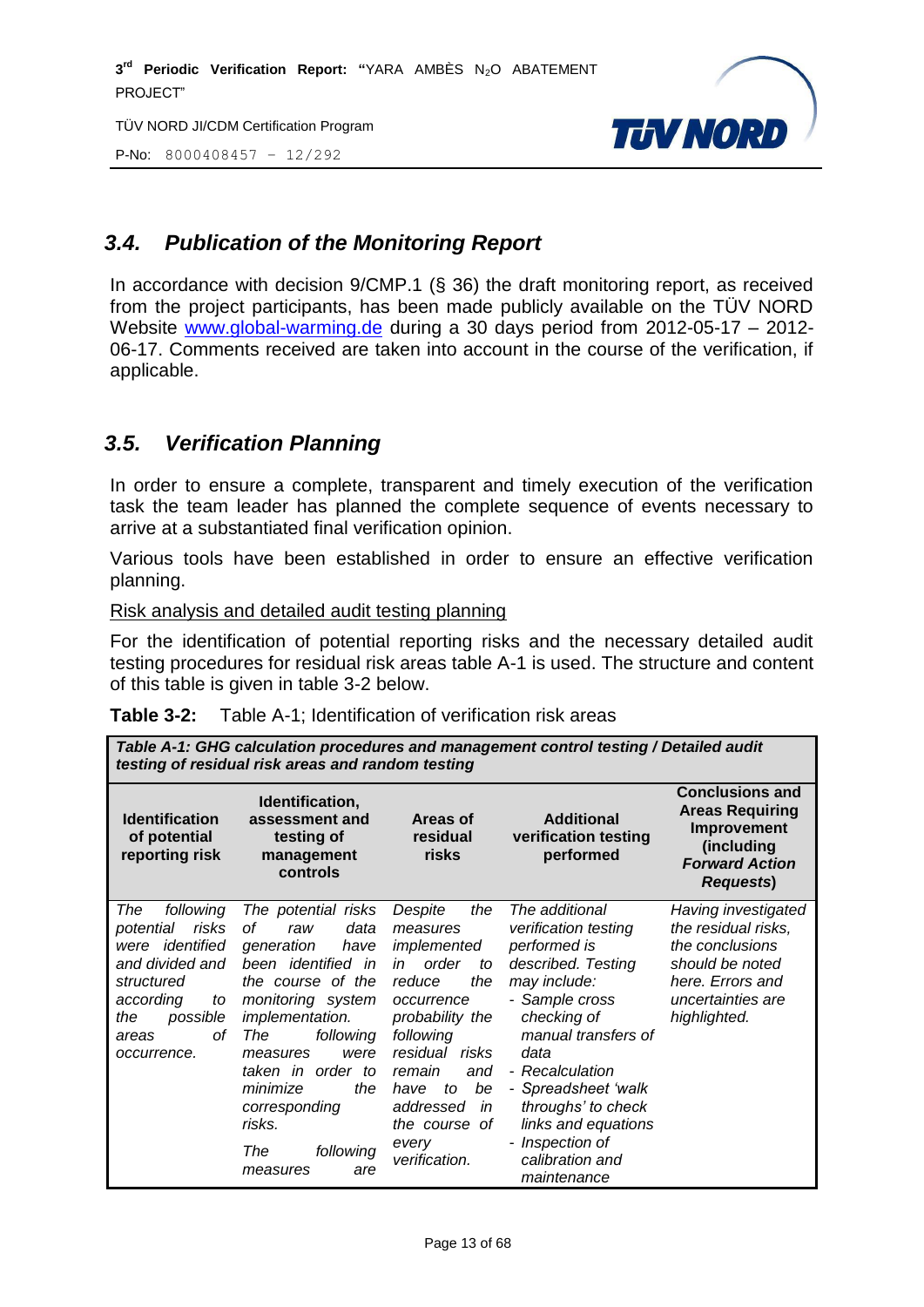## *3.4. Publication of the Monitoring Report*

In accordance with decision 9/CMP.1 (§ 36) the draft monitoring report, as received from the project participants, has been made publicly available on the TÜV NORD Website www.global-warming.de during a 30 days period from 2012-05-17 – 2012-06-17. Comments received are taken into account in the course of the verification, if applicable.

## *3.5. Verification Planning*

In order to ensure a complete, transparent and timely execution of the verification task the team leader has planned the complete sequence of events necessary to arrive at a substantiated final verification opinion.

Various tools have been established in order to ensure an effective verification planning.

Risk analysis and detailed audit testing planning

For the identification of potential reporting risks and the necessary detailed audit testing procedures for residual risk areas table A-1 is used. The structure and content of this table is given in table 3-2 below.

**Table 3-2:** Table A-1; Identification of verification risk areas

| ***Table A-1: GHG calculation procedures and management control testing / Detailed audit testing of residual risk areas and random testing*** | | | | |
|---|---|---|---|---|
| **Identification of potential reporting risk** | **Identification, assessment and testing of management controls** | **Areas of residual risks** | **Additional verification testing performed** | **Conclusions and Areas Requiring Improvement (including *Forward Action Requests*)** |
| *The following potential risks were identified and divided and structured according to the possible areas of occurrence.* | *The potential risks of raw data generation have been identified in the course of the monitoring system implementation.*<br>*The following measures were taken in order to minimize the corresponding risks.*<br>*The following measures are* | *Despite the measures implemented in order to reduce the occurrence probability the following residual risks remain and have to be addressed in the course of every verification.* | *The additional verification testing performed is described. Testing may include:*<br>*- Sample cross checking of manual transfers of data*<br>*- Recalculation*<br>*- Spreadsheet 'walk throughs' to check links and equations*<br>*- Inspection of calibration and maintenance* | *Having investigated the residual risks, the conclusions should be noted here. Errors and uncertainties are highlighted.* |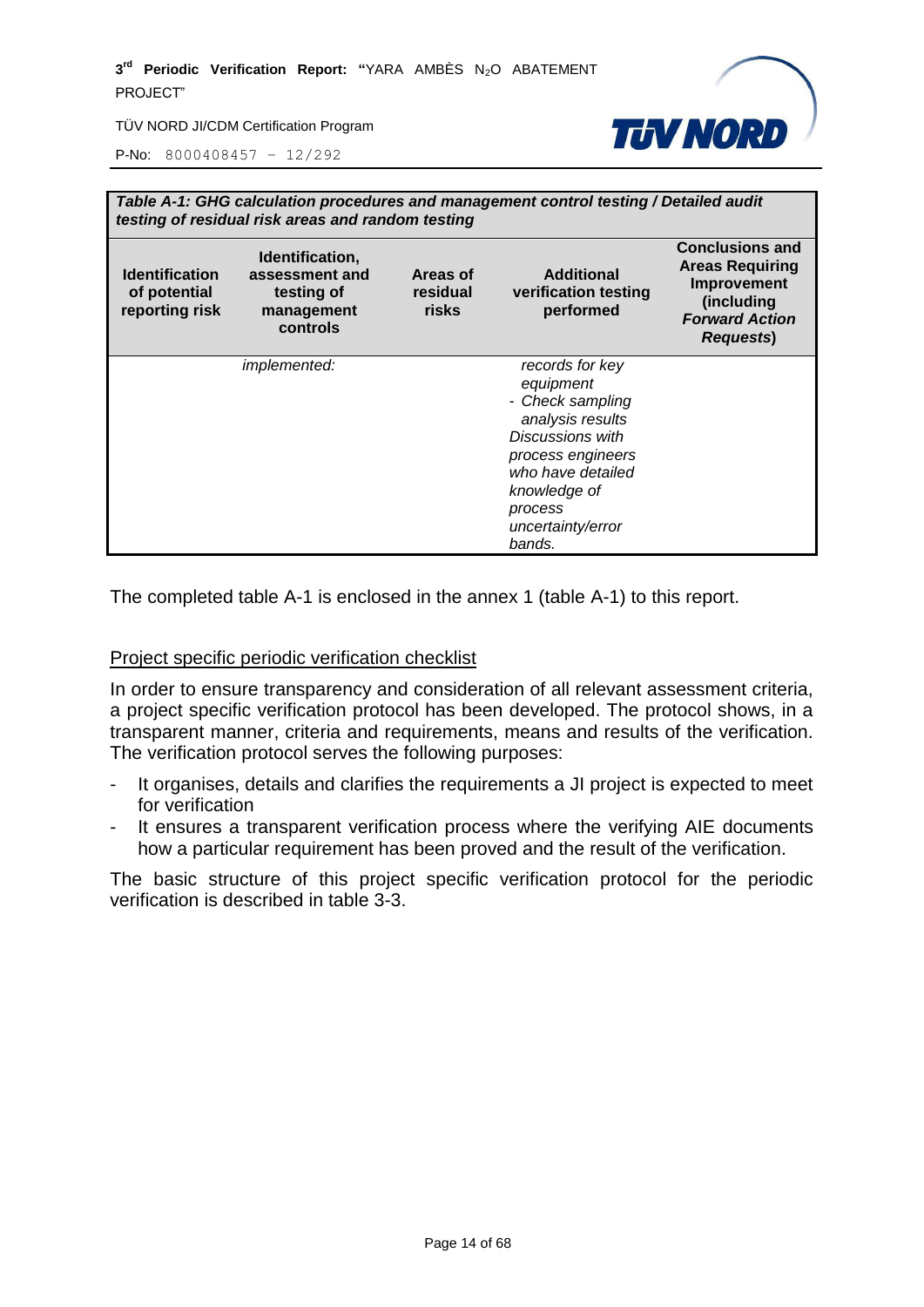| *Table A-1: GHG calculation procedures and management control testing / Detailed audit testing of residual risk areas and random testing* | | | | |
|---|---|---|---|---|
| **Identification of potential reporting risk** | **Identification, assessment and testing of management controls** | **Areas of residual risks** | **Additional verification testing performed** | **Conclusions and Areas Requiring Improvement (including *Forward Action Requests*)** |
| | *implemented:* | | *records for key equipment*<br>*- Check sampling analysis results*<br>*Discussions with process engineers who have detailed knowledge of process uncertainty/error bands.* | |

The completed table A-1 is enclosed in the annex 1 (table A-1) to this report.

Project specific periodic verification checklist

In order to ensure transparency and consideration of all relevant assessment criteria, a project specific verification protocol has been developed. The protocol shows, in a transparent manner, criteria and requirements, means and results of the verification. The verification protocol serves the following purposes:

- It organises, details and clarifies the requirements a JI project is expected to meet for verification
- It ensures a transparent verification process where the verifying AIE documents how a particular requirement has been proved and the result of the verification.

The basic structure of this project specific verification protocol for the periodic verification is described in table 3-3.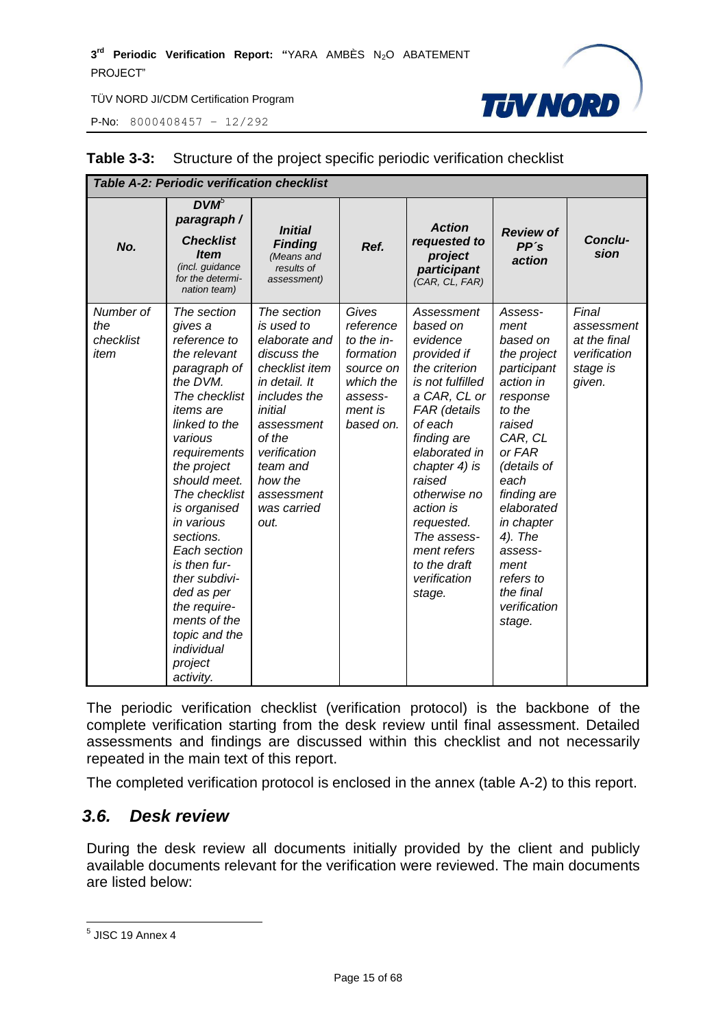**Table 3-3:** Structure of the project specific periodic verification checklist

| *Table A-2: Periodic verification checklist* | | | | | | |
|---|---|---|---|---|---|---|
| ***No.*** | ***DVM[5] paragraph / Checklist Item*** *(incl. guidance for the determination team)* | ***Initial Finding*** *(Means and results of assessment)* | ***Ref.*** | ***Action requested to project participant*** *(CAR, CL, FAR)* | ***Review of PP´s action*** | ***Conclusion*** |
| *Number of the checklist item* | *The section gives a reference to the relevant paragraph of the DVM. The checklist items are linked to the various requirements the project should meet. The checklist is organised in various sections. Each section is then further subdivided as per the requirements of the topic and the individual project activity.* | *The section is used to elaborate and discuss the checklist item in detail. It includes the initial assessment of the verification team and how the assessment was carried out.* | *Gives reference to the information source on which the assessment is based on.* | *Assessment based on evidence provided if the criterion is not fulfilled a CAR, CL or FAR (details of each finding are elaborated in chapter 4) is raised otherwise no action is requested. The assessment refers to the draft verification stage.* | *Assessment based on the project participant action in response to the raised CAR, CL or FAR (details of each finding are elaborated in chapter 4). The assessment refers to the final verification stage.* | *Final assessment at the final verification stage is given.* |

The periodic verification checklist (verification protocol) is the backbone of the complete verification starting from the desk review until final assessment. Detailed assessments and findings are discussed within this checklist and not necessarily repeated in the main text of this report.

The completed verification protocol is enclosed in the annex (table A-2) to this report.

## *3.6. Desk review*

During the desk review all documents initially provided by the client and publicly available documents relevant for the verification were reviewed. The main documents are listed below:

[5] JISC 19 Annex 4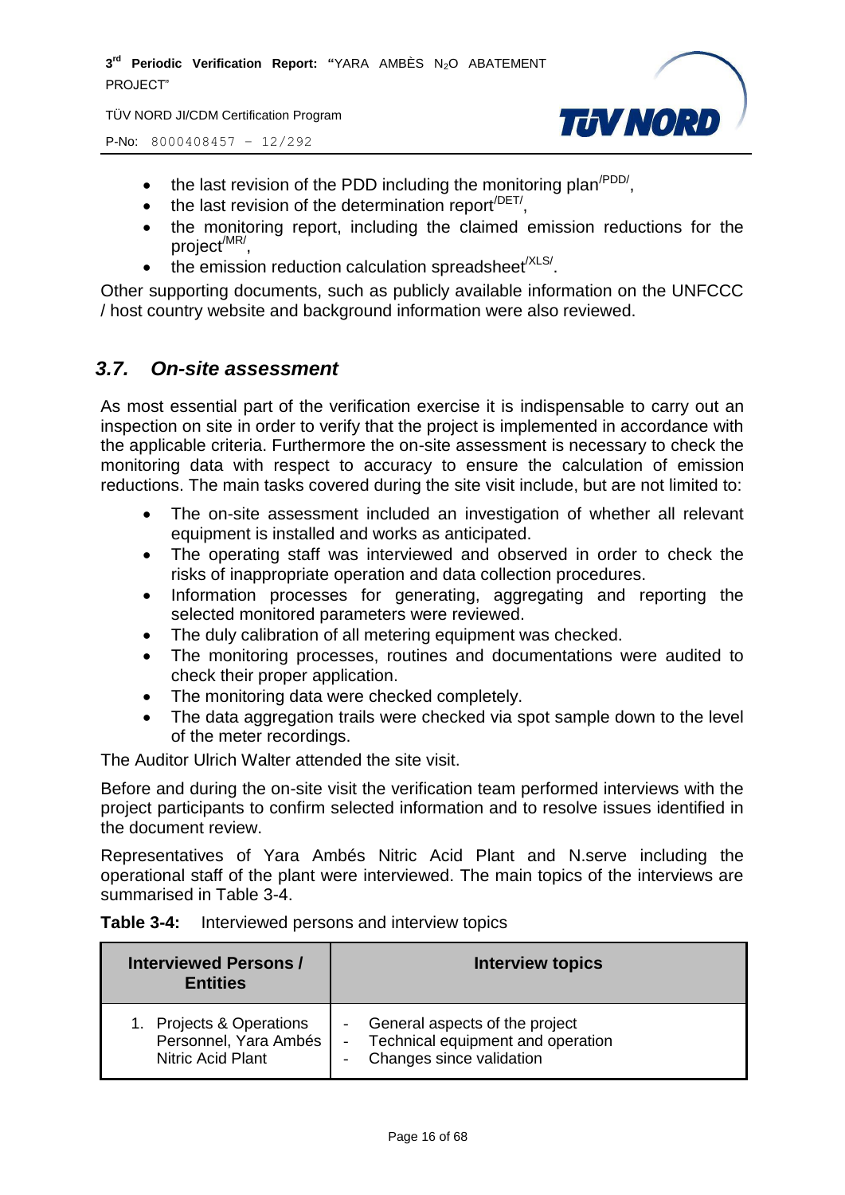- the last revision of the PDD including the monitoring plan[/PDD/],
- the last revision of the determination report[/DET/],
- the monitoring report, including the claimed emission reductions for the project[/MR/],
- the emission reduction calculation spreadsheet[/XLS/].

Other supporting documents, such as publicly available information on the UNFCCC / host country website and background information were also reviewed.

## *3.7. On-site assessment*

As most essential part of the verification exercise it is indispensable to carry out an inspection on site in order to verify that the project is implemented in accordance with the applicable criteria. Furthermore the on-site assessment is necessary to check the monitoring data with respect to accuracy to ensure the calculation of emission reductions. The main tasks covered during the site visit include, but are not limited to:

- The on-site assessment included an investigation of whether all relevant equipment is installed and works as anticipated.
- The operating staff was interviewed and observed in order to check the risks of inappropriate operation and data collection procedures.
- Information processes for generating, aggregating and reporting the selected monitored parameters were reviewed.
- The duly calibration of all metering equipment was checked.
- The monitoring processes, routines and documentations were audited to check their proper application.
- The monitoring data were checked completely.
- The data aggregation trails were checked via spot sample down to the level of the meter recordings.

The Auditor Ulrich Walter attended the site visit.

Before and during the on-site visit the verification team performed interviews with the project participants to confirm selected information and to resolve issues identified in the document review.

Representatives of Yara Ambés Nitric Acid Plant and N.serve including the operational staff of the plant were interviewed. The main topics of the interviews are summarised in Table 3-4.

**Table 3-4:** Interviewed persons and interview topics

| Interviewed Persons / Entities | Interview topics |
|---|---|
| 1. Projects & Operations Personnel, Yara Ambés Nitric Acid Plant | - General aspects of the project<br>- Technical equipment and operation<br>- Changes since validation |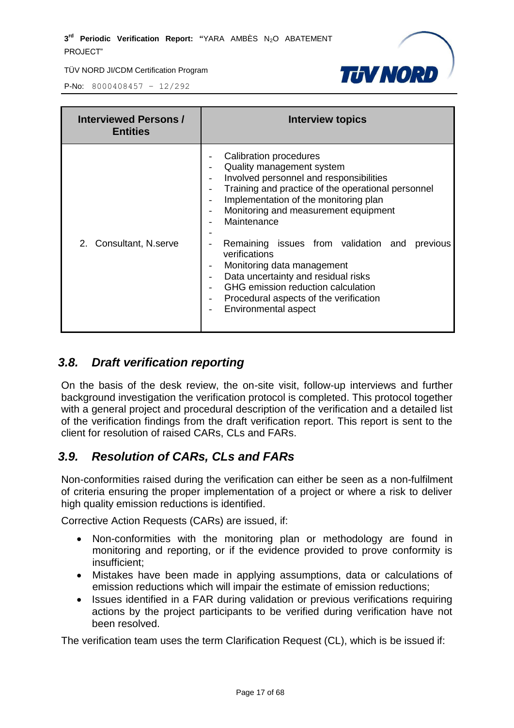| Interviewed Persons / Entities | Interview topics |
|---|---|
| 2. Consultant, N.serve | - Calibration procedures<br>- Quality management system<br>- Involved personnel and responsibilities<br>- Training and practice of the operational personnel<br>- Implementation of the monitoring plan<br>- Monitoring and measurement equipment<br>- Maintenance<br>-<br>- Remaining issues from validation and previous verifications<br>- Monitoring data management<br>- Data uncertainty and residual risks<br>- GHG emission reduction calculation<br>- Procedural aspects of the verification<br>- Environmental aspect |

## *3.8. Draft verification reporting*

On the basis of the desk review, the on-site visit, follow-up interviews and further background investigation the verification protocol is completed. This protocol together with a general project and procedural description of the verification and a detailed list of the verification findings from the draft verification report. This report is sent to the client for resolution of raised CARs, CLs and FARs.

## *3.9. Resolution of CARs, CLs and FARs*

Non-conformities raised during the verification can either be seen as a non-fulfilment of criteria ensuring the proper implementation of a project or where a risk to deliver high quality emission reductions is identified.

Corrective Action Requests (CARs) are issued, if:

- Non-conformities with the monitoring plan or methodology are found in monitoring and reporting, or if the evidence provided to prove conformity is insufficient;
- Mistakes have been made in applying assumptions, data or calculations of emission reductions which will impair the estimate of emission reductions;
- Issues identified in a FAR during validation or previous verifications requiring actions by the project participants to be verified during verification have not been resolved.

The verification team uses the term Clarification Request (CL), which is be issued if: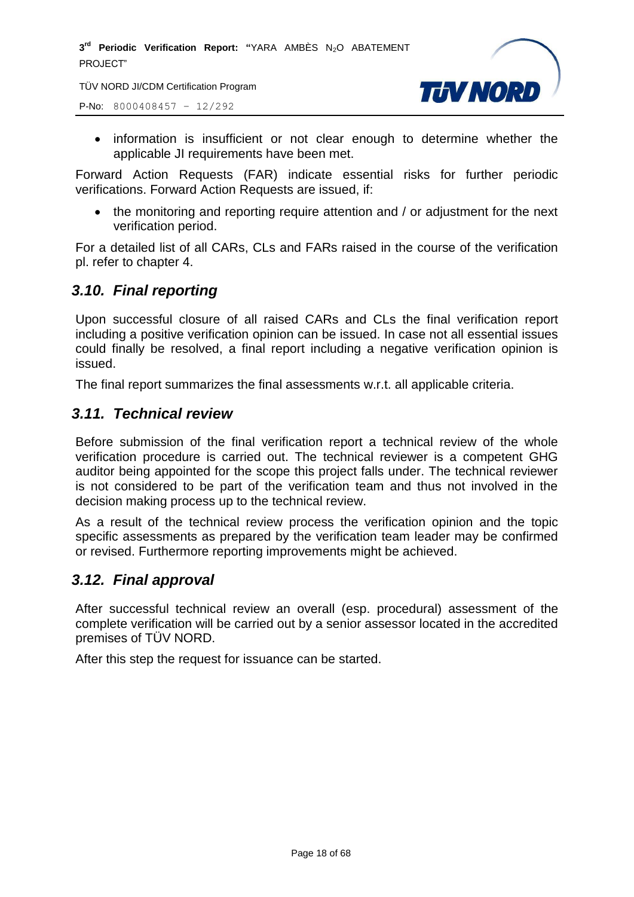- information is insufficient or not clear enough to determine whether the applicable JI requirements have been met.

Forward Action Requests (FAR) indicate essential risks for further periodic verifications. Forward Action Requests are issued, if:

- the monitoring and reporting require attention and / or adjustment for the next verification period.

For a detailed list of all CARs, CLs and FARs raised in the course of the verification pl. refer to chapter 4.

## *3.10. Final reporting*

Upon successful closure of all raised CARs and CLs the final verification report including a positive verification opinion can be issued. In case not all essential issues could finally be resolved, a final report including a negative verification opinion is issued.

The final report summarizes the final assessments w.r.t. all applicable criteria.

## *3.11. Technical review*

Before submission of the final verification report a technical review of the whole verification procedure is carried out. The technical reviewer is a competent GHG auditor being appointed for the scope this project falls under. The technical reviewer is not considered to be part of the verification team and thus not involved in the decision making process up to the technical review.

As a result of the technical review process the verification opinion and the topic specific assessments as prepared by the verification team leader may be confirmed or revised. Furthermore reporting improvements might be achieved.

## *3.12. Final approval*

After successful technical review an overall (esp. procedural) assessment of the complete verification will be carried out by a senior assessor located in the accredited premises of TÜV NORD.

After this step the request for issuance can be started.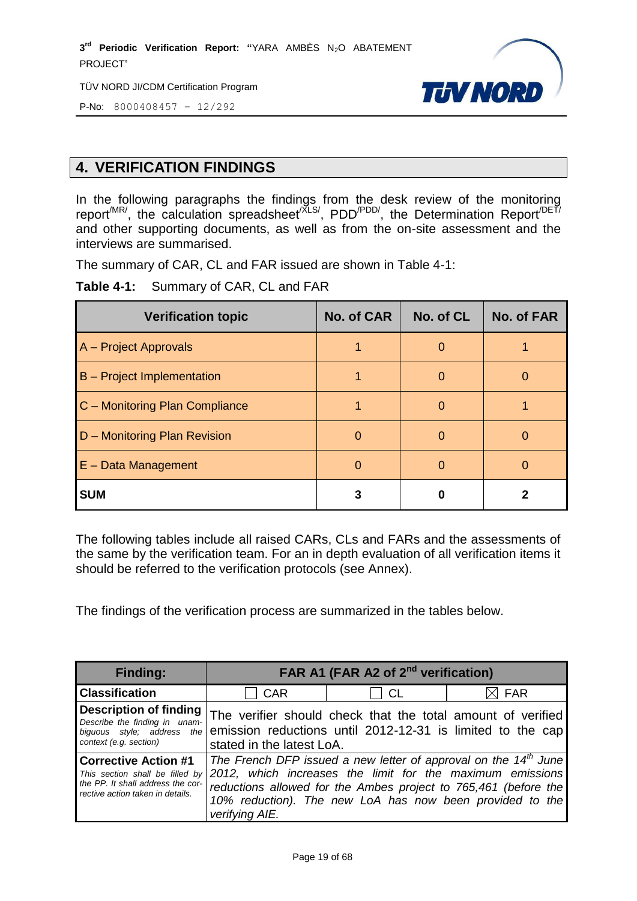# 4. VERIFICATION FINDINGS

In the following paragraphs the findings from the desk review of the monitoring report[/MR/], the calculation spreadsheet[/XLS/], PDD[/PDD/], the Determination Report[/DET/] and other supporting documents, as well as from the on-site assessment and the interviews are summarised.

The summary of CAR, CL and FAR issued are shown in Table 4-1:

**Table 4-1:** Summary of CAR, CL and FAR

| Verification topic | No. of CAR | No. of CL | No. of FAR |
|---|---|---|---|
| A – Project Approvals | 1 | 0 | 1 |
| B – Project Implementation | 1 | 0 | 0 |
| C – Monitoring Plan Compliance | 1 | 0 | 1 |
| D – Monitoring Plan Revision | 0 | 0 | 0 |
| E – Data Management | 0 | 0 | 0 |
| **SUM** | **3** | **0** | **2** |

The following tables include all raised CARs, CLs and FARs and the assessments of the same by the verification team. For an in depth evaluation of all verification items it should be referred to the verification protocols (see Annex).

The findings of the verification process are summarized in the tables below.

| **Finding:** | **FAR A1 (FAR A2 of 2nd verification)** | | |
|---|---|---|---|
| **Classification** | ☐ CAR | ☐ CL | ☒ FAR |
| **Description of finding**<br>*Describe the finding in unambiguous style; address the context (e.g. section)* | The verifier should check that the total amount of verified emission reductions until 2012-12-31 is limited to the cap stated in the latest LoA. | | |
| **Corrective Action #1**<br>*This section shall be filled by the PP. It shall address the corrective action taken in details.* | *The French DFP issued a new letter of approval on the 14th June 2012, which increases the limit for the maximum emissions reductions allowed for the Ambes project to 765,461 (before the 10% reduction). The new LoA has now been provided to the verifying AIE.* | | |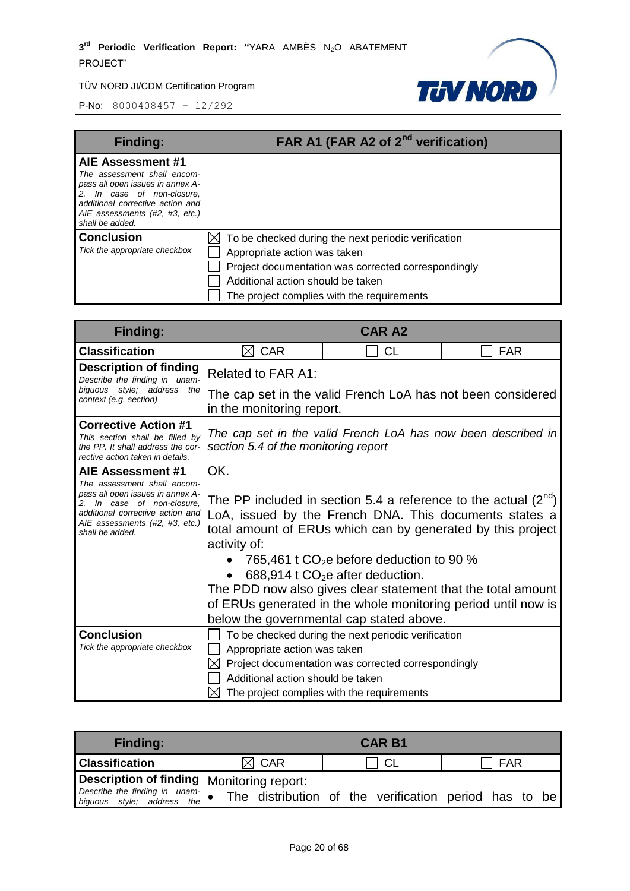| Finding: | FAR A1 (FAR A2 of 2nd verification) |
|---|---|
| **AIE Assessment #1**<br>*The assessment shall encompass all open issues in annex A-2. In case of non-closure, additional corrective action and AIE assessments (#2, #3, etc.) shall be added.* | |
| **Conclusion**<br>*Tick the appropriate checkbox* | ☒ To be checked during the next periodic verification<br>☐ Appropriate action was taken<br>☐ Project documentation was corrected correspondingly<br>☐ Additional action should be taken<br>☐ The project complies with the requirements |

| Finding: | CAR A2 | | |
|---|---|---|---|
| **Classification** | ☒ CAR | ☐ CL | ☐ FAR |
| **Description of finding**<br>*Describe the finding in unambiguous style; address the context (e.g. section)* | Related to FAR A1:<br>The cap set in the valid French LoA has not been considered in the monitoring report. | | |
| **Corrective Action #1**<br>*This section shall be filled by the PP. It shall address the corrective action taken in details.* | *The cap set in the valid French LoA has now been described in section 5.4 of the monitoring report* | | |
| **AIE Assessment #1**<br>*The assessment shall encompass all open issues in annex A-2. In case of non-closure, additional corrective action and AIE assessments (#2, #3, etc.) shall be added.* | OK.<br><br>The PP included in section 5.4 a reference to the actual (2nd) LoA, issued by the French DNA. This documents states a total amount of ERUs which can by generated by this project activity of:<br>• 765,461 t $CO_2$e before deduction to 90 %<br>• 688,914 t $CO_2$e after deduction.<br>The PDD now also gives clear statement that the total amount of ERUs generated in the whole monitoring period until now is below the governmental cap stated above. | | |
| **Conclusion**<br>*Tick the appropriate checkbox* | ☐ To be checked during the next periodic verification<br>☐ Appropriate action was taken<br>☒ Project documentation was corrected correspondingly<br>☐ Additional action should be taken<br>☒ The project complies with the requirements | | |

| Finding: | CAR B1 | | |
|---|---|---|---|
| **Classification** | ☒ CAR | ☐ CL | ☐ FAR |
| **Description of finding**<br>*Describe the finding in unambiguous style; address the* | Monitoring report:<br>• The distribution of the verification period has to be | | |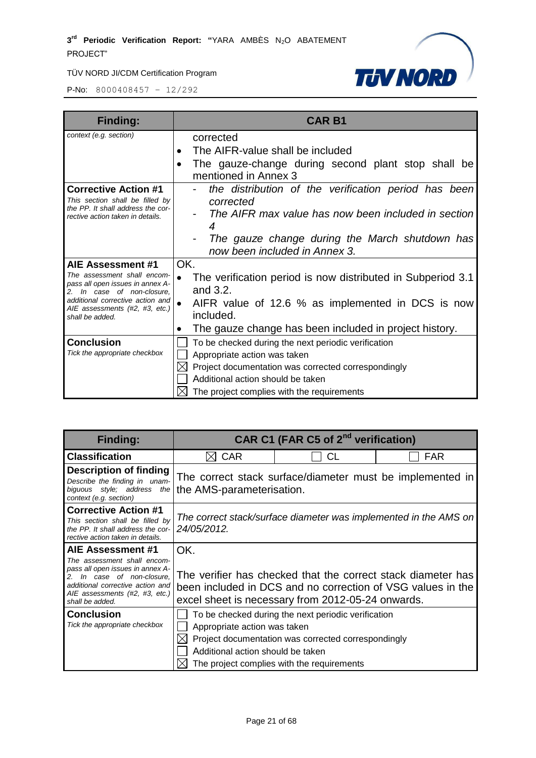| Finding: | CAR B1 |
|---|---|
| *context (e.g. section)* | corrected<br>• The AIFR-value shall be included<br>• The gauze-change during second plant stop shall be mentioned in Annex 3 |
| **Corrective Action #1**<br>*This section shall be filled by the PP. It shall address the corrective action taken in details.* | - *the distribution of the verification period has been corrected*<br>- *The AIFR max value has now been included in section 4*<br>- *The gauze change during the March shutdown has now been included in Annex 3.* |
| **AIE Assessment #1**<br>*The assessment shall encompass all open issues in annex A-2. In case of non-closure, additional corrective action and AIE assessments (#2, #3, etc.) shall be added.* | OK.<br>• The verification period is now distributed in Subperiod 3.1 and 3.2.<br>• AIFR value of 12.6 % as implemented in DCS is now included.<br>• The gauze change has been included in project history. |
| **Conclusion**<br>*Tick the appropriate checkbox* | ☐ To be checked during the next periodic verification<br>☐ Appropriate action was taken<br>☒ Project documentation was corrected correspondingly<br>☐ Additional action should be taken<br>☒ The project complies with the requirements |

| Finding: | CAR C1 (FAR C5 of 2[nd] verification) | | |
|---|---|---|---|
| **Classification** | ☒ CAR | ☐ CL | ☐ FAR |
| **Description of finding**<br>*Describe the finding in unambiguous style; address the context (e.g. section)* | The correct stack surface/diameter must be implemented in the AMS-parameterisation. | | |
| **Corrective Action #1**<br>*This section shall be filled by the PP. It shall address the corrective action taken in details.* | *The correct stack/surface diameter was implemented in the AMS on 24/05/2012.* | | |
| **AIE Assessment #1**<br>*The assessment shall encompass all open issues in annex A-2. In case of non-closure, additional corrective action and AIE assessments (#2, #3, etc.) shall be added.* | OK.<br><br>The verifier has checked that the correct stack diameter has been included in DCS and no correction of VSG values in the excel sheet is necessary from 2012-05-24 onwards. | | |
| **Conclusion**<br>*Tick the appropriate checkbox* | ☐ To be checked during the next periodic verification<br>☐ Appropriate action was taken<br>☒ Project documentation was corrected correspondingly<br>☐ Additional action should be taken<br>☒ The project complies with the requirements | | |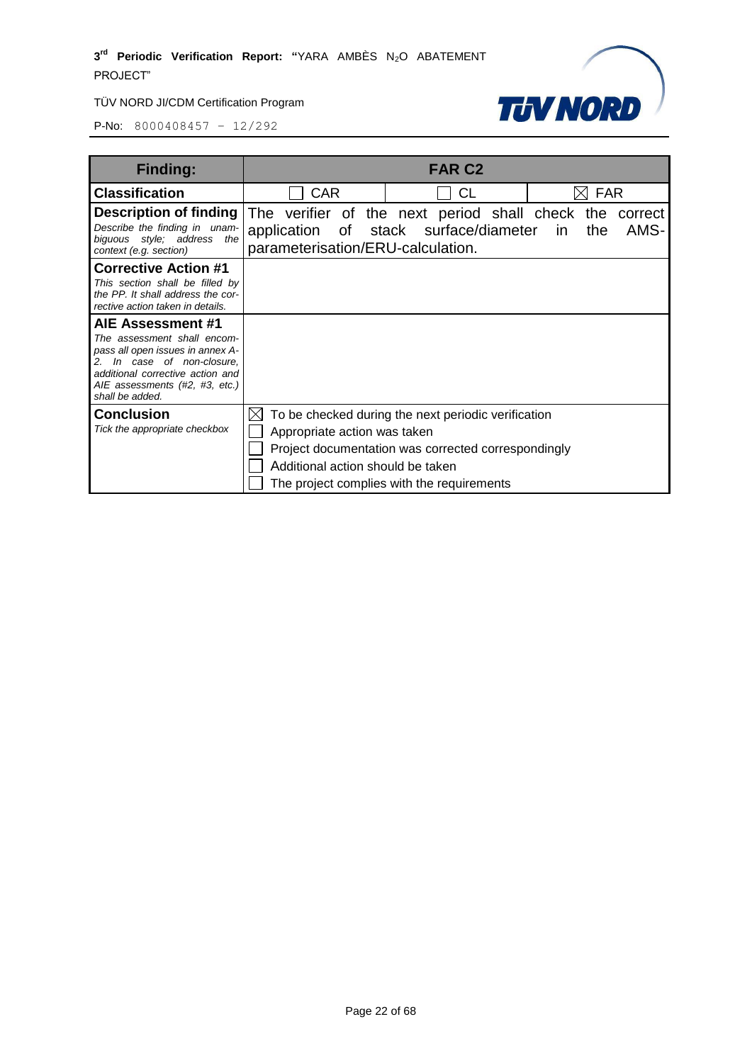| Finding: | FAR C2 | | |
|---|---|---|---|
| **Classification** | ☐ CAR | ☐ CL | ☒ FAR |
| **Description of finding**<br>*Describe the finding in unambiguous style; address the context (e.g. section)* | The verifier of the next period shall check the correct application of stack surface/diameter in the AMS-parameterisation/ERU-calculation. | | |
| **Corrective Action #1**<br>*This section shall be filled by the PP. It shall address the corrective action taken in details.* | | | |
| **AIE Assessment #1**<br>*The assessment shall encompass all open issues in annex A-2. In case of non-closure, additional corrective action and AIE assessments (#2, #3, etc.) shall be added.* | | | |
| **Conclusion**<br>*Tick the appropriate checkbox* | ☒ To be checked during the next periodic verification<br>☐ Appropriate action was taken<br>☐ Project documentation was corrected correspondingly<br>☐ Additional action should be taken<br>☐ The project complies with the requirements | | |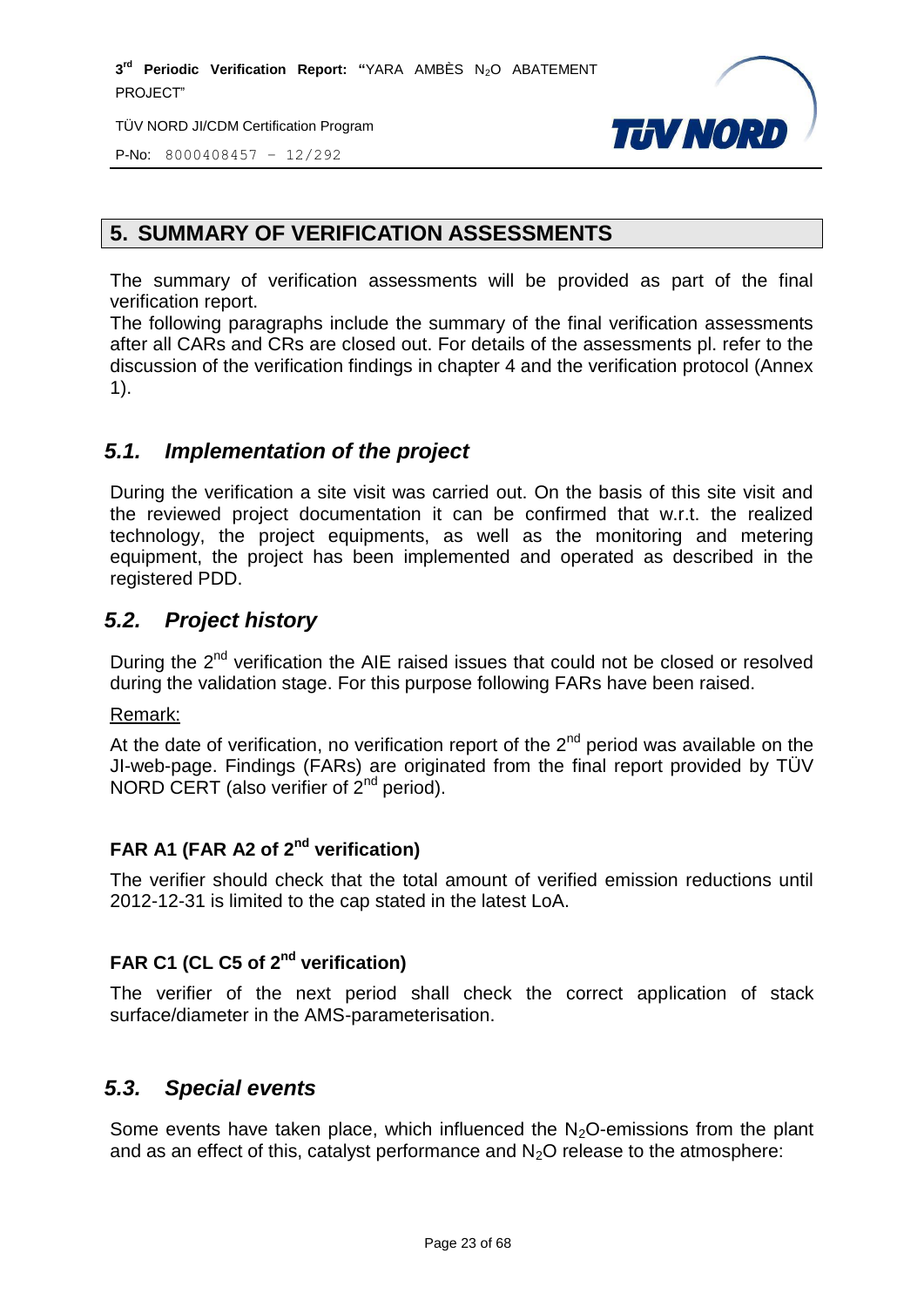## 5. SUMMARY OF VERIFICATION ASSESSMENTS

The summary of verification assessments will be provided as part of the final verification report.

The following paragraphs include the summary of the final verification assessments after all CARs and CRs are closed out. For details of the assessments pl. refer to the discussion of the verification findings in chapter 4 and the verification protocol (Annex 1).

### *5.1. Implementation of the project*

During the verification a site visit was carried out. On the basis of this site visit and the reviewed project documentation it can be confirmed that w.r.t. the realized technology, the project equipments, as well as the monitoring and metering equipment, the project has been implemented and operated as described in the registered PDD.

### *5.2. Project history*

During the 2nd verification the AIE raised issues that could not be closed or resolved during the validation stage. For this purpose following FARs have been raised.

Remark:

At the date of verification, no verification report of the 2nd period was available on the JI-web-page. Findings (FARs) are originated from the final report provided by TÜV NORD CERT (also verifier of 2nd period).

#### FAR A1 (FAR A2 of 2nd verification)

The verifier should check that the total amount of verified emission reductions until 2012-12-31 is limited to the cap stated in the latest LoA.

#### FAR C1 (CL C5 of 2nd verification)

The verifier of the next period shall check the correct application of stack surface/diameter in the AMS-parameterisation.

### *5.3. Special events*

Some events have taken place, which influenced the $N_2O$-emissions from the plant and as an effect of this, catalyst performance and $N_2O$ release to the atmosphere: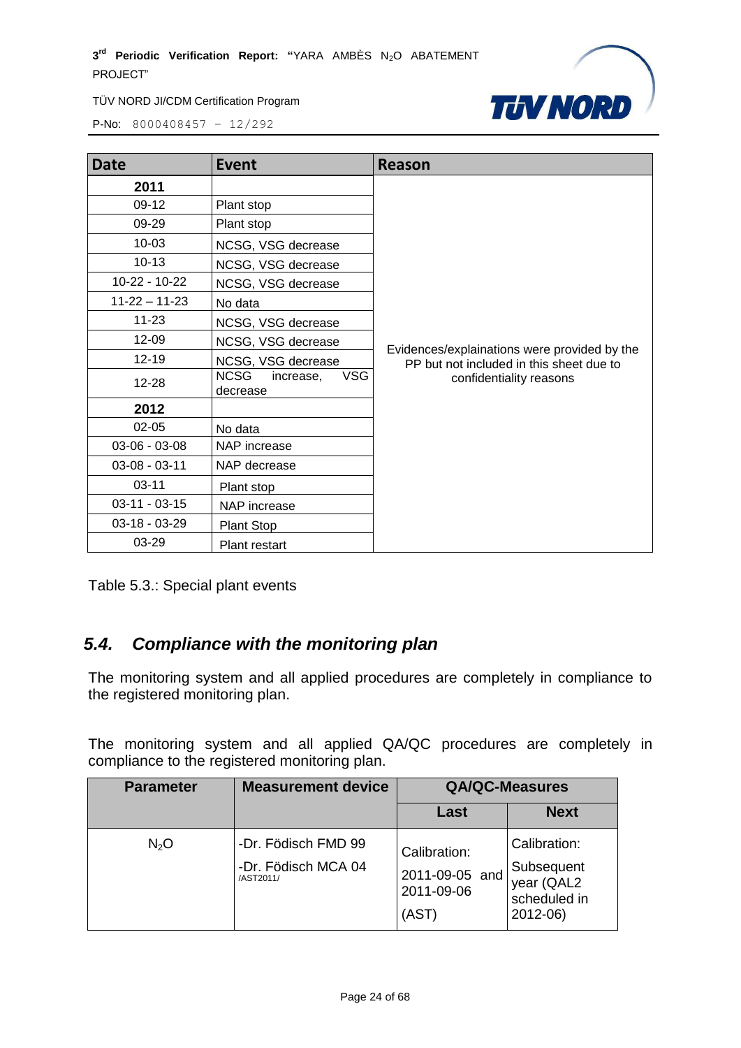| Date | Event | Reason |
|---|---|---|
| **2011** | | Evidences/explainations were provided by the PP but not included in this sheet due to confidentiality reasons |
| 09-12 | Plant stop | |
| 09-29 | Plant stop | |
| 10-03 | NCSG, VSG decrease | |
| 10-13 | NCSG, VSG decrease | |
| 10-22 - 10-22 | NCSG, VSG decrease | |
| 11-22 – 11-23 | No data | |
| 11-23 | NCSG, VSG decrease | |
| 12-09 | NCSG, VSG decrease | |
| 12-19 | NCSG, VSG decrease | |
| 12-28 | NCSG increase, VSG decrease | |
| **2012** | | |
| 02-05 | No data | |
| 03-06 - 03-08 | NAP increase | |
| 03-08 - 03-11 | NAP decrease | |
| 03-11 | Plant stop | |
| 03-11 - 03-15 | NAP increase | |
| 03-18 - 03-29 | Plant Stop | |
| 03-29 | Plant restart | |

Table 5.3.: Special plant events

## *5.4. Compliance with the monitoring plan*

The monitoring system and all applied procedures are completely in compliance to the registered monitoring plan.

The monitoring system and all applied QA/QC procedures are completely in compliance to the registered monitoring plan.

| Parameter | Measurement device | QA/QC-Measures | |
|---|---|---|---|
| | | Last | Next |
| $N_2O$ | -Dr. Födisch FMD 99<br>-Dr. Födisch MCA 04 /AST2011/ | Calibration:<br>2011-09-05 and 2011-09-06<br>(AST) | Calibration:<br>Subsequent year (QAL2 scheduled in 2012-06) |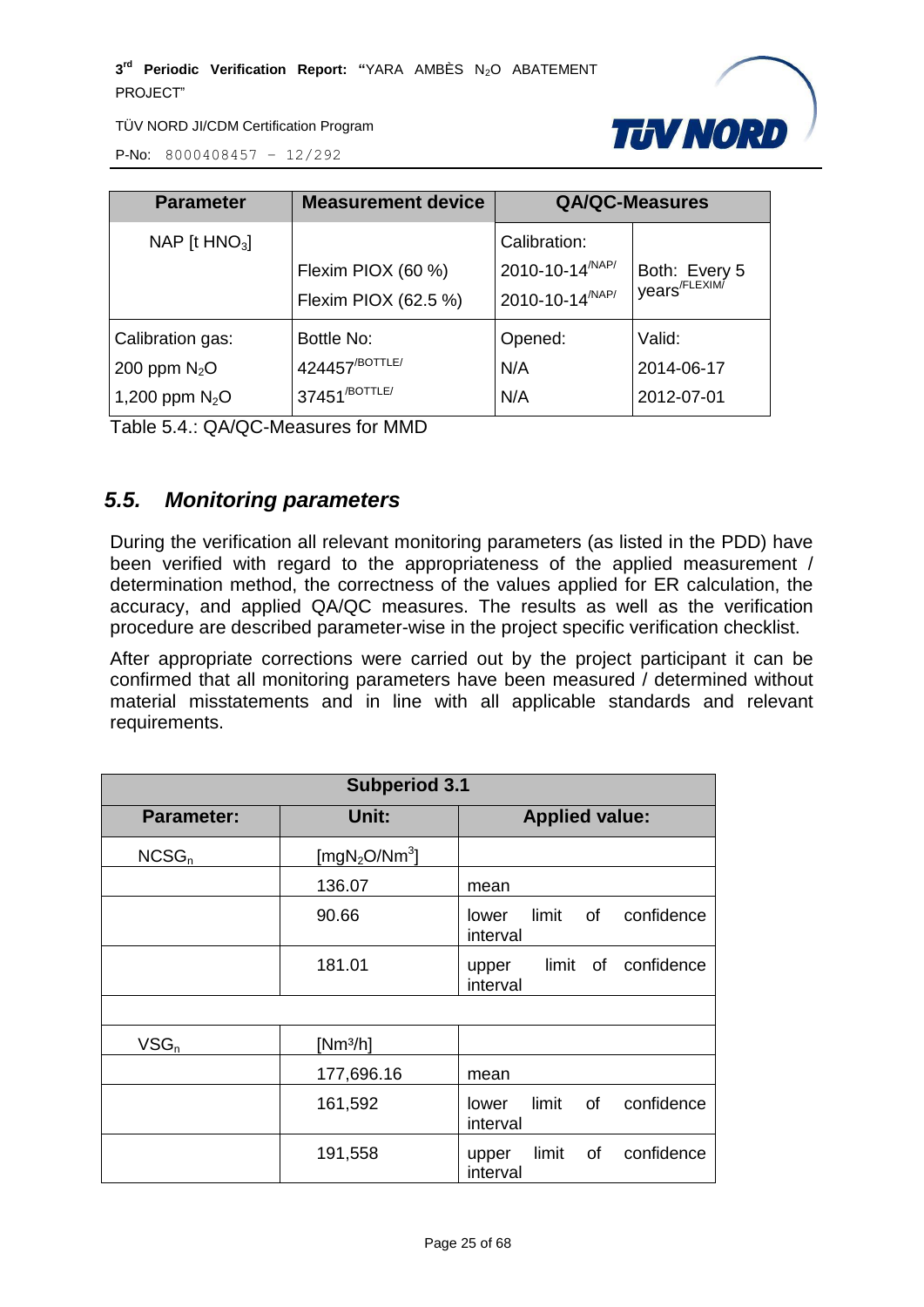| Parameter | Measurement device | QA/QC-Measures | |
|---|---|---|---|
| NAP [t $HNO_3$] | | Calibration: | |
| | Flexim PIOX (60 %) | 2010-10-14[/NAP/] | Both: Every 5 years[/FLEXIM/] |
| | Flexim PIOX (62.5 %) | 2010-10-14[/NAP/] | |
| Calibration gas: | Bottle No: | Opened: | Valid: |
| 200 ppm $N_2O$ | 424457[/BOTTLE/] | N/A | 2014-06-17 |
| 1,200 ppm $N_2O$ | 37451[/BOTTLE/] | N/A | 2012-07-01 |

Table 5.4.: QA/QC-Measures for MMD

## *5.5. Monitoring parameters*

During the verification all relevant monitoring parameters (as listed in the PDD) have been verified with regard to the appropriateness of the applied measurement / determination method, the correctness of the values applied for ER calculation, the accuracy, and applied QA/QC measures. The results as well as the verification procedure are described parameter-wise in the project specific verification checklist.

After appropriate corrections were carried out by the project participant it can be confirmed that all monitoring parameters have been measured / determined without material misstatements and in line with all applicable standards and relevant requirements.

| Subperiod 3.1 | | |
|---|---|---|
| **Parameter:** | **Unit:** | **Applied value:** |
| $NCSG_n$ | [$mgN_2O/Nm^3$] | |
| | 136.07 | mean |
| | 90.66 | lower limit of confidence interval |
| | 181.01 | upper limit of confidence interval |
| | | |
| $VSG_n$ | [$Nm^3/h$] | |
| | 177,696.16 | mean |
| | 161,592 | lower limit of confidence interval |
| | 191,558 | upper limit of confidence interval |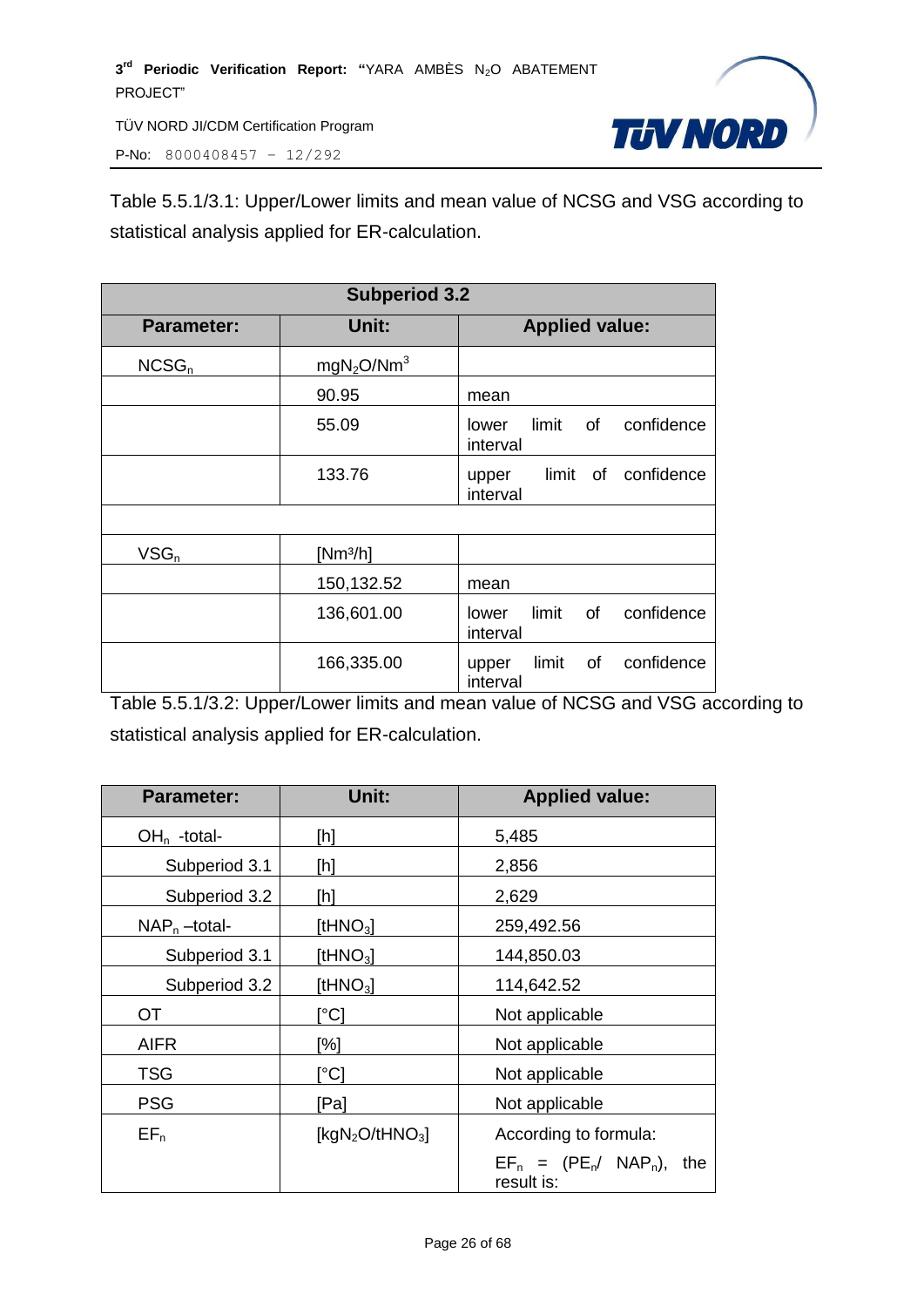Table 5.5.1/3.1: Upper/Lower limits and mean value of NCSG and VSG according to statistical analysis applied for ER-calculation.

| Subperiod 3.2 | | |
|---|---|---|
| **Parameter:** | **Unit:** | **Applied value:** |
| $NCSG_n$ | $mgN_2O/Nm^3$ | |
| | 90.95 | mean |
| | 55.09 | lower limit of confidence interval |
| | 133.76 | upper limit of confidence interval |
| | | |
| $VSG_n$ | [$Nm^3/h$] | |
| | 150,132.52 | mean |
| | 136,601.00 | lower limit of confidence interval |
| | 166,335.00 | upper limit of confidence interval |

Table 5.5.1/3.2: Upper/Lower limits and mean value of NCSG and VSG according to statistical analysis applied for ER-calculation.

| Parameter: | Unit: | Applied value: |
|---|---|---|
| $OH_n$ -total- | [h] | 5,485 |
| Subperiod 3.1 | [h] | 2,856 |
| Subperiod 3.2 | [h] | 2,629 |
| $NAP_n$ –total- | [$tHNO_3$] | 259,492.56 |
| Subperiod 3.1 | [$tHNO_3$] | 144,850.03 |
| Subperiod 3.2 | [$tHNO_3$] | 114,642.52 |
| OT | [°C] | Not applicable |
| AIFR | [%] | Not applicable |
| TSG | [°C] | Not applicable |
| PSG | [Pa] | Not applicable |
| $EF_n$ | [$kgN_2O/tHNO_3$] | According to formula: $EF_n$ = ($PE_n$/ $NAP_n$), the result is: |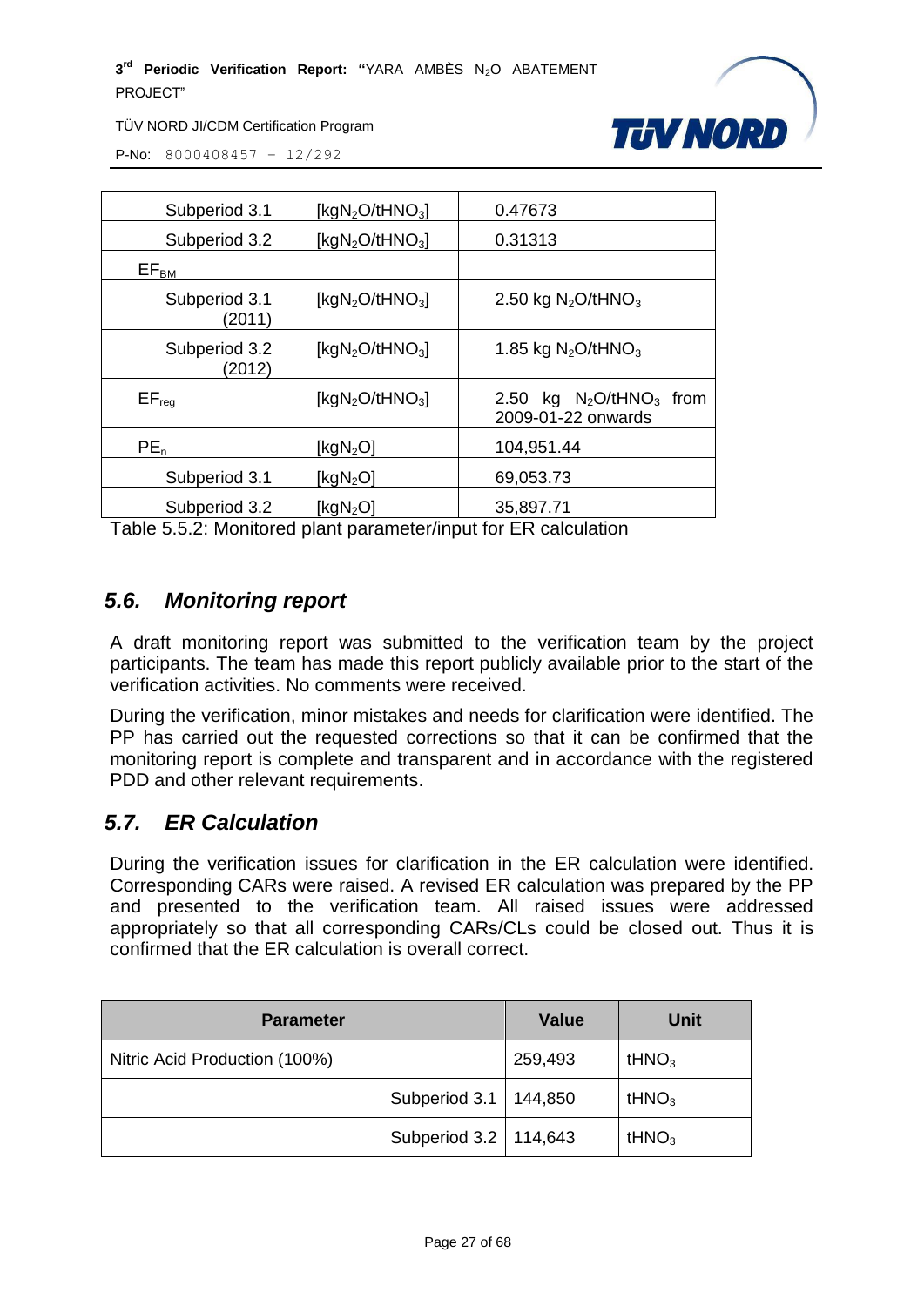| | | |
|---|---|---|
| Subperiod 3.1 | [$kgN_2O/tHNO_3$] | 0.47673 |
| Subperiod 3.2 | [$kgN_2O/tHNO_3$] | 0.31313 |
| $EF_{BM}$ | | |
| Subperiod 3.1 (2011) | [$kgN_2O/tHNO_3$] | 2.50 kg $N_2O/tHNO_3$ |
| Subperiod 3.2 (2012) | [$kgN_2O/tHNO_3$] | 1.85 kg $N_2O/tHNO_3$ |
| $EF_{reg}$ | [$kgN_2O/tHNO_3$] | 2.50 kg $N_2O/tHNO_3$ from 2009-01-22 onwards |
| $PE_n$ | [$kgN_2O$] | 104,951.44 |
| Subperiod 3.1 | [$kgN_2O$] | 69,053.73 |
| Subperiod 3.2 | [$kgN_2O$] | 35,897.71 |

Table 5.5.2: Monitored plant parameter/input for ER calculation

## *5.6. Monitoring report*

A draft monitoring report was submitted to the verification team by the project participants. The team has made this report publicly available prior to the start of the verification activities. No comments were received.

During the verification, minor mistakes and needs for clarification were identified. The PP has carried out the requested corrections so that it can be confirmed that the monitoring report is complete and transparent and in accordance with the registered PDD and other relevant requirements.

## *5.7. ER Calculation*

During the verification issues for clarification in the ER calculation were identified. Corresponding CARs were raised. A revised ER calculation was prepared by the PP and presented to the verification team. All raised issues were addressed appropriately so that all corresponding CARs/CLs could be closed out. Thus it is confirmed that the ER calculation is overall correct.

| Parameter | Value | Unit |
|---|---|---|
| Nitric Acid Production (100%) | 259,493 | $tHNO_3$ |
| Subperiod 3.1 | 144,850 | $tHNO_3$ |
| Subperiod 3.2 | 114,643 | $tHNO_3$ |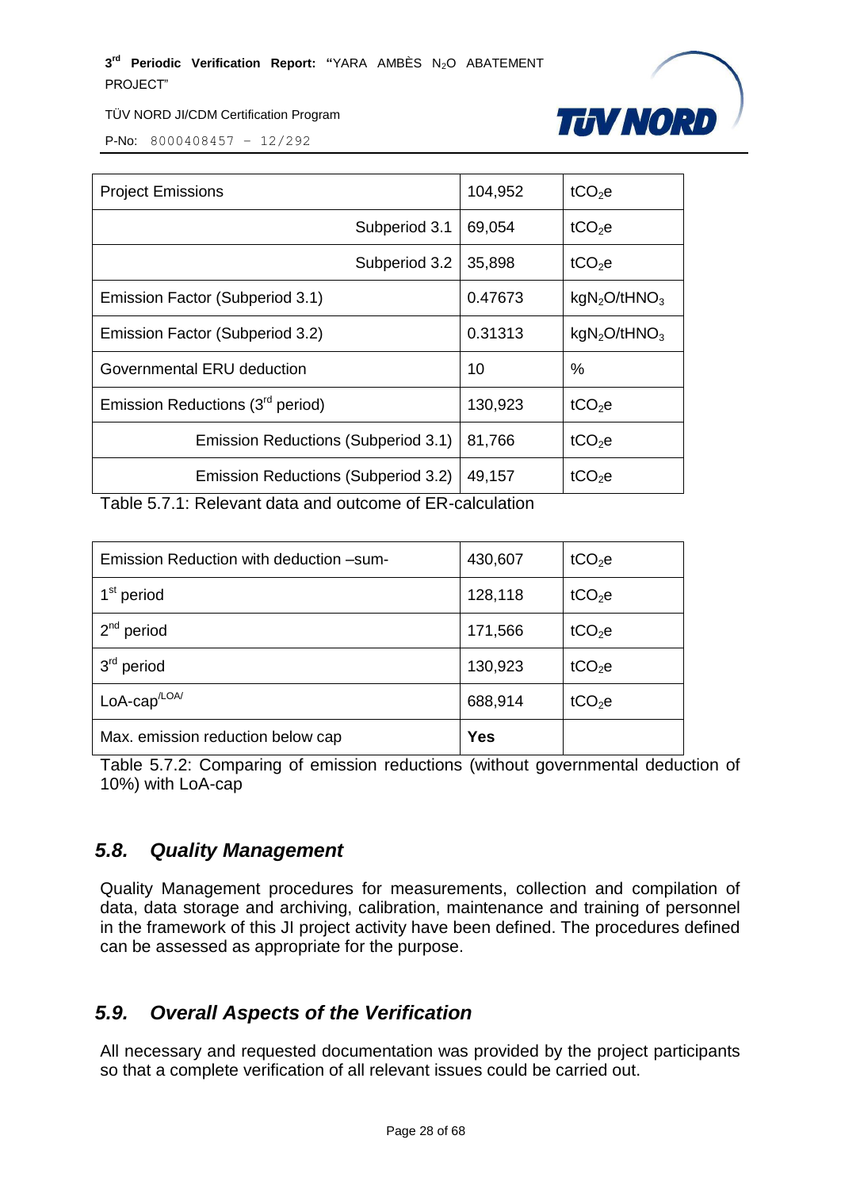| Project Emissions | 104,952 | $tCO_2e$ |
|---|---|---|
| Subperiod 3.1 | 69,054 | $tCO_2e$ |
| Subperiod 3.2 | 35,898 | $tCO_2e$ |
| Emission Factor (Subperiod 3.1) | 0.47673 | $kgN_2O/tHNO_3$ |
| Emission Factor (Subperiod 3.2) | 0.31313 | $kgN_2O/tHNO_3$ |
| Governmental ERU deduction | 10 | % |
| Emission Reductions (3rd period) | 130,923 | $tCO_2e$ |
| Emission Reductions (Subperiod 3.1) | 81,766 | $tCO_2e$ |
| Emission Reductions (Subperiod 3.2) | 49,157 | $tCO_2e$ |

Table 5.7.1: Relevant data and outcome of ER-calculation

| Emission Reduction with deduction –sum- | 430,607 | $tCO_2e$ |
|---|---|---|
| 1st period | 128,118 | $tCO_2e$ |
| 2nd period | 171,566 | $tCO_2e$ |
| 3rd period | 130,923 | $tCO_2e$ |
| LoA-cap[/LOA/] | 688,914 | $tCO_2e$ |
| Max. emission reduction below cap | **Yes** | |

Table 5.7.2: Comparing of emission reductions (without governmental deduction of 10%) with LoA-cap

## *5.8. Quality Management*

Quality Management procedures for measurements, collection and compilation of data, data storage and archiving, calibration, maintenance and training of personnel in the framework of this JI project activity have been defined. The procedures defined can be assessed as appropriate for the purpose.

## *5.9. Overall Aspects of the Verification*

All necessary and requested documentation was provided by the project participants so that a complete verification of all relevant issues could be carried out.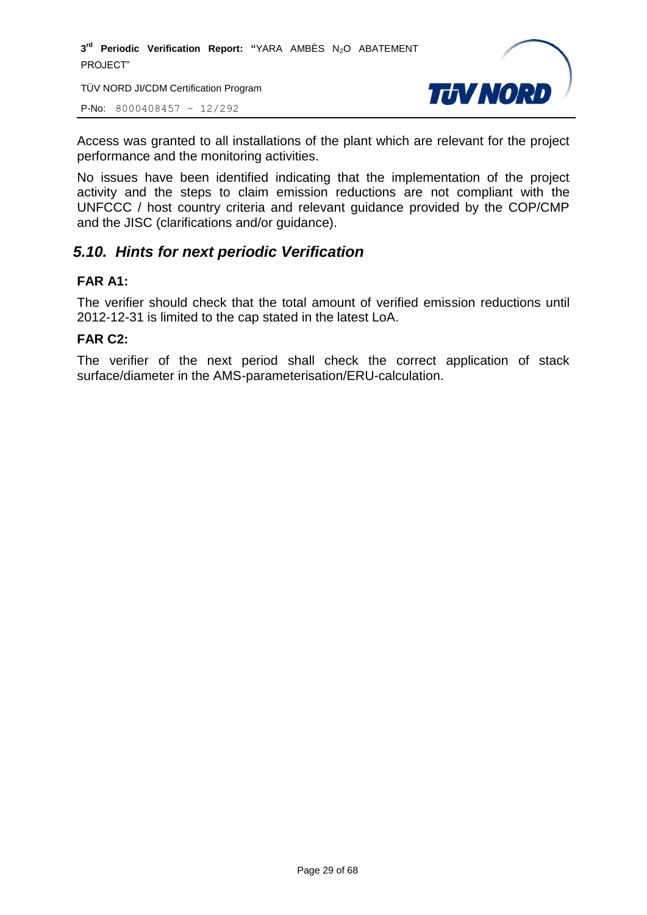Access was granted to all installations of the plant which are relevant for the project performance and the monitoring activities.

No issues have been identified indicating that the implementation of the project activity and the steps to claim emission reductions are not compliant with the UNFCCC / host country criteria and relevant guidance provided by the COP/CMP and the JISC (clarifications and/or guidance).

## *5.10. Hints for next periodic Verification*

**FAR A1:**

The verifier should check that the total amount of verified emission reductions until 2012-12-31 is limited to the cap stated in the latest LoA.

**FAR C2:**

The verifier of the next period shall check the correct application of stack surface/diameter in the AMS-parameterisation/ERU-calculation.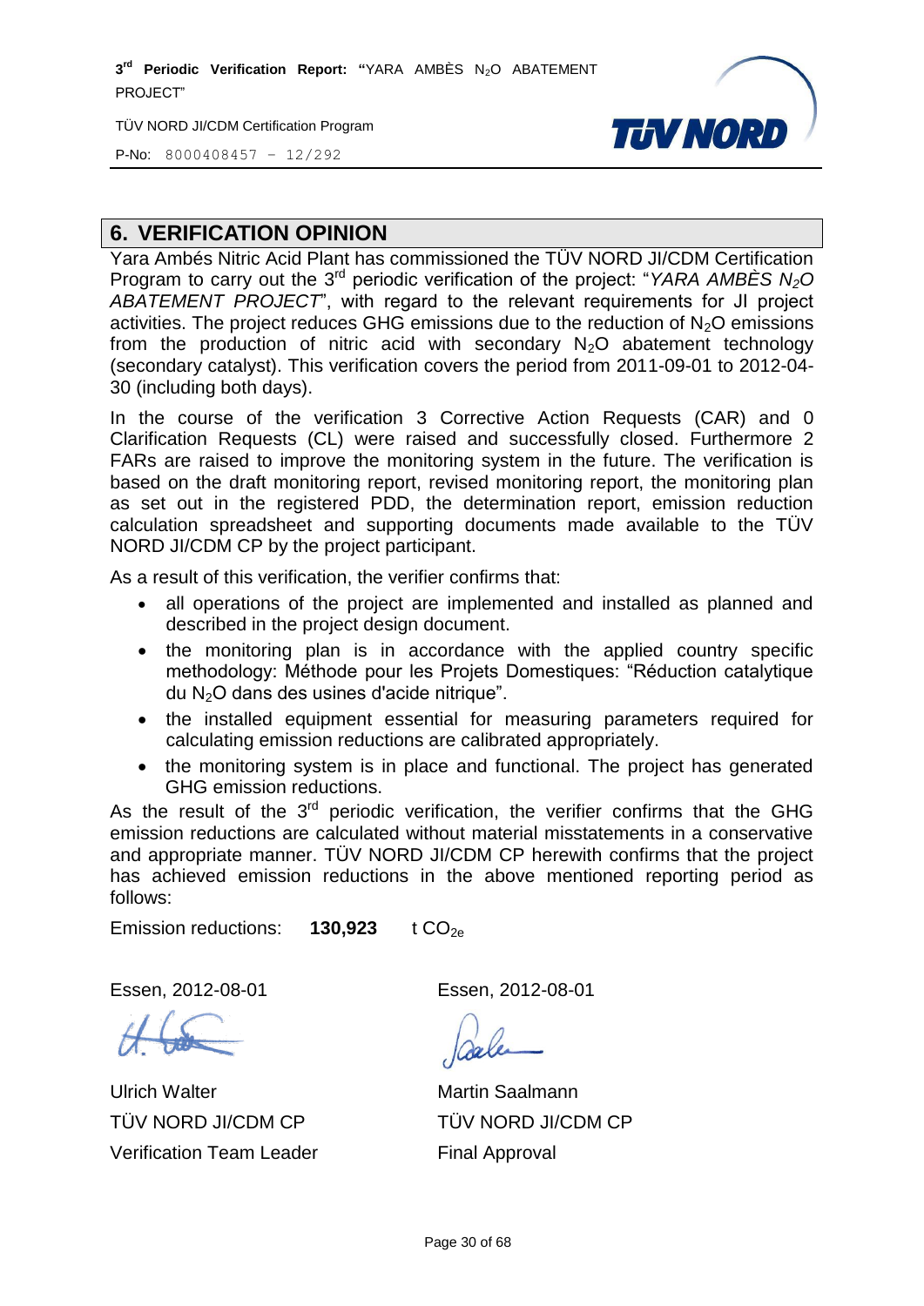## 6. VERIFICATION OPINION

Yara Ambés Nitric Acid Plant has commissioned the TÜV NORD JI/CDM Certification Program to carry out the 3rd periodic verification of the project: "*YARA AMBÈS $N_2O$ ABATEMENT PROJECT*", with regard to the relevant requirements for JI project activities. The project reduces GHG emissions due to the reduction of $N_2O$ emissions from the production of nitric acid with secondary $N_2O$ abatement technology (secondary catalyst). This verification covers the period from 2011-09-01 to 2012-04-30 (including both days).

In the course of the verification 3 Corrective Action Requests (CAR) and 0 Clarification Requests (CL) were raised and successfully closed. Furthermore 2 FARs are raised to improve the monitoring system in the future. The verification is based on the draft monitoring report, revised monitoring report, the monitoring plan as set out in the registered PDD, the determination report, emission reduction calculation spreadsheet and supporting documents made available to the TÜV NORD JI/CDM CP by the project participant.

As a result of this verification, the verifier confirms that:

- all operations of the project are implemented and installed as planned and described in the project design document.
- the monitoring plan is in accordance with the applied country specific methodology: Méthode pour les Projets Domestiques: "Réduction catalytique du $N_2O$ dans des usines d'acide nitrique".
- the installed equipment essential for measuring parameters required for calculating emission reductions are calibrated appropriately.
- the monitoring system is in place and functional. The project has generated GHG emission reductions.

As the result of the 3rd periodic verification, the verifier confirms that the GHG emission reductions are calculated without material misstatements in a conservative and appropriate manner. TÜV NORD JI/CDM CP herewith confirms that the project has achieved emission reductions in the above mentioned reporting period as follows:

Emission reductions: **130,923** t $CO_{2e}$

Essen, 2012-08-01

Ulrich Walter
TÜV NORD JI/CDM CP
Verification Team Leader

Essen, 2012-08-01

Martin Saalmann
TÜV NORD JI/CDM CP
Final Approval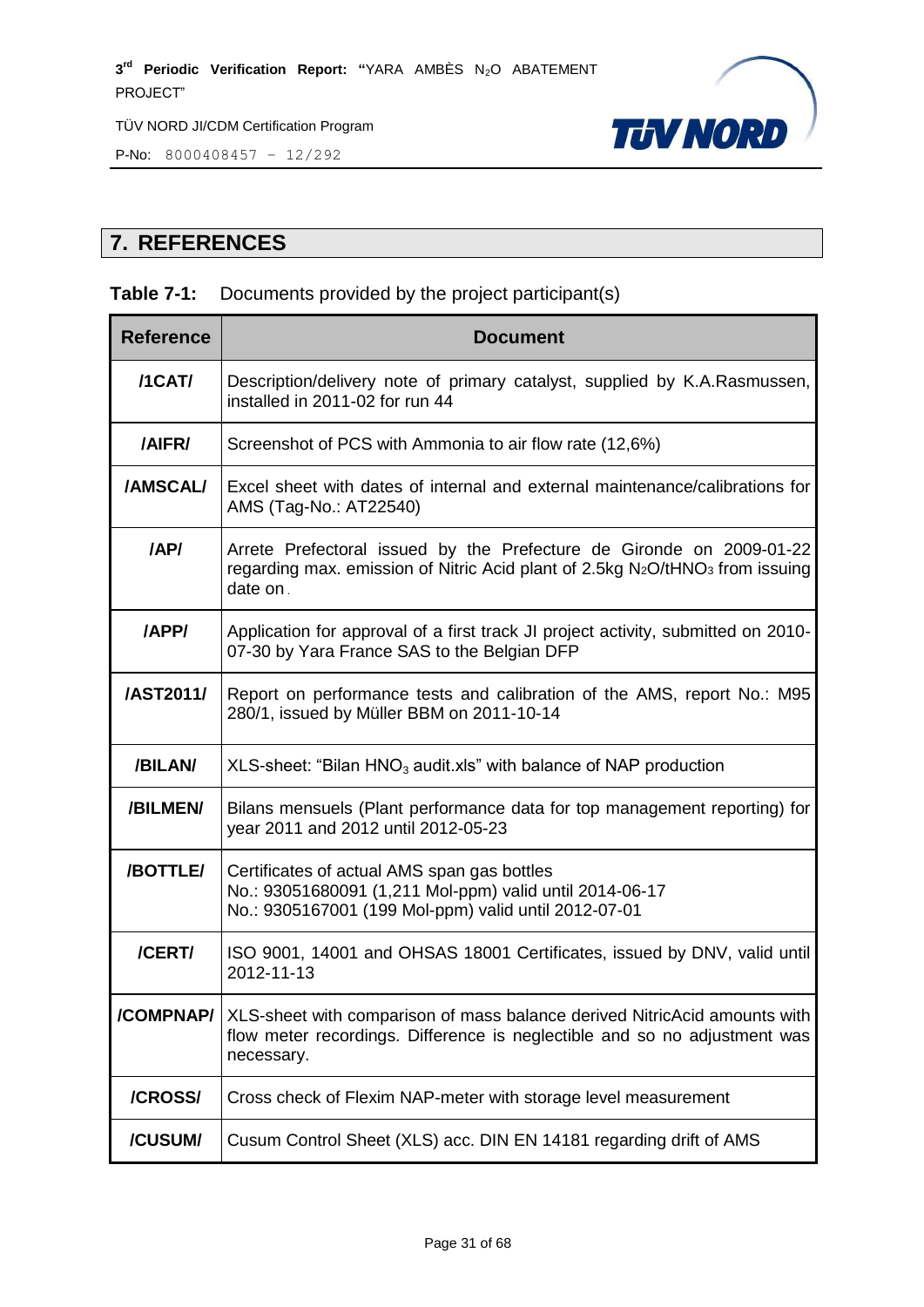# 7. REFERENCES

**Table 7-1:** Documents provided by the project participant(s)

| Reference | Document |
|---|---|
| /1CAT/ | Description/delivery note of primary catalyst, supplied by K.A.Rasmussen, installed in 2011-02 for run 44 |
| /AIFR/ | Screenshot of PCS with Ammonia to air flow rate (12,6%) |
| /AMSCAL/ | Excel sheet with dates of internal and external maintenance/calibrations for AMS (Tag-No.: AT22540) |
| /AP/ | Arrete Prefectoral issued by the Prefecture de Gironde on 2009-01-22 regarding max. emission of Nitric Acid plant of 2.5kg $N_2O/tHNO_3$ from issuing date on . |
| /APP/ | Application for approval of a first track JI project activity, submitted on 2010-07-30 by Yara France SAS to the Belgian DFP |
| /AST2011/ | Report on performance tests and calibration of the AMS, report No.: M95 280/1, issued by Müller BBM on 2011-10-14 |
| /BILAN/ | XLS-sheet: "Bilan $HNO_3$ audit.xls" with balance of NAP production |
| /BILMEN/ | Bilans mensuels (Plant performance data for top management reporting) for year 2011 and 2012 until 2012-05-23 |
| /BOTTLE/ | Certificates of actual AMS span gas bottles<br>No.: 93051680091 (1,211 Mol-ppm) valid until 2014-06-17<br>No.: 9305167001 (199 Mol-ppm) valid until 2012-07-01 |
| /CERT/ | ISO 9001, 14001 and OHSAS 18001 Certificates, issued by DNV, valid until 2012-11-13 |
| /COMPNAP/ | XLS-sheet with comparison of mass balance derived NitricAcid amounts with flow meter recordings. Difference is neglectible and so no adjustment was necessary. |
| /CROSS/ | Cross check of Flexim NAP-meter with storage level measurement |
| /CUSUM/ | Cusum Control Sheet (XLS) acc. DIN EN 14181 regarding drift of AMS |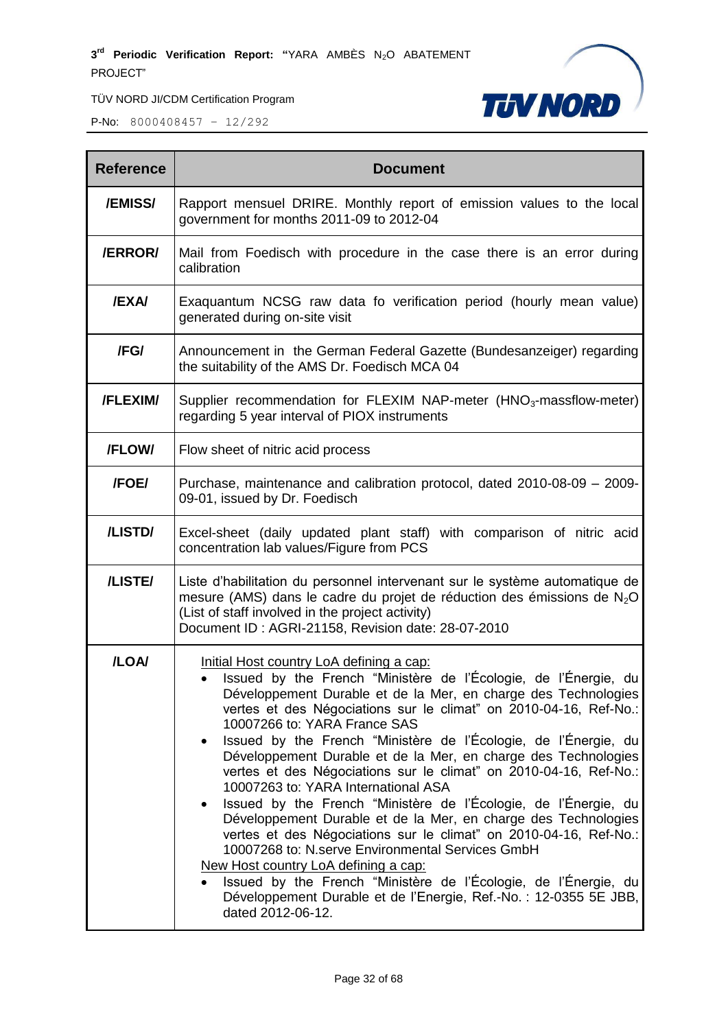| Reference | Document |
|---|---|
| /EMISS/ | Rapport mensuel DRIRE. Monthly report of emission values to the local government for months 2011-09 to 2012-04 |
| /ERROR/ | Mail from Foedisch with procedure in the case there is an error during calibration |
| /EXA/ | Exaquantum NCSG raw data fo verification period (hourly mean value) generated during on-site visit |
| /FG/ | Announcement in the German Federal Gazette (Bundesanzeiger) regarding the suitability of the AMS Dr. Foedisch MCA 04 |
| /FLEXIM/ | Supplier recommendation for FLEXIM NAP-meter ($HNO_3$-massflow-meter) regarding 5 year interval of PIOX instruments |
| /FLOW/ | Flow sheet of nitric acid process |
| /FOE/ | Purchase, maintenance and calibration protocol, dated 2010-08-09 – 2009-09-01, issued by Dr. Foedisch |
| /LISTD/ | Excel-sheet (daily updated plant staff) with comparison of nitric acid concentration lab values/Figure from PCS |
| /LISTE/ | Liste d'habilitation du personnel intervenant sur le système automatique de mesure (AMS) dans le cadre du projet de réduction des émissions de $N_2O$ (List of staff involved in the project activity)<br>Document ID : AGRI-21158, Revision date: 28-07-2010 |
| /LOA/ | Initial Host country LoA defining a cap:<br>• Issued by the French "Ministère de l'Écologie, de l'Énergie, du Développement Durable et de la Mer, en charge des Technologies vertes et des Négociations sur le climat" on 2010-04-16, Ref-No.: 10007266 to: YARA France SAS<br>• Issued by the French "Ministère de l'Écologie, de l'Énergie, du Développement Durable et de la Mer, en charge des Technologies vertes et des Négociations sur le climat" on 2010-04-16, Ref-No.: 10007263 to: YARA International ASA<br>• Issued by the French "Ministère de l'Écologie, de l'Énergie, du Développement Durable et de la Mer, en charge des Technologies vertes et des Négociations sur le climat" on 2010-04-16, Ref-No.: 10007268 to: N.serve Environmental Services GmbH<br>New Host country LoA defining a cap:<br>• Issued by the French "Ministère de l'Écologie, de l'Énergie, du Développement Durable et de l'Energie, Ref.-No. : 12-0355 5E JBB, dated 2012-06-12. |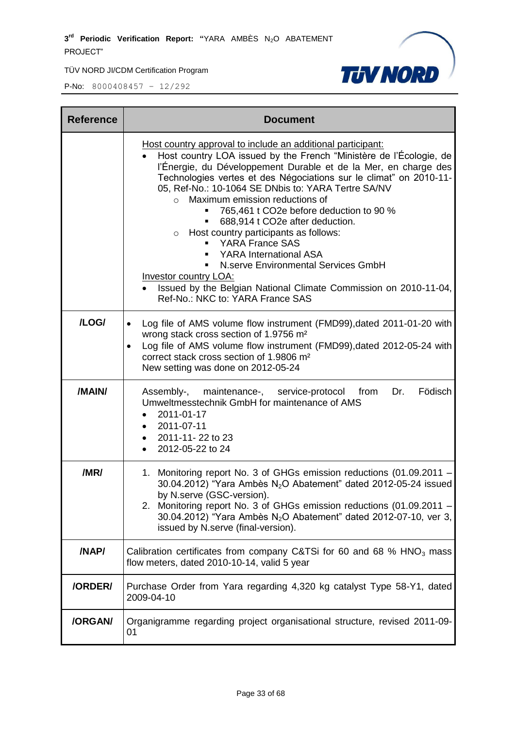| Reference | Document |
|---|---|
| | Host country approval to include an additional participant:<br>• Host country LOA issued by the French "Ministère de l'Écologie, de l'Énergie, du Développement Durable et de la Mer, en charge des Technologies vertes et des Négociations sur le climat" on 2010-11-05, Ref-No.: 10-1064 SE DNbis to: YARA Tertre SA/NV<br>  ○ Maximum emission reductions of<br>    ▪ 765,461 t CO2e before deduction to 90 %<br>    ▪ 688,914 t CO2e after deduction.<br>  ○ Host country participants as follows:<br>    ▪ YARA France SAS<br>    ▪ YARA International ASA<br>    ▪ N.serve Environmental Services GmbH<br>Investor country LOA:<br>• Issued by the Belgian National Climate Commission on 2010-11-04, Ref-No.: NKC to: YARA France SAS |
| /LOG/ | • Log file of AMS volume flow instrument (FMD99),dated 2011-01-20 with wrong stack cross section of 1.9756 m²<br>• Log file of AMS volume flow instrument (FMD99),dated 2012-05-24 with correct stack cross section of 1.9806 m²<br>New setting was done on 2012-05-24 |
| /MAIN/ | Assembly-, maintenance-, service-protocol from Dr. Födisch Umweltmesstechnik GmbH for maintenance of AMS<br>• 2011-01-17<br>• 2011-07-11<br>• 2011-11- 22 to 23<br>• 2012-05-22 to 24 |
| /MR/ | 1. Monitoring report No. 3 of GHGs emission reductions (01.09.2011 – 30.04.2012) "Yara Ambès $N_2O$ Abatement" dated 2012-05-24 issued by N.serve (GSC-version).<br>2. Monitoring report No. 3 of GHGs emission reductions (01.09.2011 – 30.04.2012) "Yara Ambès $N_2O$ Abatement" dated 2012-07-10, ver 3, issued by N.serve (final-version). |
| /NAP/ | Calibration certificates from company C&TSi for 60 and 68 % $HNO_3$ mass flow meters, dated 2010-10-14, valid 5 year |
| /ORDER/ | Purchase Order from Yara regarding 4,320 kg catalyst Type 58-Y1, dated 2009-04-10 |
| /ORGAN/ | Organigramme regarding project organisational structure, revised 2011-09-01 |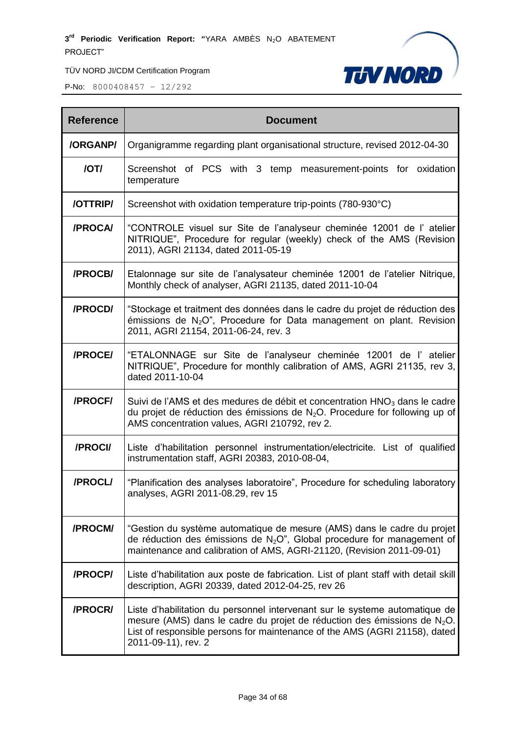| Reference | Document |
|---|---|
| /ORGANP/ | Organigramme regarding plant organisational structure, revised 2012-04-30 |
| /OT/ | Screenshot of PCS with 3 temp measurement-points for oxidation temperature |
| /OTTRIP/ | Screenshot with oxidation temperature trip-points (780-930°C) |
| /PROCA/ | "CONTROLE visuel sur Site de l'analyseur cheminée 12001 de l' atelier NITRIQUE", Procedure for regular (weekly) check of the AMS (Revision 2011), AGRI 21134, dated 2011-05-19 |
| /PROCB/ | Etalonnage sur site de l'analysateur cheminée 12001 de l'atelier Nitrique, Monthly check of analyser, AGRI 21135, dated 2011-10-04 |
| /PROCD/ | "Stockage et traitment des données dans le cadre du projet de réduction des émissions de $N_2O$", Procedure for Data management on plant. Revision 2011, AGRI 21154, 2011-06-24, rev. 3 |
| /PROCE/ | "ETALONNAGE sur Site de l'analyseur cheminée 12001 de l' atelier NITRIQUE", Procedure for monthly calibration of AMS, AGRI 21135, rev 3, dated 2011-10-04 |
| /PROCF/ | Suivi de l'AMS et des medures de débit et concentration $HNO_3$ dans le cadre du projet de réduction des émissions de $N_2O$. Procedure for following up of AMS concentration values, AGRI 210792, rev 2. |
| /PROCI/ | Liste d'habilitation personnel instrumentation/electricite. List of qualified instrumentation staff, AGRI 20383, 2010-08-04, |
| /PROCL/ | "Planification des analyses laboratoire", Procedure for scheduling laboratory analyses, AGRI 2011-08.29, rev 15 |
| /PROCM/ | "Gestion du système automatique de mesure (AMS) dans le cadre du projet de réduction des émissions de $N_2O$", Global procedure for management of maintenance and calibration of AMS, AGRI-21120, (Revision 2011-09-01) |
| /PROCP/ | Liste d'habilitation aux poste de fabrication. List of plant staff with detail skill description, AGRI 20339, dated 2012-04-25, rev 26 |
| /PROCR/ | Liste d'habilitation du personnel intervenant sur le systeme automatique de mesure (AMS) dans le cadre du projet de réduction des émissions de $N_2O$. List of responsible persons for maintenance of the AMS (AGRI 21158), dated 2011-09-11), rev. 2 |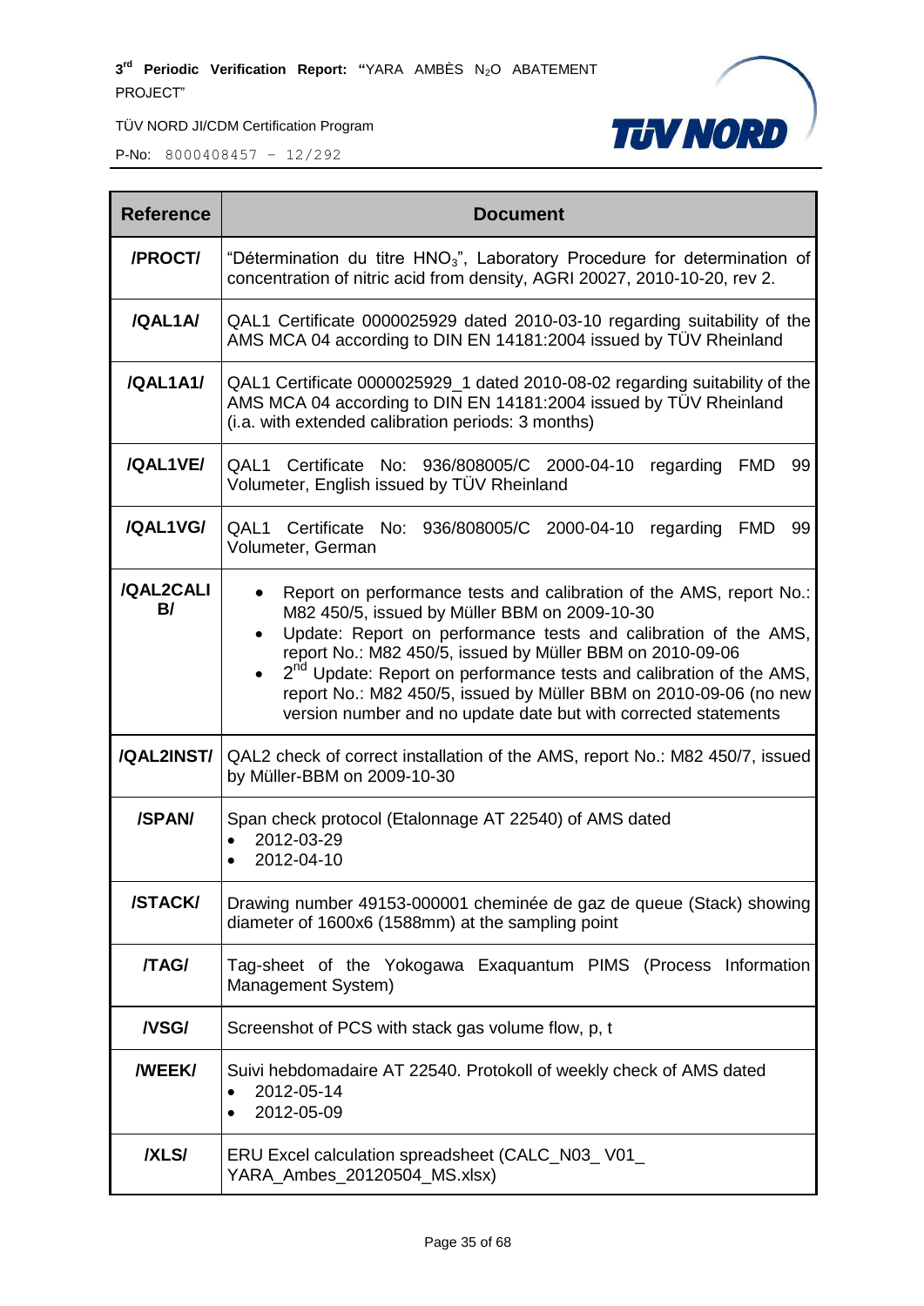| Reference | Document |
|---|---|
| /PROCT/ | "Détermination du titre $HNO_3$", Laboratory Procedure for determination of concentration of nitric acid from density, AGRI 20027, 2010-10-20, rev 2. |
| /QAL1A/ | QAL1 Certificate 0000025929 dated 2010-03-10 regarding suitability of the AMS MCA 04 according to DIN EN 14181:2004 issued by TÜV Rheinland |
| /QAL1A1/ | QAL1 Certificate 0000025929_1 dated 2010-08-02 regarding suitability of the AMS MCA 04 according to DIN EN 14181:2004 issued by TÜV Rheinland (i.a. with extended calibration periods: 3 months) |
| /QAL1VE/ | QAL1 Certificate No: 936/808005/C 2000-04-10 regarding FMD 99 Volumeter, English issued by TÜV Rheinland |
| /QAL1VG/ | QAL1 Certificate No: 936/808005/C 2000-04-10 regarding FMD 99 Volumeter, German |
| /QAL2CALIB/ | • Report on performance tests and calibration of the AMS, report No.: M82 450/5, issued by Müller BBM on 2009-10-30<br>• Update: Report on performance tests and calibration of the AMS, report No.: M82 450/5, issued by Müller BBM on 2010-09-06<br>• 2nd Update: Report on performance tests and calibration of the AMS, report No.: M82 450/5, issued by Müller BBM on 2010-09-06 (no new version number and no update date but with corrected statements |
| /QAL2INST/ | QAL2 check of correct installation of the AMS, report No.: M82 450/7, issued by Müller-BBM on 2009-10-30 |
| /SPAN/ | Span check protocol (Etalonnage AT 22540) of AMS dated<br>• 2012-03-29<br>• 2012-04-10 |
| /STACK/ | Drawing number 49153-000001 cheminée de gaz de queue (Stack) showing diameter of 1600x6 (1588mm) at the sampling point |
| /TAG/ | Tag-sheet of the Yokogawa Exaquantum PIMS (Process Information Management System) |
| /VSG/ | Screenshot of PCS with stack gas volume flow, p, t |
| /WEEK/ | Suivi hebdomadaire AT 22540. Protokoll of weekly check of AMS dated<br>• 2012-05-14<br>• 2012-05-09 |
| /XLS/ | ERU Excel calculation spreadsheet (CALC_N03_ V01_ YARA_Ambes_20120504_MS.xlsx) |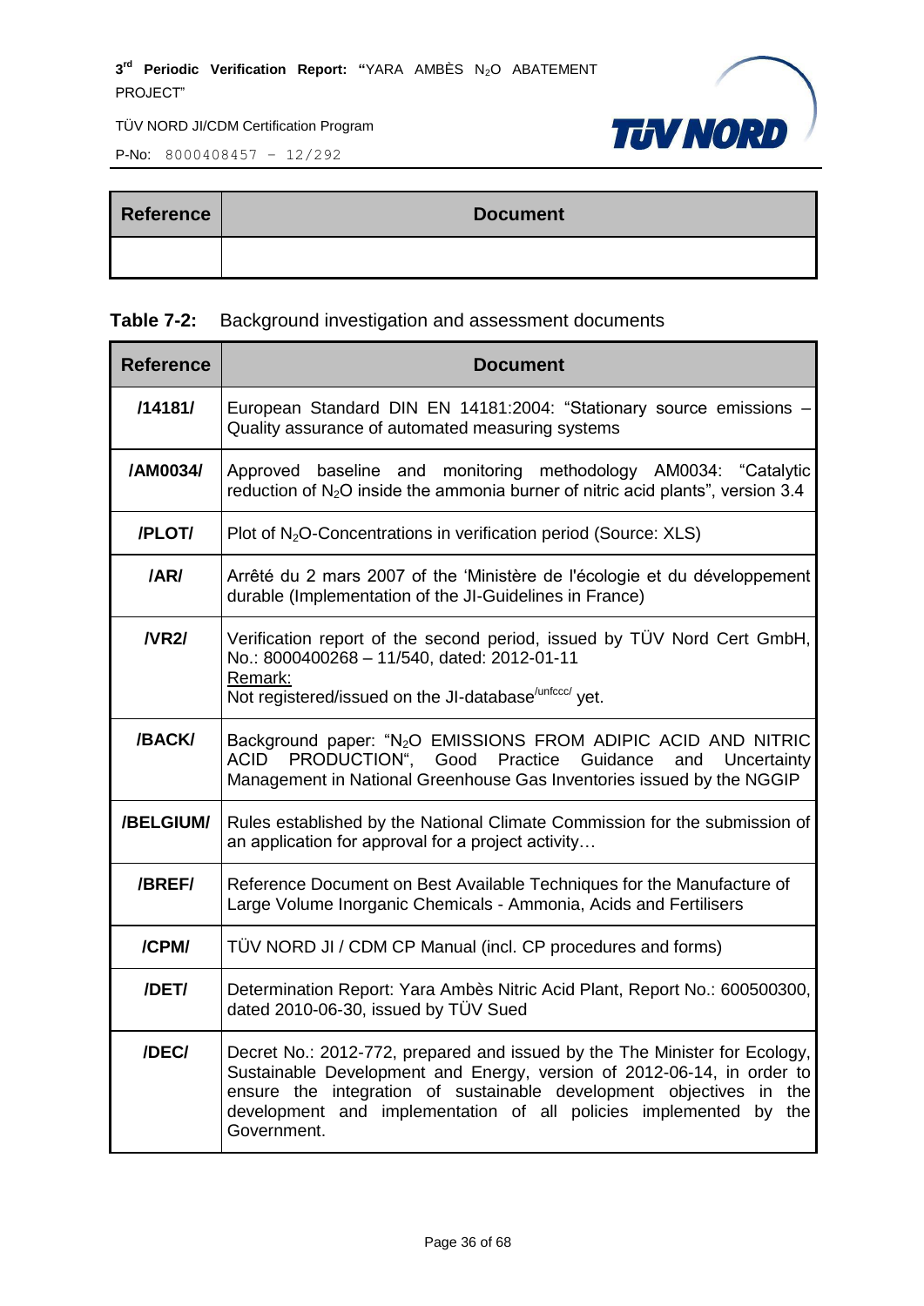| Reference | Document |
| --- | --- |
| | |

**Table 7-2:** Background investigation and assessment documents

| Reference | Document |
| --- | --- |
| /14181/ | European Standard DIN EN 14181:2004: "Stationary source emissions – Quality assurance of automated measuring systems |
| /AM0034/ | Approved baseline and monitoring methodology AM0034: "Catalytic reduction of $N_2O$ inside the ammonia burner of nitric acid plants", version 3.4 |
| /PLOT/ | Plot of $N_2O$-Concentrations in verification period (Source: XLS) |
| /AR/ | Arrêté du 2 mars 2007 of the 'Ministère de l'écologie et du développement durable (Implementation of the JI-Guidelines in France) |
| /VR2/ | Verification report of the second period, issued by TÜV Nord Cert GmbH, No.: 8000400268 – 11/540, dated: 2012-01-11<br>Remark:<br>Not registered/issued on the JI-database[/unfccc/] yet. |
| /BACK/ | Background paper: "$N_2O$ EMISSIONS FROM ADIPIC ACID AND NITRIC ACID PRODUCTION", Good Practice Guidance and Uncertainty Management in National Greenhouse Gas Inventories issued by the NGGIP |
| /BELGIUM/ | Rules established by the National Climate Commission for the submission of an application for approval for a project activity… |
| /BREF/ | Reference Document on Best Available Techniques for the Manufacture of Large Volume Inorganic Chemicals - Ammonia, Acids and Fertilisers |
| /CPM/ | TÜV NORD JI / CDM CP Manual (incl. CP procedures and forms) |
| /DET/ | Determination Report: Yara Ambès Nitric Acid Plant, Report No.: 600500300, dated 2010-06-30, issued by TÜV Sued |
| /DEC/ | Decret No.: 2012-772, prepared and issued by the The Minister for Ecology, Sustainable Development and Energy, version of 2012-06-14, in order to ensure the integration of sustainable development objectives in the development and implementation of all policies implemented by the Government. |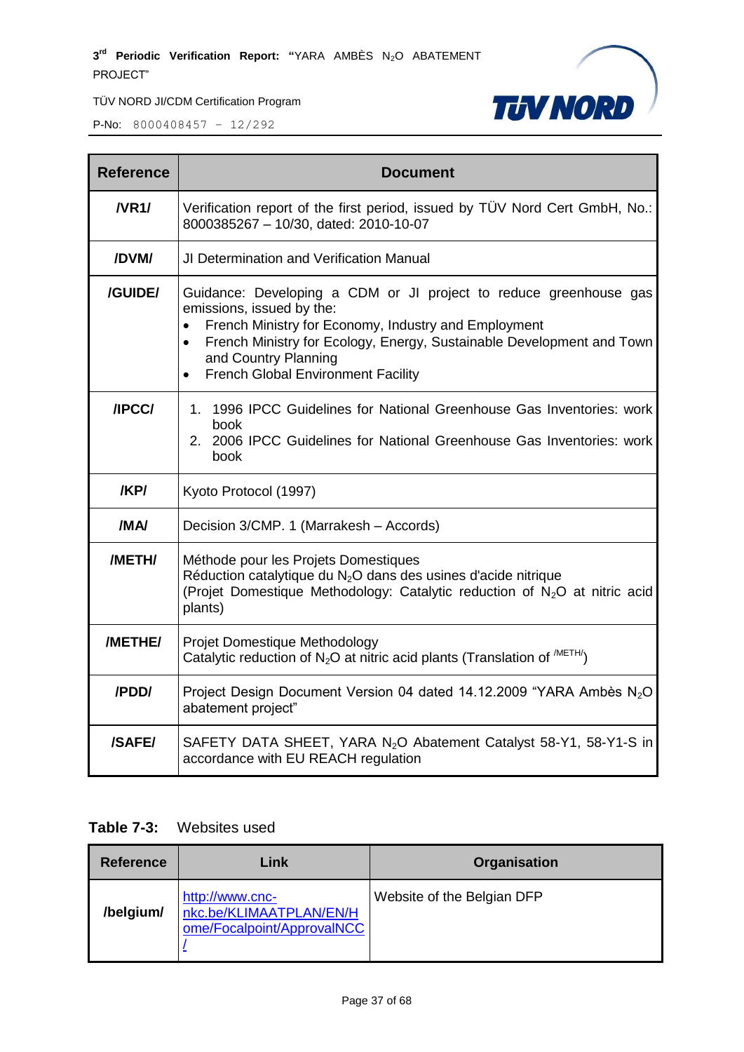| Reference | Document |
|---|---|
| /VR1/ | Verification report of the first period, issued by TÜV Nord Cert GmbH, No.: 8000385267 – 10/30, dated: 2010-10-07 |
| /DVM/ | JI Determination and Verification Manual |
| /GUIDE/ | Guidance: Developing a CDM or JI project to reduce greenhouse gas emissions, issued by the:<br>• French Ministry for Economy, Industry and Employment<br>• French Ministry for Ecology, Energy, Sustainable Development and Town and Country Planning<br>• French Global Environment Facility |
| /IPCC/ | 1. 1996 IPCC Guidelines for National Greenhouse Gas Inventories: work book<br>2. 2006 IPCC Guidelines for National Greenhouse Gas Inventories: work book |
| /KP/ | Kyoto Protocol (1997) |
| /MA/ | Decision 3/CMP. 1 (Marrakesh – Accords) |
| /METH/ | Méthode pour les Projets Domestiques<br>Réduction catalytique du $N_2O$ dans des usines d'acide nitrique<br>(Projet Domestique Methodology: Catalytic reduction of $N_2O$ at nitric acid plants) |
| /METHE/ | Projet Domestique Methodology<br>Catalytic reduction of $N_2O$ at nitric acid plants (Translation of /METH/) |
| /PDD/ | Project Design Document Version 04 dated 14.12.2009 "YARA Ambès $N_2O$ abatement project" |
| /SAFE/ | SAFETY DATA SHEET, YARA $N_2O$ Abatement Catalyst 58-Y1, 58-Y1-S in accordance with EU REACH regulation |

**Table 7-3:** Websites used

| Reference | Link | Organisation |
|---|---|---|
| /belgium/ | http://www.cnc-nkc.be/KLIMAATPLAN/EN/Home/Focalpoint/ApprovalNCC/ | Website of the Belgian DFP |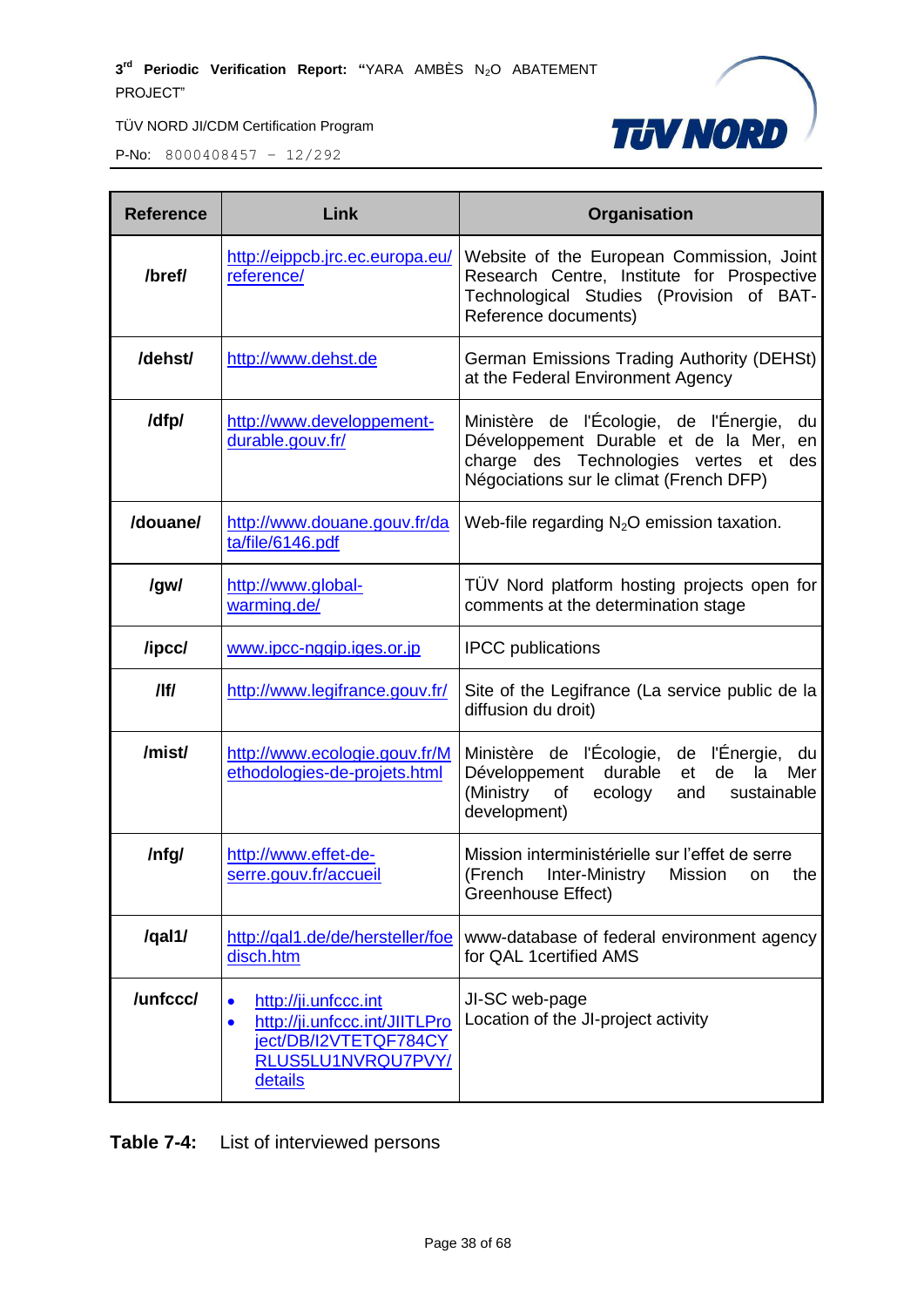| Reference | Link | Organisation |
|---|---|---|
| /bref/ | http://eippcb.jrc.ec.europa.eu/reference/ | Website of the European Commission, Joint Research Centre, Institute for Prospective Technological Studies (Provision of BAT-Reference documents) |
| /dehst/ | http://www.dehst.de | German Emissions Trading Authority (DEHSt) at the Federal Environment Agency |
| /dfp/ | http://www.developpement-durable.gouv.fr/ | Ministère de l'Écologie, de l'Énergie, du Développement Durable et de la Mer, en charge des Technologies vertes et des Négociations sur le climat (French DFP) |
| /douane/ | http://www.douane.gouv.fr/data/file/6146.pdf | Web-file regarding $N_2O$ emission taxation. |
| /gw/ | http://www.global-warming.de/ | TÜV Nord platform hosting projects open for comments at the determination stage |
| /ipcc/ | www.ipcc-nggip.iges.or.jp | IPCC publications |
| /lf/ | http://www.legifrance.gouv.fr/ | Site of the Legifrance (La service public de la diffusion du droit) |
| /mist/ | http://www.ecologie.gouv.fr/Methodologies-de-projets.html | Ministère de l'Écologie, de l'Énergie, du Développement durable et de la Mer (Ministry of ecology and sustainable development) |
| /nfg/ | http://www.effet-de-serre.gouv.fr/accueil | Mission interministérielle sur l'effet de serre (French Inter-Ministry Mission on the Greenhouse Effect) |
| /qal1/ | http://qal1.de/de/hersteller/foedisch.htm | www-database of federal environment agency for QAL 1certified AMS |
| /unfccc/ | • http://ji.unfccc.int<br>• http://ji.unfccc.int/JIITLProject/DB/I2VTETQF784CYRLUS5LU1NVRQU7PVY/details | JI-SC web-page<br>Location of the JI-project activity |

**Table 7-4:** List of interviewed persons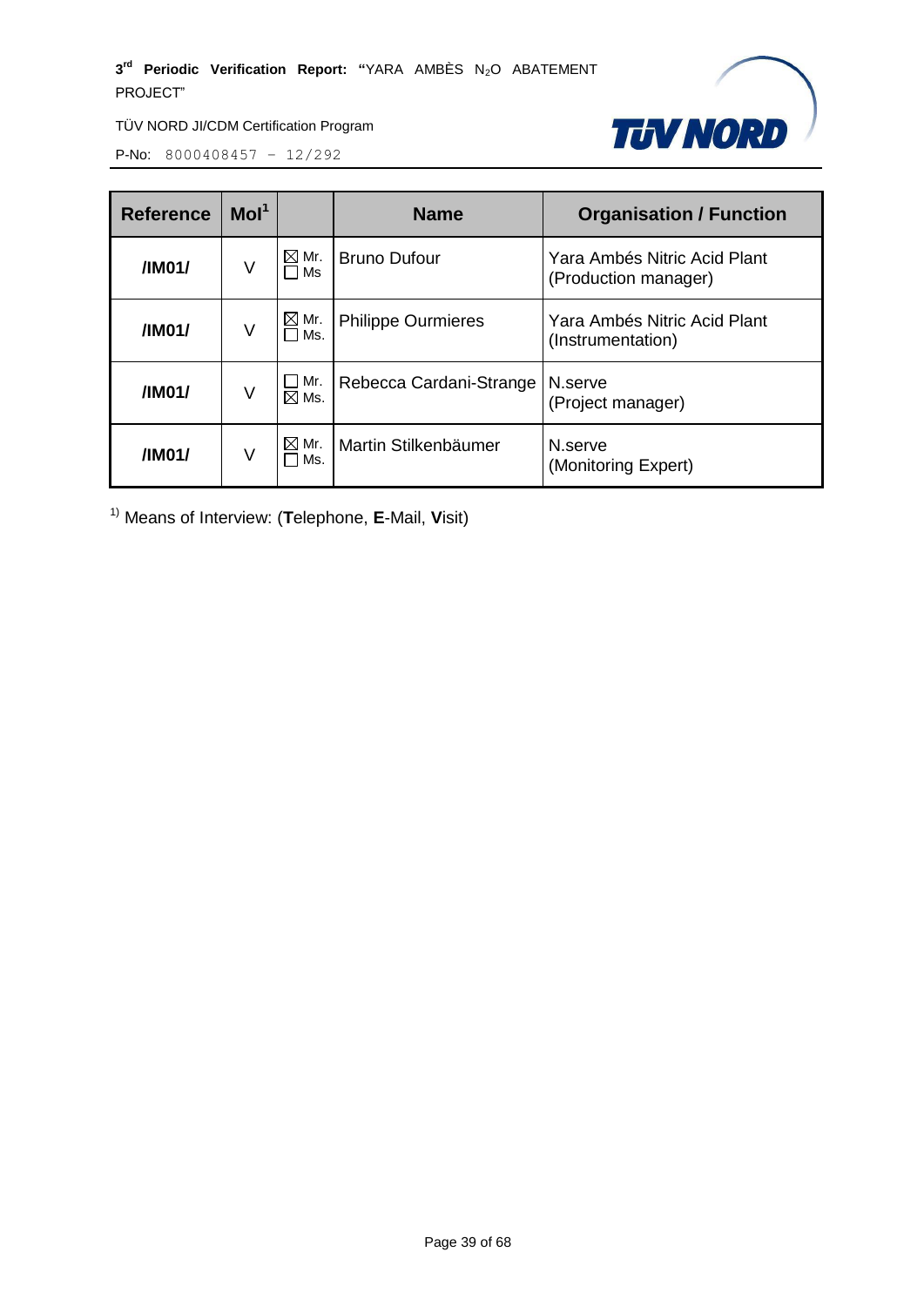| Reference | MoI[1] | | Name | Organisation / Function |
|---|---|---|---|---|
| /IM01/ | V | ☒ Mr. ☐ Ms | Bruno Dufour | Yara Ambés Nitric Acid Plant (Production manager) |
| /IM01/ | V | ☒ Mr. ☐ Ms. | Philippe Ourmieres | Yara Ambés Nitric Acid Plant (Instrumentation) |
| /IM01/ | V | ☐ Mr. ☒ Ms. | Rebecca Cardani-Strange | N.serve (Project manager) |
| /IM01/ | V | ☒ Mr. ☐ Ms. | Martin Stilkenbäumer | N.serve (Monitoring Expert) |

[1)] Means of Interview: (**T**elephone, **E**-Mail, **V**isit)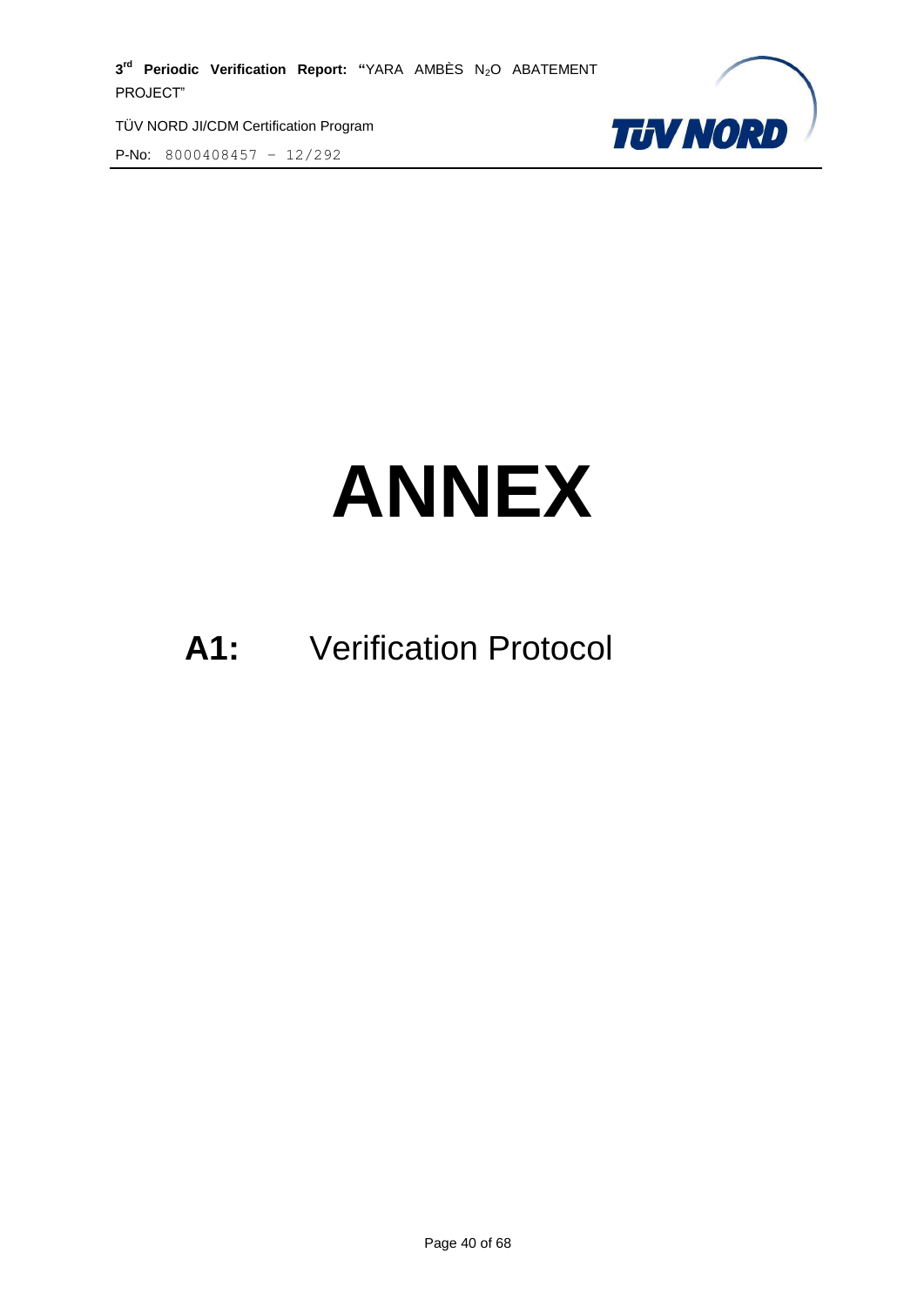# ANNEX

## A1: Verification Protocol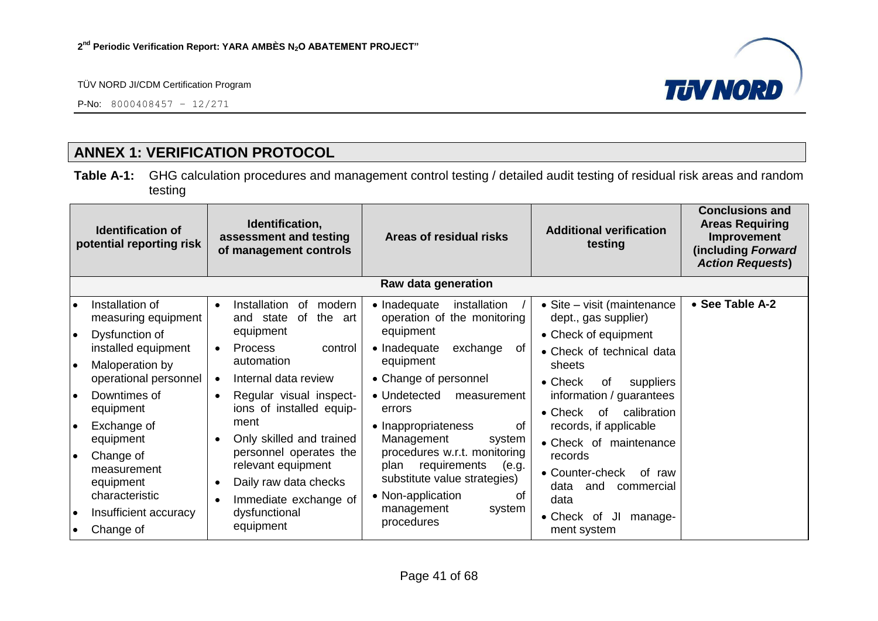## ANNEX 1: VERIFICATION PROTOCOL

**Table A-1:** GHG calculation procedures and management control testing / detailed audit testing of residual risk areas and random testing

| Identification of potential reporting risk | Identification, assessment and testing of management controls | Areas of residual risks | Additional verification testing | Conclusions and Areas Requiring Improvement (including *Forward Action Requests*) |
|---|---|---|---|---|
| **Raw data generation** | | | | |
| • Installation of measuring equipment<br>• Dysfunction of installed equipment<br>• Maloperation by operational personnel<br>• Downtimes of equipment<br>• Exchange of equipment<br>• Change of measurement equipment characteristic<br>• Insufficient accuracy<br>• Change of | • Installation of modern and state of the art equipment<br>• Process control automation<br>• Internal data review<br>• Regular visual inspections of installed equipment<br>• Only skilled and trained personnel operates the relevant equipment<br>• Daily raw data checks<br>• Immediate exchange of dysfunctional equipment | • Inadequate installation / operation of the monitoring equipment<br>• Inadequate exchange of equipment<br>• Change of personnel<br>• Undetected measurement errors<br>• Inappropriateness of Management system procedures w.r.t. monitoring plan requirements (e.g. substitute value strategies)<br>• Non-application of management system procedures | • Site – visit (maintenance dept., gas supplier)<br>• Check of equipment<br>• Check of technical data sheets<br>• Check of suppliers information / guarantees<br>• Check of calibration records, if applicable<br>• Check of maintenance records<br>• Counter-check of raw data and commercial data<br>• Check of JI management system | • **See Table A-2** |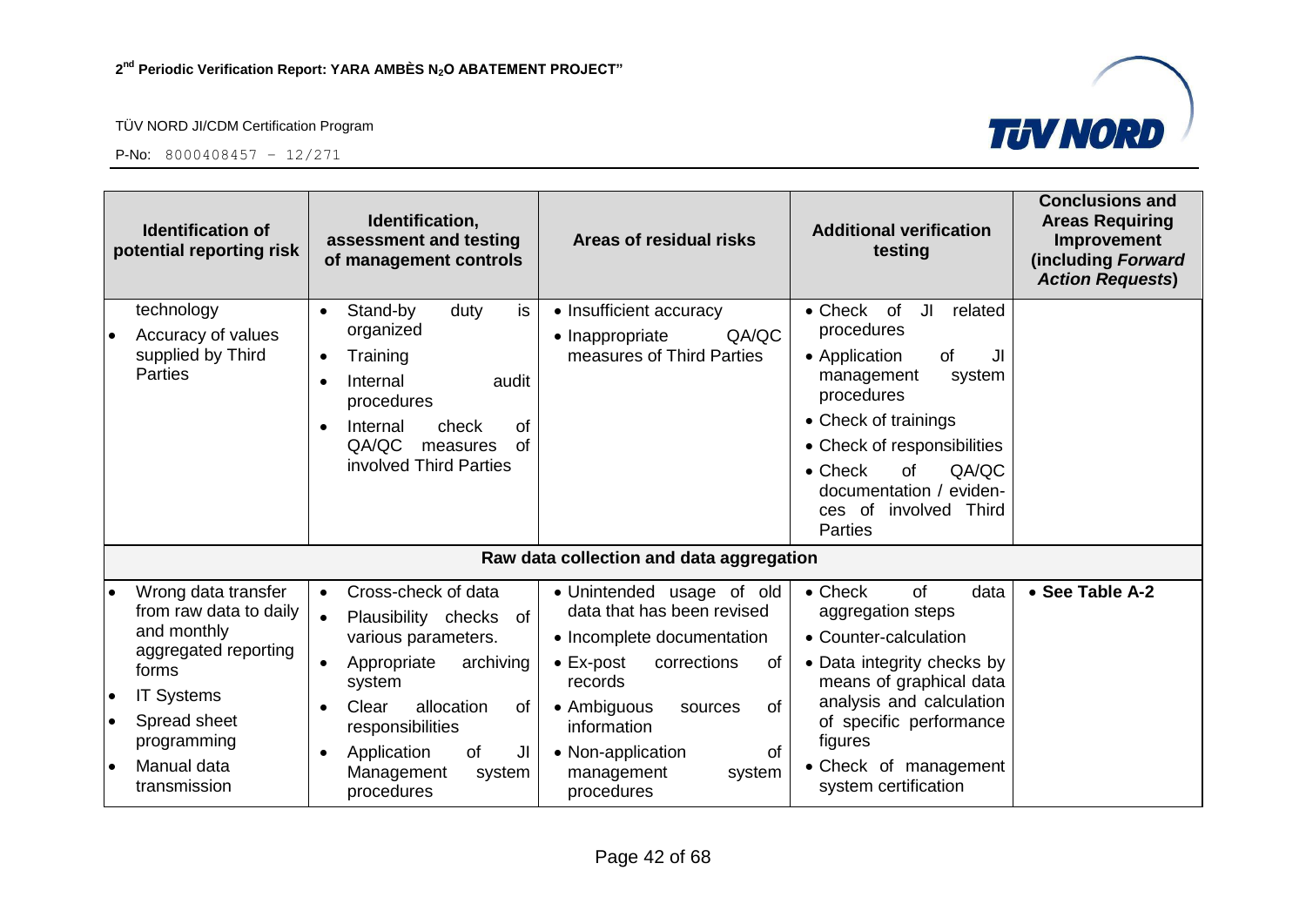| Identification of potential reporting risk | Identification, assessment and testing of management controls | Areas of residual risks | Additional verification testing | Conclusions and Areas Requiring Improvement (including *Forward Action Requests*) |
|---|---|---|---|---|
| technology<br>• Accuracy of values supplied by Third Parties | • Stand-by duty is organized<br>• Training<br>• Internal audit procedures<br>• Internal check of QA/QC measures of involved Third Parties | • Insufficient accuracy<br>• Inappropriate QA/QC measures of Third Parties | • Check of JI related procedures<br>• Application of JI management system procedures<br>• Check of trainings<br>• Check of responsibilities<br>• Check of QA/QC documentation / evidences of involved Third Parties | |
| **Raw data collection and data aggregation** | | | | |
| • Wrong data transfer from raw data to daily and monthly aggregated reporting forms<br>• IT Systems<br>• Spread sheet programming<br>• Manual data transmission | • Cross-check of data<br>• Plausibility checks of various parameters.<br>• Appropriate archiving system<br>• Clear allocation of responsibilities<br>• Application of JI Management system procedures | • Unintended usage of old data that has been revised<br>• Incomplete documentation<br>• Ex-post corrections of records<br>• Ambiguous sources of information<br>• Non-application of management system procedures | • Check of data aggregation steps<br>• Counter-calculation<br>• Data integrity checks by means of graphical data analysis and calculation of specific performance figures<br>• Check of management system certification | • **See Table A-2** |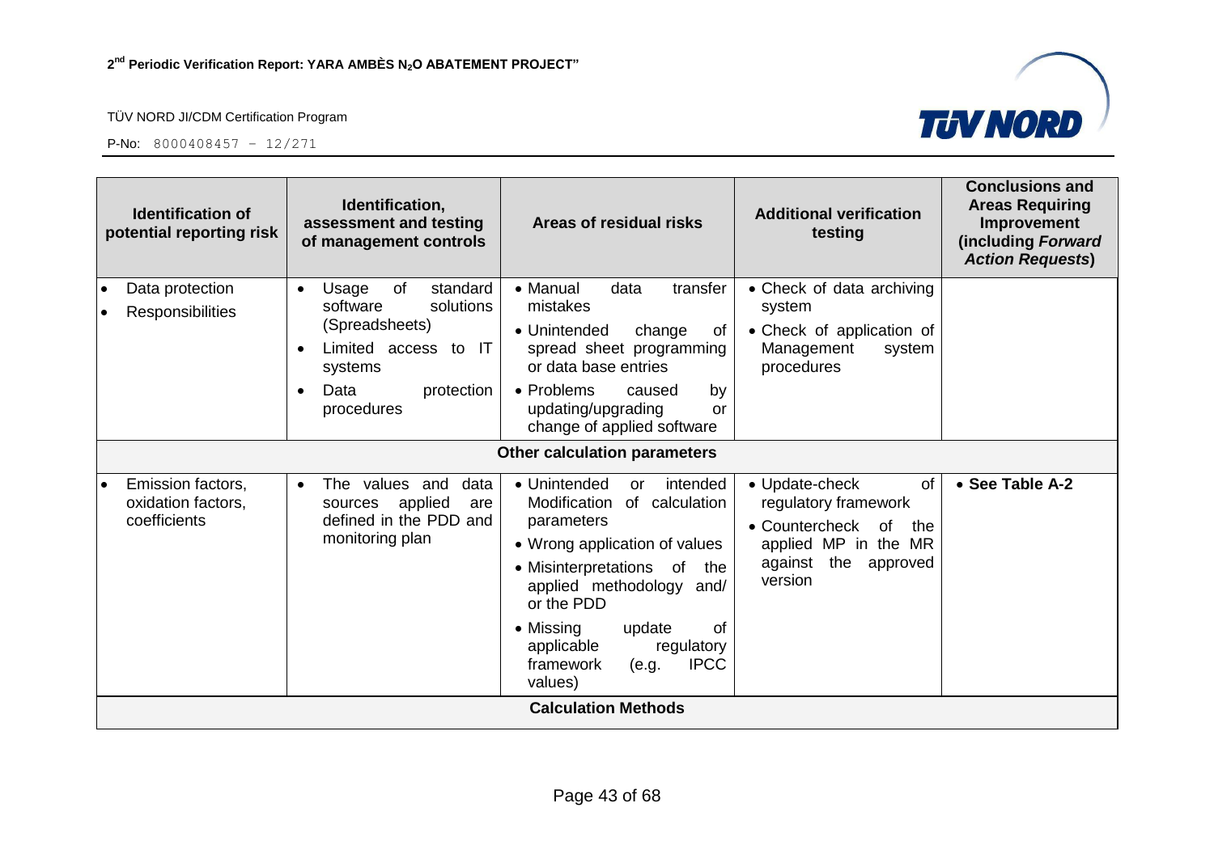| Identification of potential reporting risk | Identification, assessment and testing of management controls | Areas of residual risks | Additional verification testing | Conclusions and Areas Requiring Improvement (including *Forward Action Requests*) |
|---|---|---|---|---|
| • Data protection<br>• Responsibilities | • Usage of standard software solutions (Spreadsheets)<br>• Limited access to IT systems<br>• Data protection procedures | • Manual data transfer mistakes<br>• Unintended change of spread sheet programming or data base entries<br>• Problems caused by updating/upgrading or change of applied software | • Check of data archiving system<br>• Check of application of Management system procedures | |
| **Other calculation parameters** | | | | |
| • Emission factors, oxidation factors, coefficients | • The values and data sources applied are defined in the PDD and monitoring plan | • Unintended or intended Modification of calculation parameters<br>• Wrong application of values<br>• Misinterpretations of the applied methodology and/ or the PDD<br>• Missing update of applicable regulatory framework (e.g. IPCC values) | • Update-check of regulatory framework<br>• Countercheck of the applied MP in the MR against the approved version | • **See Table A-2** |
| **Calculation Methods** | | | | |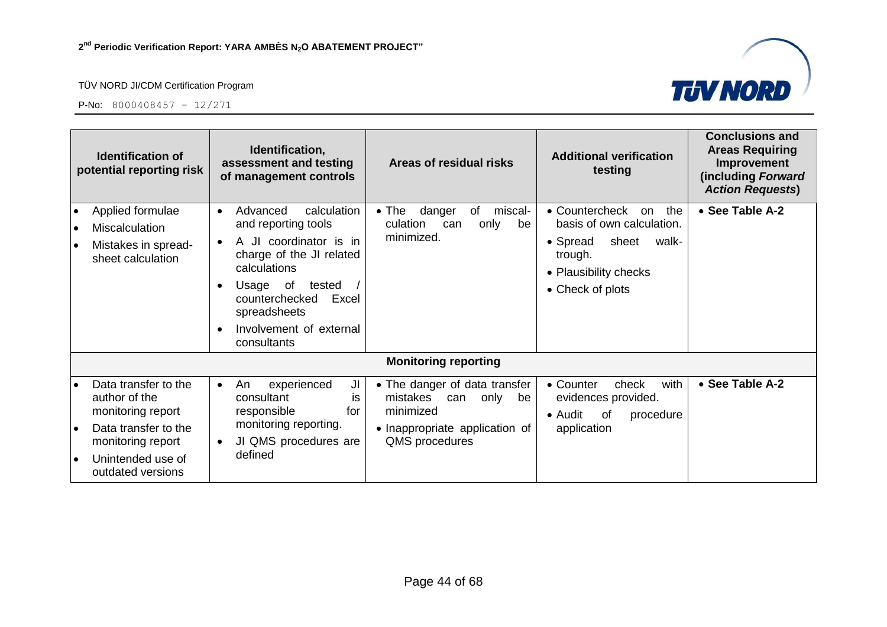| Identification of potential reporting risk | Identification, assessment and testing of management controls | Areas of residual risks | Additional verification testing | Conclusions and Areas Requiring Improvement (including *Forward Action Requests*) |
|---|---|---|---|---|
| • Applied formulae<br>• Miscalculation<br>• Mistakes in spread-sheet calculation | • Advanced calculation and reporting tools<br>• A JI coordinator is in charge of the JI related calculations<br>• Usage of tested / counterchecked Excel spreadsheets<br>• Involvement of external consultants | • The danger of miscal-culation can only be minimized. | • Countercheck on the basis of own calculation.<br>• Spread sheet walk-trough.<br>• Plausibility checks<br>• Check of plots | • **See Table A-2** |
| **Monitoring reporting** | | | | |
| • Data transfer to the author of the monitoring report<br>• Data transfer to the monitoring report<br>• Unintended use of outdated versions | • An experienced JI consultant is responsible for monitoring reporting.<br>• JI QMS procedures are defined | • The danger of data transfer mistakes can only be minimized<br>• Inappropriate application of QMS procedures | • Counter check with evidences provided.<br>• Audit of procedure application | • **See Table A-2** |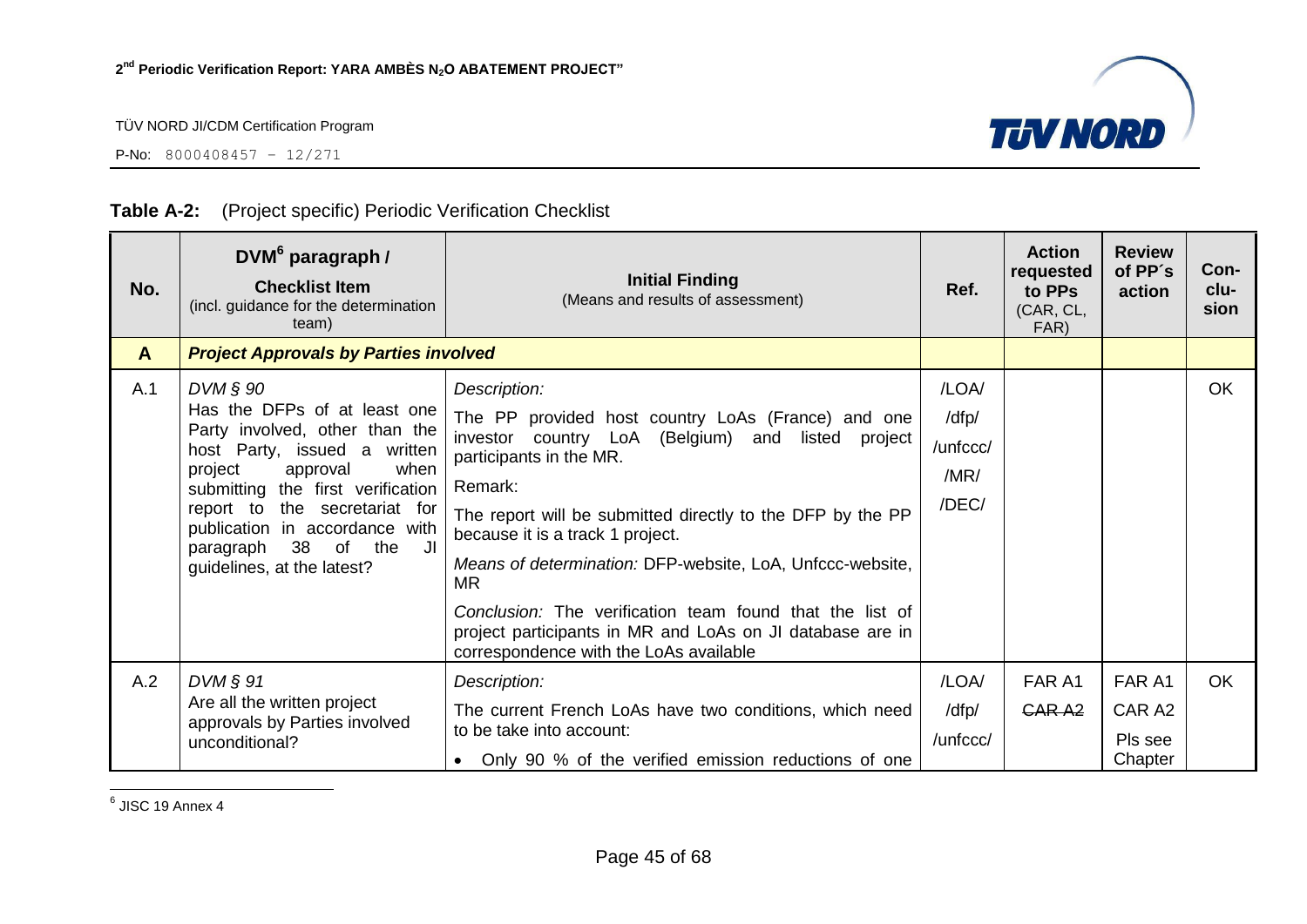**Table A-2:** (Project specific) Periodic Verification Checklist

| No. | DVM[6] paragraph / **Checklist Item** (incl. guidance for the determination team) | **Initial Finding** (Means and results of assessment) | Ref. | Action requested to PPs (CAR, CL, FAR) | Review of PP´s action | Con-clu-sion |
|---|---|---|---|---|---|---|
| **A** | ***Project Approvals by Parties involved*** | | | | | |
| A.1 | *DVM § 90*<br>Has the DFPs of at least one Party involved, other than the host Party, issued a written project approval when submitting the first verification report to the secretariat for publication in accordance with paragraph 38 of the JI guidelines, at the latest? | *Description:*<br>The PP provided host country LoAs (France) and one investor country LoA (Belgium) and listed project participants in the MR.<br>Remark:<br>The report will be submitted directly to the DFP by the PP because it is a track 1 project.<br>*Means of determination:* DFP-website, LoA, Unfccc-website, MR<br>*Conclusion:* The verification team found that the list of project participants in MR and LoAs on JI database are in correspondence with the LoAs available | /LOA/<br>/dfp/<br>/unfccc/<br>/MR/<br>/DEC/ | | | OK |
| A.2 | *DVM § 91*<br>Are all the written project approvals by Parties involved unconditional? | *Description:*<br>The current French LoAs have two conditions, which need to be take into account:<br>• Only 90 % of the verified emission reductions of one | /LOA/<br>/dfp/<br>/unfccc/ | FAR A1<br>~~CAR A2~~ | FAR A1<br>CAR A2<br>Pls see Chapter | OK |

[6] JISC 19 Annex 4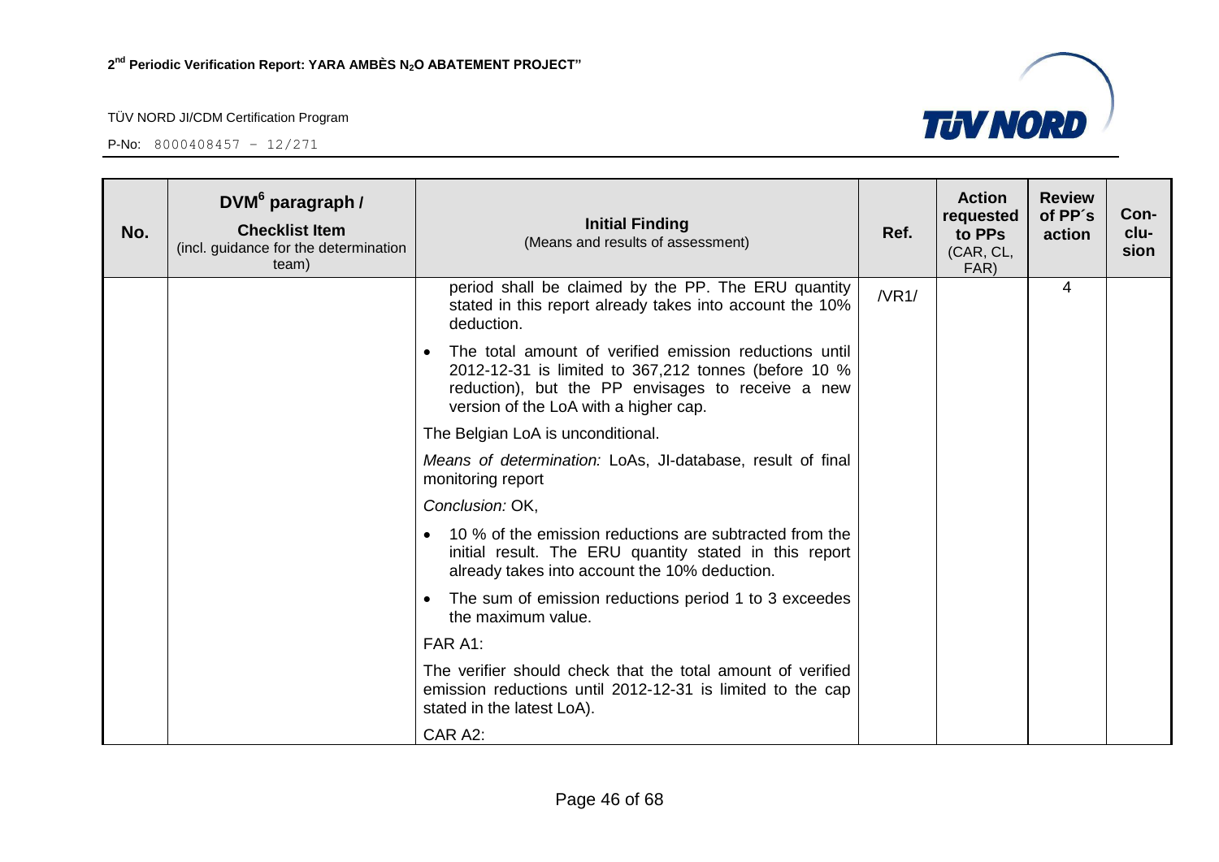| No. | DVM[6] paragraph / Checklist Item (incl. guidance for the determination team) | Initial Finding (Means and results of assessment) | Ref. | Action requested to PPs (CAR, CL, FAR) | Review of PP´s action | Con-clu-sion |
|---|---|---|---|---|---|---|
| | | period shall be claimed by the PP. The ERU quantity stated in this report already takes into account the 10% deduction.<br>• The total amount of verified emission reductions until 2012-12-31 is limited to 367,212 tonnes (before 10 % reduction), but the PP envisages to receive a new version of the LoA with a higher cap.<br>The Belgian LoA is unconditional.<br>*Means of determination:* LoAs, JI-database, result of final monitoring report<br>*Conclusion:* OK,<br>• 10 % of the emission reductions are subtracted from the initial result. The ERU quantity stated in this report already takes into account the 10% deduction.<br>• The sum of emission reductions period 1 to 3 exceedes the maximum value.<br>FAR A1:<br>The verifier should check that the total amount of verified emission reductions until 2012-12-31 is limited to the cap stated in the latest LoA).<br>CAR A2: | /VR1/ | | 4 | |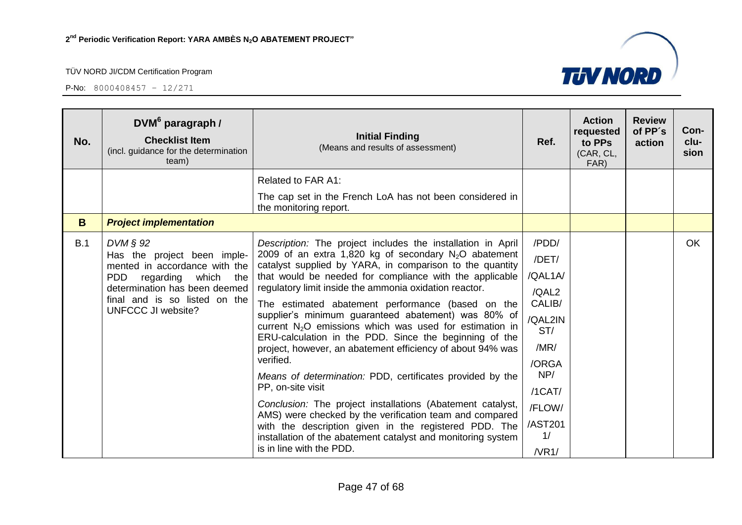| No. | DVM[6] paragraph / **Checklist Item** (incl. guidance for the determination team) | **Initial Finding** (Means and results of assessment) | Ref. | Action requested to PPs (CAR, CL, FAR) | Review of PP´s action | Con-clu-sion |
|---|---|---|---|---|---|---|
| | | Related to FAR A1: The cap set in the French LoA has not been considered in the monitoring report. | | | | |
| **B** | ***Project implementation*** | | | | | |
| B.1 | *DVM § 92* Has the project been implemented in accordance with the PDD regarding which the determination has been deemed final and is so listed on the UNFCCC JI website? | *Description:* The project includes the installation in April 2009 of an extra 1,820 kg of secondary $N_2O$ abatement catalyst supplied by YARA, in comparison to the quantity that would be needed for compliance with the applicable regulatory limit inside the ammonia oxidation reactor. The estimated abatement performance (based on the supplier's minimum guaranteed abatement) was 80% of current $N_2O$ emissions which was used for estimation in ERU-calculation in the PDD. Since the beginning of the project, however, an abatement efficiency of about 94% was verified. *Means of determination:* PDD, certificates provided by the PP, on-site visit *Conclusion:* The project installations (Abatement catalyst, AMS) were checked by the verification team and compared with the description given in the registered PDD. The installation of the abatement catalyst and monitoring system is in line with the PDD. | /PDD/ /DET/ /QAL1A/ /QAL2 CALIB/ /QAL2INST/ /MR/ /ORGANP/ /1CAT/ /FLOW/ /AST2011/ /VR1/ | | | OK |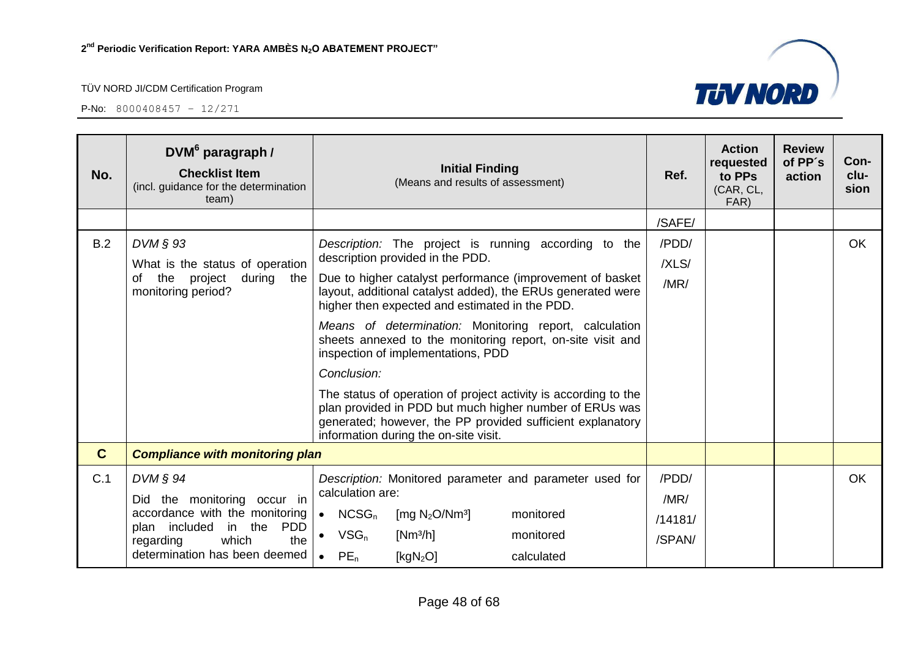| No. | DVM[6] paragraph / **Checklist Item** (incl. guidance for the determination team) | **Initial Finding** (Means and results of assessment) | Ref. | Action requested to PPs (CAR, CL, FAR) | Review of PP´s action | Con-clu-sion |
|---|---|---|---|---|---|---|
| | | | /SAFE/ | | | |
| B.2 | *DVM § 93*<br>What is the status of operation of the project during the monitoring period? | *Description:* The project is running according to the description provided in the PDD.<br>Due to higher catalyst performance (improvement of basket layout, additional catalyst added), the ERUs generated were higher then expected and estimated in the PDD.<br>*Means of determination:* Monitoring report, calculation sheets annexed to the monitoring report, on-site visit and inspection of implementations, PDD<br>*Conclusion:*<br>The status of operation of project activity is according to the plan provided in PDD but much higher number of ERUs was generated; however, the PP provided sufficient explanatory information during the on-site visit. | /PDD/<br>/XLS/<br>/MR/ | | | OK |
| **C** | ***Compliance with monitoring plan*** | | | | | |
| C.1 | *DVM § 94*<br>Did the monitoring occur in accordance with the monitoring plan included in the PDD regarding which the determination has been deemed | *Description:* Monitored parameter and parameter used for calculation are:<br>• $NCSG_n$ [mg $N_2O$/Nm³] monitored<br>• $VSG_n$ [Nm³/h] monitored<br>• $PE_n$ [kg$N_2O$] calculated | /PDD/<br>/MR/<br>/14181/<br>/SPAN/ | | | OK |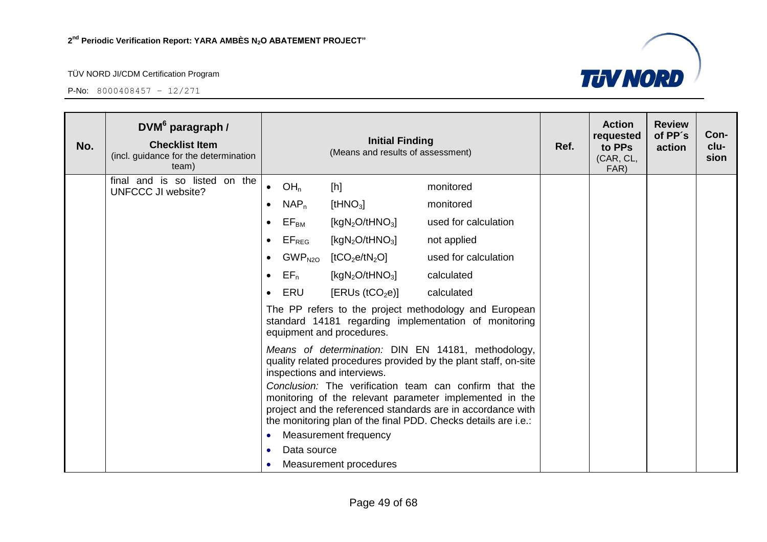| No. | DVM[6] paragraph / **Checklist Item** (incl. guidance for the determination team) | **Initial Finding** (Means and results of assessment) | Ref. | Action requested to PPs (CAR, CL, FAR) | Review of PP´s action | Con-clu-sion |
|---|---|---|---|---|---|---|
| | final and is so listed on the UNFCCC JI website? | • $OH_n$ [h] monitored<br>• $NAP_n$ [$tHNO_3$] monitored<br>• $EF_{BM}$ [$kgN_2O/tHNO_3$] used for calculation<br>• $EF_{REG}$ [$kgN_2O/tHNO_3$] not applied<br>• $GWP_{N2O}$ [$tCO_2e/tN_2O$] used for calculation<br>• $EF_n$ [$kgN_2O/tHNO_3$] calculated<br>• ERU [ERUs ($tCO_2e$)] calculated<br><br>The PP refers to the project methodology and European standard 14181 regarding implementation of monitoring equipment and procedures.<br><br>*Means of determination:* DIN EN 14181, methodology, quality related procedures provided by the plant staff, on-site inspections and interviews.<br>*Conclusion:* The verification team can confirm that the monitoring of the relevant parameter implemented in the project and the referenced standards are in accordance with the monitoring plan of the final PDD. Checks details are i.e.:<br>• Measurement frequency<br>• Data source<br>• Measurement procedures | | | | |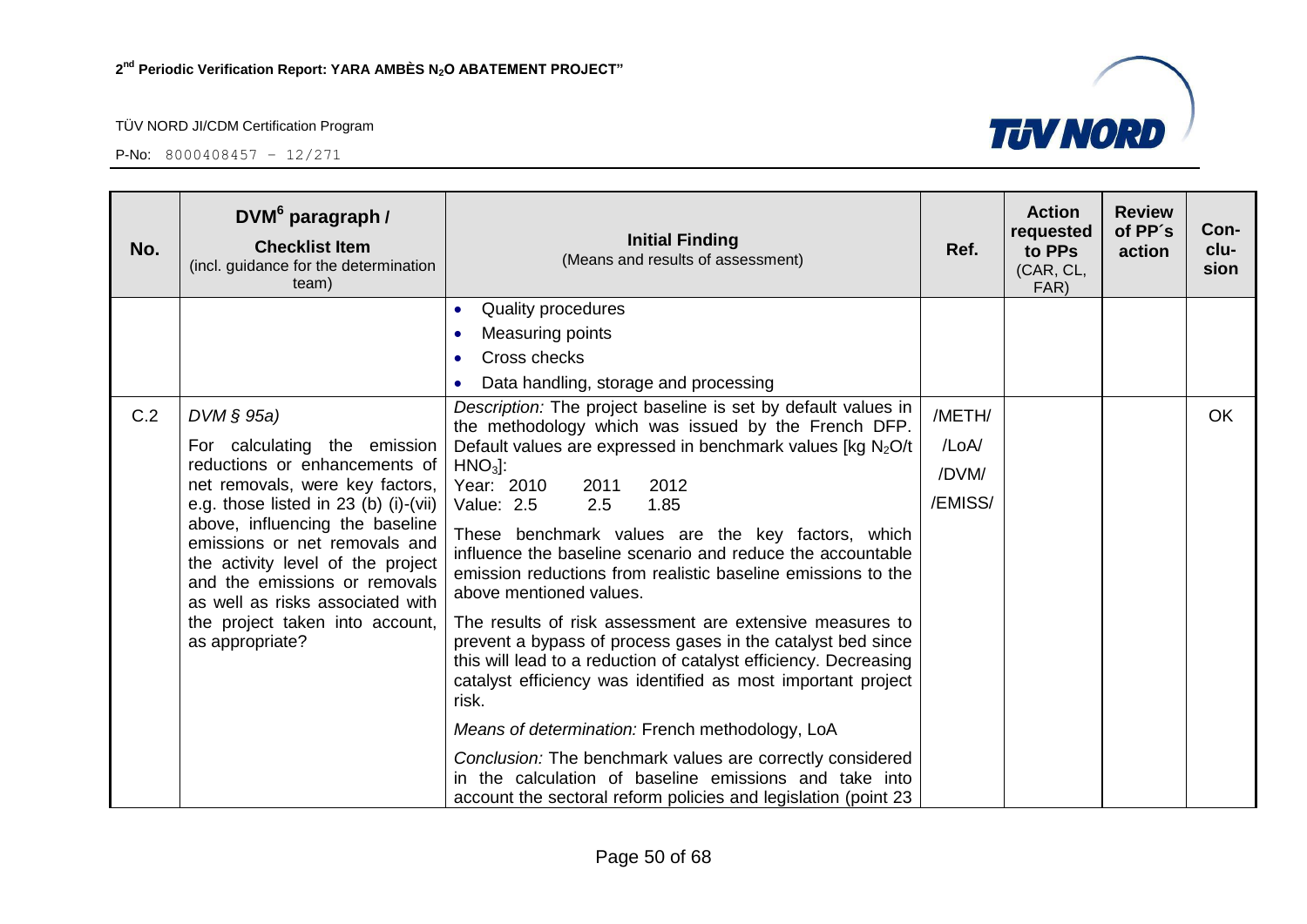| No. | DVM[6] paragraph / **Checklist Item** (incl. guidance for the determination team) | **Initial Finding** (Means and results of assessment) | Ref. | Action requested to PPs (CAR, CL, FAR) | Review of PP´s action | Con-clu-sion |
|---|---|---|---|---|---|---|
| | | • Quality procedures<br>• Measuring points<br>• Cross checks<br>• Data handling, storage and processing | | | | |
| C.2 | *DVM § 95a)*<br>For calculating the emission reductions or enhancements of net removals, were key factors, e.g. those listed in 23 (b) (i)-(vii) above, influencing the baseline emissions or net removals and the activity level of the project and the emissions or removals as well as risks associated with the project taken into account, as appropriate? | *Description:* The project baseline is set by default values in the methodology which was issued by the French DFP. Default values are expressed in benchmark values [kg $N_2O$/t $HNO_3$]:<br>Year: 2010 2011 2012<br>Value: 2.5 2.5 1.85<br>These benchmark values are the key factors, which influence the baseline scenario and reduce the accountable emission reductions from realistic baseline emissions to the above mentioned values.<br>The results of risk assessment are extensive measures to prevent a bypass of process gases in the catalyst bed since this will lead to a reduction of catalyst efficiency. Decreasing catalyst efficiency was identified as most important project risk.<br>*Means of determination:* French methodology, LoA<br>*Conclusion:* The benchmark values are correctly considered in the calculation of baseline emissions and take into account the sectoral reform policies and legislation (point 23 | /METH/<br>/LoA/<br>/DVM/<br>/EMISS/ | | | OK |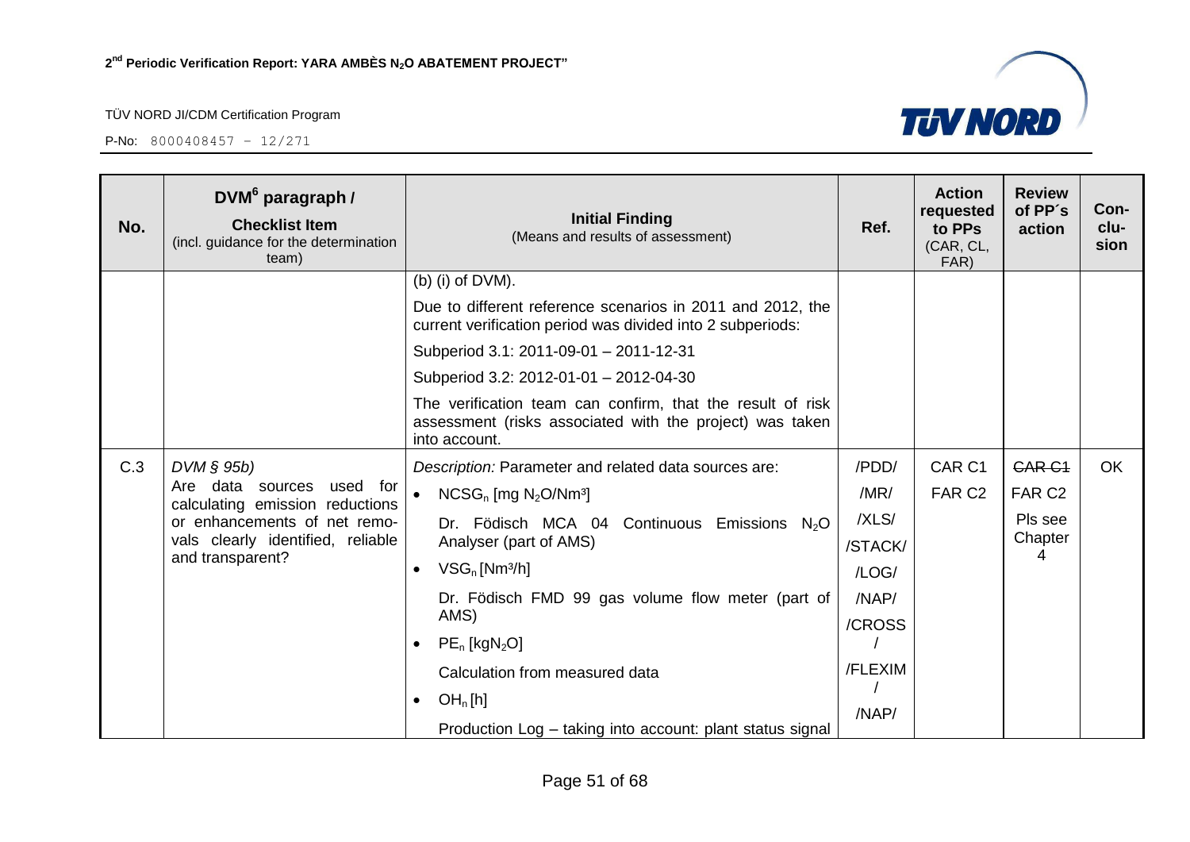| No. | DVM[6] paragraph / **Checklist Item** (incl. guidance for the determination team) | **Initial Finding** (Means and results of assessment) | Ref. | Action requested to PPs (CAR, CL, FAR) | Review of PP´s action | Con-clu-sion |
|---|---|---|---|---|---|---|
| | | (b) (i) of DVM).<br><br>Due to different reference scenarios in 2011 and 2012, the current verification period was divided into 2 subperiods:<br><br>Subperiod 3.1: 2011-09-01 – 2011-12-31<br><br>Subperiod 3.2: 2012-01-01 – 2012-04-30<br><br>The verification team can confirm, that the result of risk assessment (risks associated with the project) was taken into account. | | | | |
| C.3 | *DVM § 95b)*<br>Are data sources used for calculating emission reductions or enhancements of net removals clearly identified, reliable and transparent? | *Description:* Parameter and related data sources are:<br>• $NCSG_n$ [mg $N_2O$/Nm³]<br>Dr. Födisch MCA 04 Continuous Emissions $N_2O$ Analyser (part of AMS)<br>• $VSG_n$ [Nm³/h]<br>Dr. Födisch FMD 99 gas volume flow meter (part of AMS)<br>• $PE_n$ [kg$N_2O$]<br>Calculation from measured data<br>• $OH_n$ [h]<br>Production Log – taking into account: plant status signal | /PDD/<br>/MR/<br>/XLS/<br>/STACK/<br>/LOG/<br>/NAP/<br>/CROSS/<br>/FLEXIM/<br>/NAP/ | CAR C1<br>FAR C2 | ~~CAR C1~~<br>FAR C2<br>Pls see Chapter 4 | OK |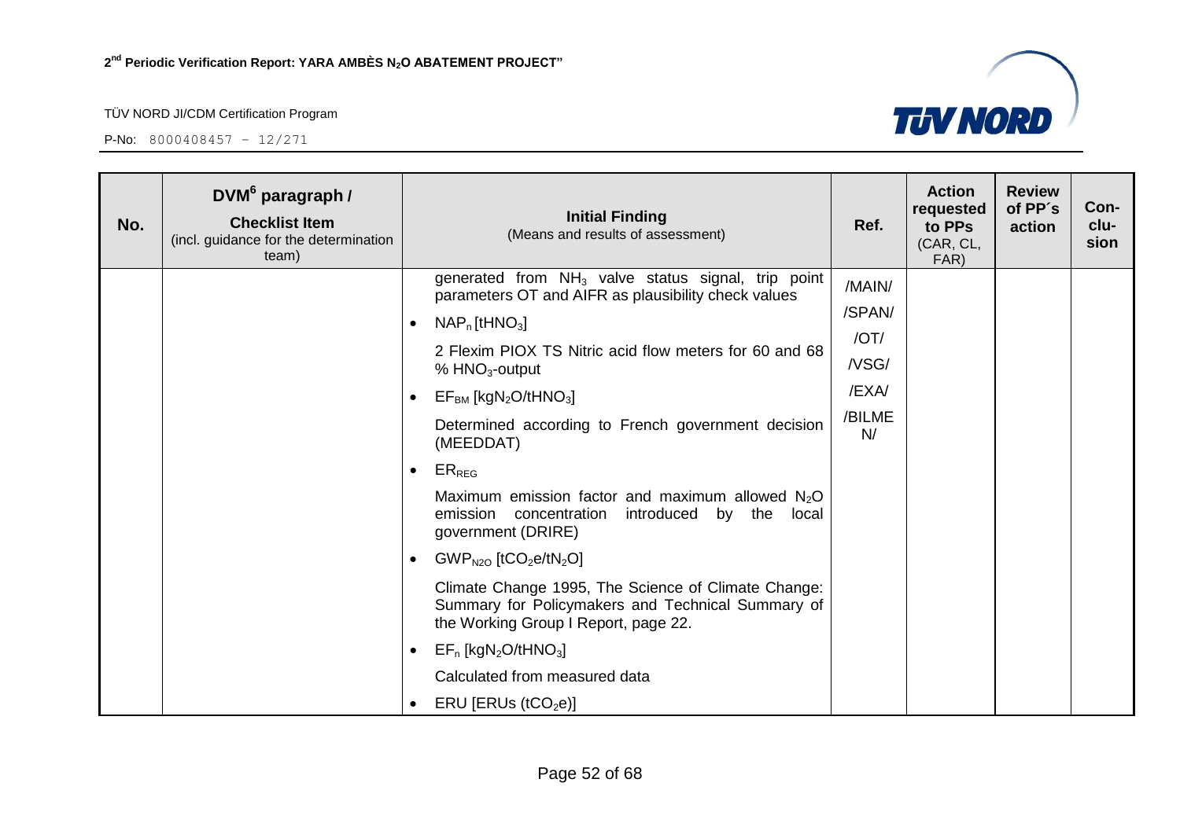| No. | DVM[6] paragraph / Checklist Item (incl. guidance for the determination team) | Initial Finding (Means and results of assessment) | Ref. | Action requested to PPs (CAR, CL, FAR) | Review of PP´s action | Con-clu-sion |
|---|---|---|---|---|---|---|
| | | generated from $NH_3$ valve status signal, trip point parameters OT and AIFR as plausibility check values<br>• $NAP_n$ [$tHNO_3$]<br>2 Flexim PIOX TS Nitric acid flow meters for 60 and 68 % $HNO_3$-output<br>• $EF_{BM}$ [$kgN_2O/tHNO_3$]<br>Determined according to French government decision (MEEDDAT)<br>• $ER_{REG}$<br>Maximum emission factor and maximum allowed $N_2O$ emission concentration introduced by the local government (DRIRE)<br>• $GWP_{N2O}$ [$tCO_2e/tN_2O$]<br>Climate Change 1995, The Science of Climate Change: Summary for Policymakers and Technical Summary of the Working Group I Report, page 22.<br>• $EF_n$ [$kgN_2O/tHNO_3$]<br>Calculated from measured data<br>• ERU [ERUs ($tCO_2e$)] | /MAIN/<br>/SPAN/<br>/OT/<br>/VSG/<br>/EXA/<br>/BILMEN/ | | | |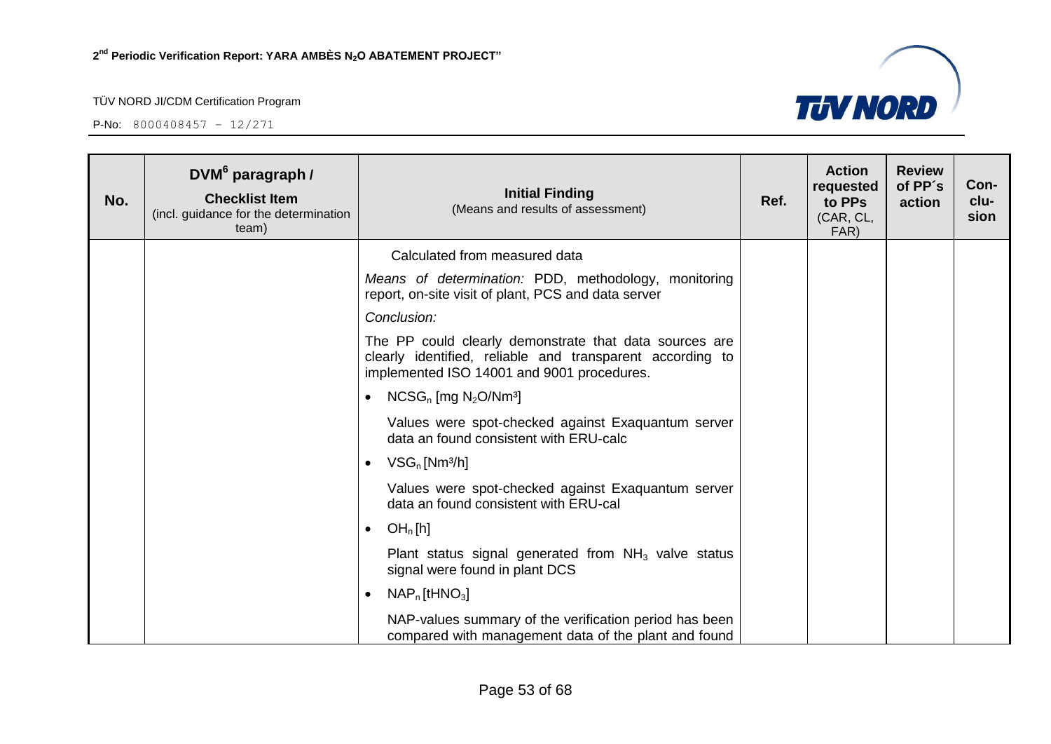| No. | DVM[6] paragraph / **Checklist Item** (incl. guidance for the determination team) | **Initial Finding** (Means and results of assessment) | Ref. | Action requested to PPs (CAR, CL, FAR) | Review of PP´s action | Con-clu-sion |
|---|---|---|---|---|---|---|
| | | Calculated from measured data<br><br>*Means of determination:* PDD, methodology, monitoring report, on-site visit of plant, PCS and data server<br><br>*Conclusion:*<br><br>The PP could clearly demonstrate that data sources are clearly identified, reliable and transparent according to implemented ISO 14001 and 9001 procedures.<br><br>• $NCSG_n$ [mg $N_2O$/Nm³]<br><br>Values were spot-checked against Exaquantum server data an found consistent with ERU-calc<br><br>• $VSG_n$ [Nm³/h]<br><br>Values were spot-checked against Exaquantum server data an found consistent with ERU-cal<br><br>• $OH_n$ [h]<br><br>Plant status signal generated from $NH_3$ valve status signal were found in plant DCS<br><br>• $NAP_n$ [t$HNO_3$]<br><br>NAP-values summary of the verification period has been compared with management data of the plant and found | | | | |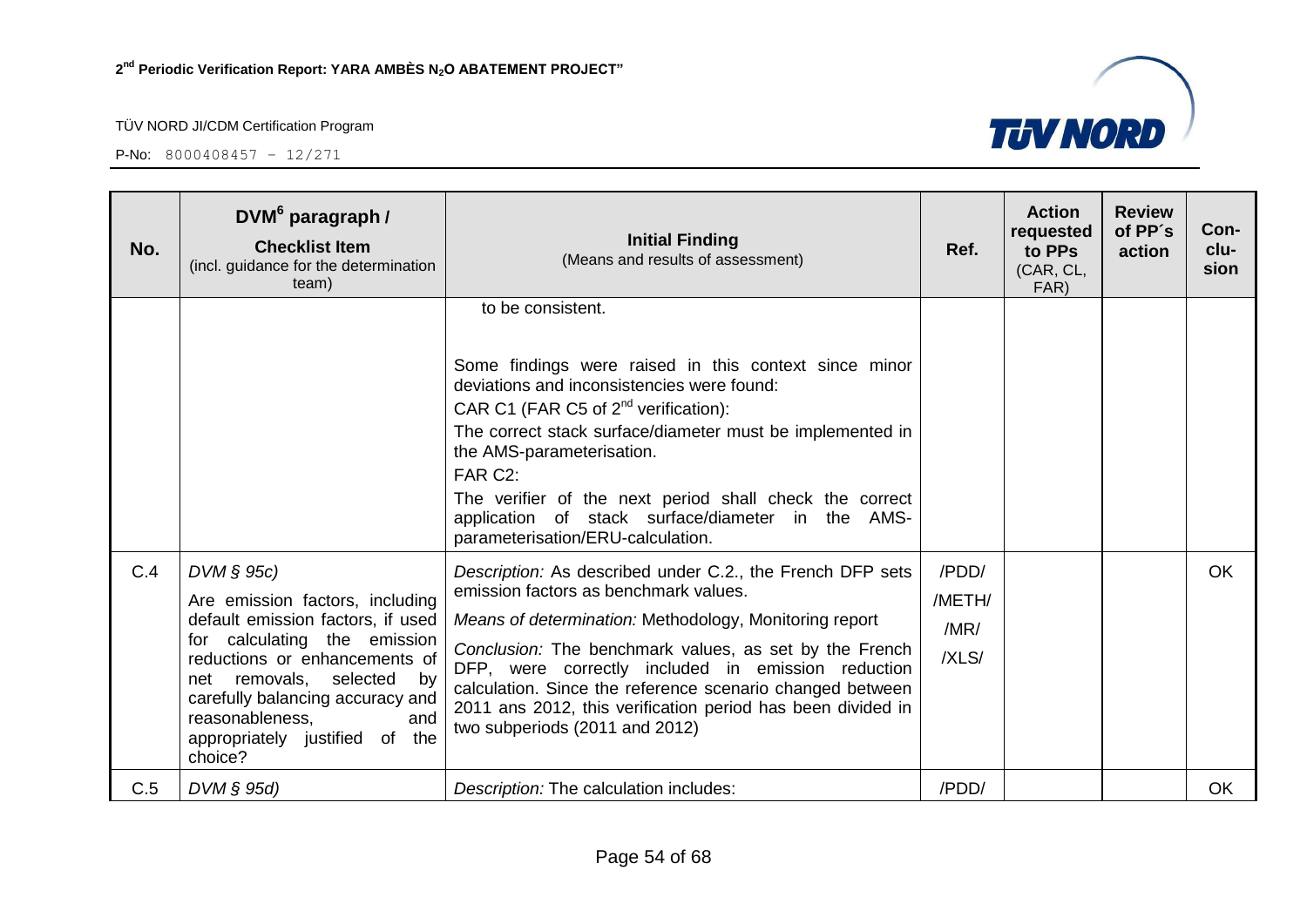| No. | DVM[6] paragraph / Checklist Item (incl. guidance for the determination team) | Initial Finding (Means and results of assessment) | Ref. | Action requested to PPs (CAR, CL, FAR) | Review of PP´s action | Con-clu-sion |
|---|---|---|---|---|---|---|
| | | to be consistent.<br><br>Some findings were raised in this context since minor deviations and inconsistencies were found:<br>CAR C1 (FAR C5 of 2[nd] verification):<br>The correct stack surface/diameter must be implemented in the AMS-parameterisation.<br>FAR C2:<br>The verifier of the next period shall check the correct application of stack surface/diameter in the AMS-parameterisation/ERU-calculation. | | | | |
| C.4 | *DVM § 95c)*<br>Are emission factors, including default emission factors, if used for calculating the emission reductions or enhancements of net removals, selected by carefully balancing accuracy and reasonableness, and appropriately justified of the choice? | *Description:* As described under C.2., the French DFP sets emission factors as benchmark values.<br>*Means of determination:* Methodology, Monitoring report<br>*Conclusion:* The benchmark values, as set by the French DFP, were correctly included in emission reduction calculation. Since the reference scenario changed between 2011 ans 2012, this verification period has been divided in two subperiods (2011 and 2012) | /PDD/<br>/METH/<br>/MR/<br>/XLS/ | | | OK |
| C.5 | *DVM § 95d)* | *Description:* The calculation includes: | /PDD/ | | | OK |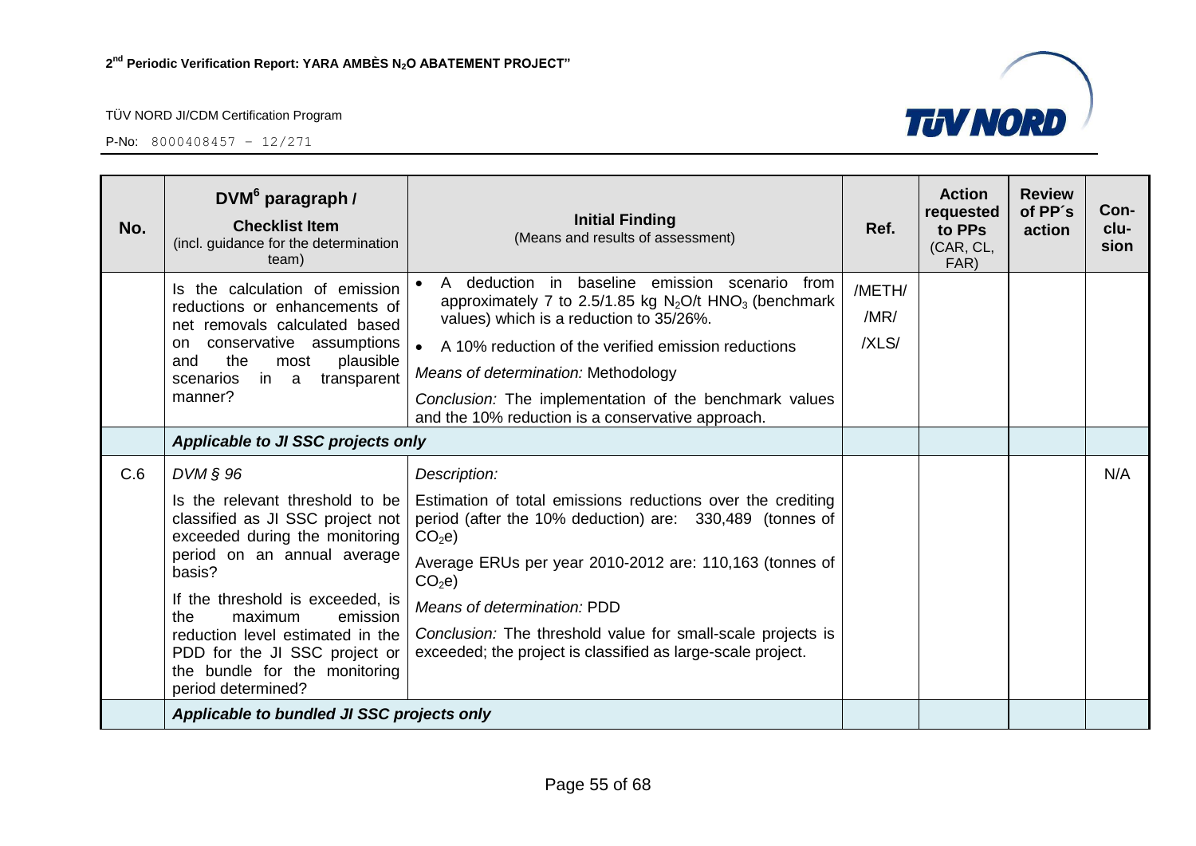| No. | DVM[6] paragraph / **Checklist Item** (incl. guidance for the determination team) | **Initial Finding** (Means and results of assessment) | Ref. | Action requested to PPs (CAR, CL, FAR) | Review of PP´s action | Con-clu-sion |
|---|---|---|---|---|---|---|
| | Is the calculation of emission reductions or enhancements of net removals calculated based on conservative assumptions and the most plausible scenarios in a transparent manner? | • A deduction in baseline emission scenario from approximately 7 to 2.5/1.85 kg $N_2O$/t $HNO_3$ (benchmark values) which is a reduction to 35/26%. <br> • A 10% reduction of the verified emission reductions <br> *Means of determination:* Methodology <br> *Conclusion:* The implementation of the benchmark values and the 10% reduction is a conservative approach. | /METH/ <br> /MR/ <br> /XLS/ | | | |
| | ***Applicable to JI SSC projects only*** | | | | | |
| C.6 | *DVM § 96* <br> Is the relevant threshold to be classified as JI SSC project not exceeded during the monitoring period on an annual average basis? <br> If the threshold is exceeded, is the maximum emission reduction level estimated in the PDD for the JI SSC project or the bundle for the monitoring period determined? | *Description:* <br> Estimation of total emissions reductions over the crediting period (after the 10% deduction) are: 330,489 (tonnes of $CO_2e$) <br> Average ERUs per year 2010-2012 are: 110,163 (tonnes of $CO_2e$) <br> *Means of determination:* PDD <br> *Conclusion:* The threshold value for small-scale projects is exceeded; the project is classified as large-scale project. | | | | N/A |
| | ***Applicable to bundled JI SSC projects only*** | | | | | |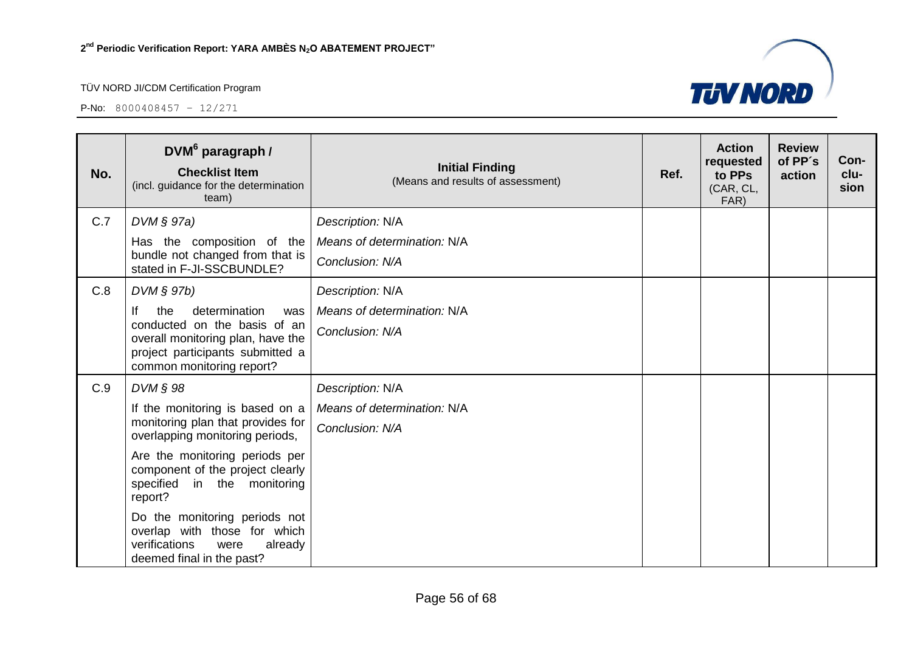| No. | DVM[6] paragraph / **Checklist Item** (incl. guidance for the determination team) | **Initial Finding** (Means and results of assessment) | Ref. | Action requested to PPs (CAR, CL, FAR) | Review of PP´s action | Con-clu-sion |
|---|---|---|---|---|---|---|
| C.7 | *DVM § 97a)*<br>Has the composition of the bundle not changed from that is stated in F-JI-SSCBUNDLE? | *Description:* N/A<br>*Means of determination:* N/A<br>*Conclusion: N/A* | | | | |
| C.8 | *DVM § 97b)*<br>If the determination was conducted on the basis of an overall monitoring plan, have the project participants submitted a common monitoring report? | *Description:* N/A<br>*Means of determination:* N/A<br>*Conclusion: N/A* | | | | |
| C.9 | *DVM § 98*<br>If the monitoring is based on a monitoring plan that provides for overlapping monitoring periods,<br>Are the monitoring periods per component of the project clearly specified in the monitoring report?<br>Do the monitoring periods not overlap with those for which verifications were already deemed final in the past? | *Description:* N/A<br>*Means of determination:* N/A<br>*Conclusion: N/A* | | | | |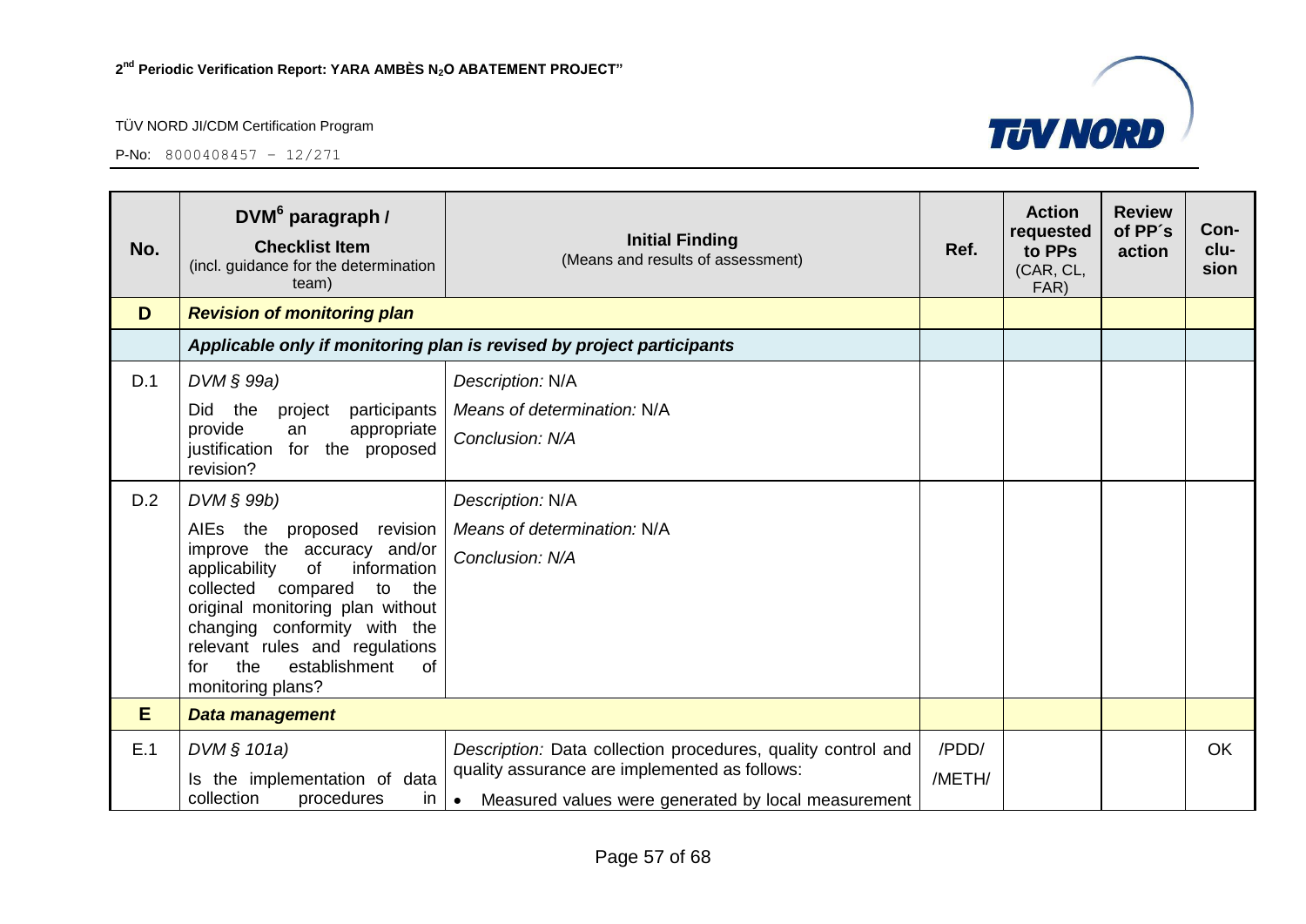| No. | DVM[6] paragraph / **Checklist Item** (incl. guidance for the determination team) | **Initial Finding** (Means and results of assessment) | Ref. | Action requested to PPs (CAR, CL, FAR) | Review of PP´s action | Con-clu-sion |
|---|---|---|---|---|---|---|
| **D** | ***Revision of monitoring plan*** | | | | | |
| | ***Applicable only if monitoring plan is revised by project participants*** | | | | | |
| D.1 | *DVM § 99a)* Did the project participants provide an appropriate justification for the proposed revision? | *Description:* N/A *Means of determination:* N/A *Conclusion: N/A* | | | | |
| D.2 | *DVM § 99b)* AIEs the proposed revision improve the accuracy and/or applicability of information collected compared to the original monitoring plan without changing conformity with the relevant rules and regulations for the establishment of monitoring plans? | *Description:* N/A *Means of determination:* N/A *Conclusion: N/A* | | | | |
| **E** | ***Data management*** | | | | | |
| E.1 | *DVM § 101a)* Is the implementation of data collection procedures in | *Description:* Data collection procedures, quality control and quality assurance are implemented as follows: • Measured values were generated by local measurement | /PDD/ /METH/ | | | OK |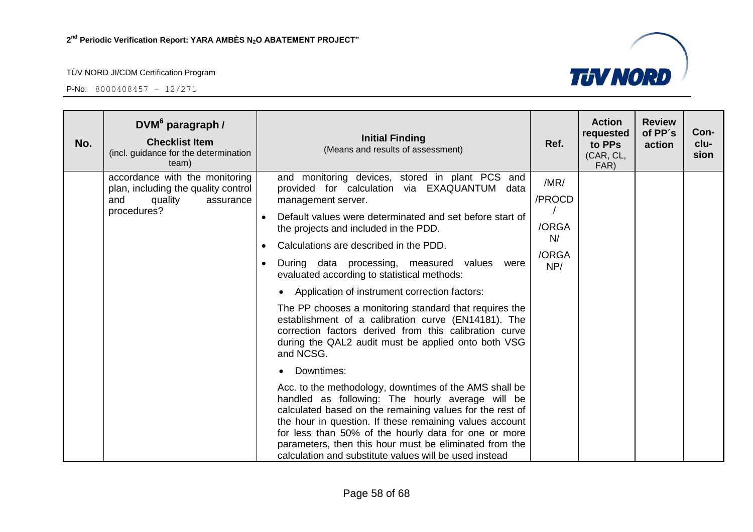| No. | DVM[6] paragraph / **Checklist Item** (incl. guidance for the determination team) | **Initial Finding** (Means and results of assessment) | Ref. | Action requested to PPs (CAR, CL, FAR) | Review of PP´s action | Con-clu-sion |
|---|---|---|---|---|---|---|
| | accordance with the monitoring plan, including the quality control and quality assurance procedures? | and monitoring devices, stored in plant PCS and provided for calculation via EXAQUANTUM data management server.<br>• Default values were determinated and set before start of the projects and included in the PDD.<br>• Calculations are described in the PDD.<br>• During data processing, measured values were evaluated according to statistical methods:<br>• Application of instrument correction factors:<br>The PP chooses a monitoring standard that requires the establishment of a calibration curve (EN14181). The correction factors derived from this calibration curve during the QAL2 audit must be applied onto both VSG and NCSG.<br>• Downtimes:<br>Acc. to the methodology, downtimes of the AMS shall be handled as following: The hourly average will be calculated based on the remaining values for the rest of the hour in question. If these remaining values account for less than 50% of the hourly data for one or more parameters, then this hour must be eliminated from the calculation and substitute values will be used instead | /MR/<br>/PROCD/<br>/ORGAN/<br>/ORGANP/ | | | |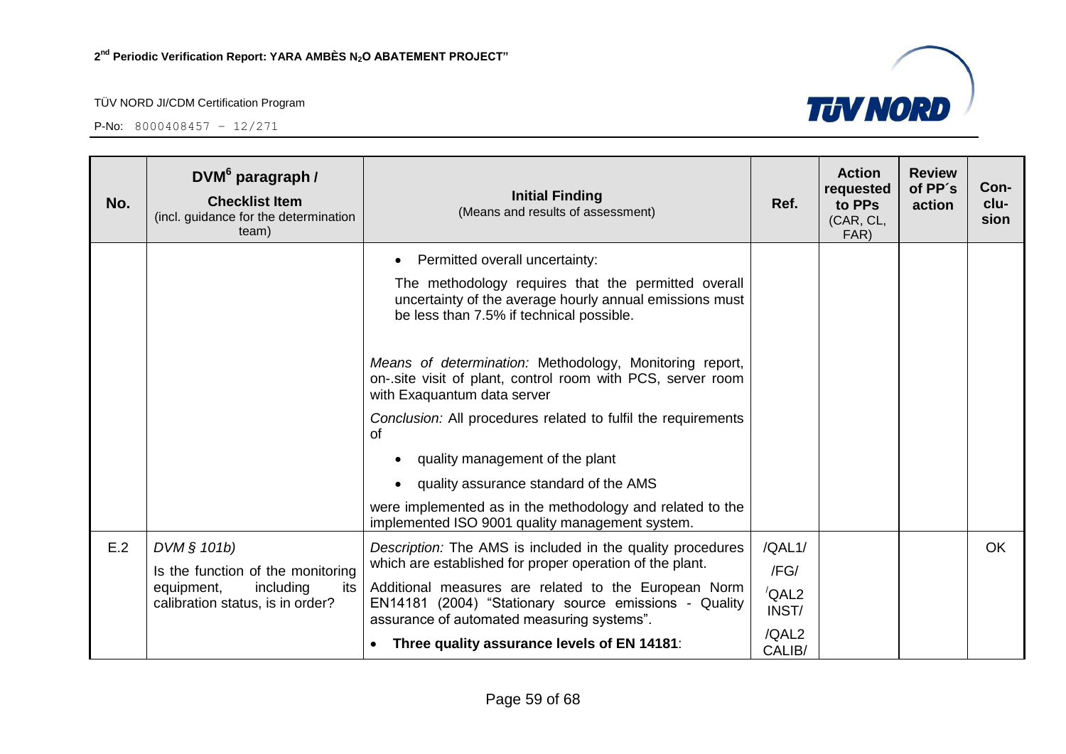| No. | DVM[6] paragraph / **Checklist Item** (incl. guidance for the determination team) | **Initial Finding** (Means and results of assessment) | Ref. | Action requested to PPs (CAR, CL, FAR) | Review of PP´s action | Con-clu-sion |
|---|---|---|---|---|---|---|
| | | • Permitted overall uncertainty:<br><br>The methodology requires that the permitted overall uncertainty of the average hourly annual emissions must be less than 7.5% if technical possible.<br><br>*Means of determination:* Methodology, Monitoring report, on-.site visit of plant, control room with PCS, server room with Exaquantum data server<br><br>*Conclusion:* All procedures related to fulfil the requirements of<br><br>• quality management of the plant<br><br>• quality assurance standard of the AMS<br><br>were implemented as in the methodology and related to the implemented ISO 9001 quality management system. | | | | |
| E.2 | *DVM § 101b)*<br><br>Is the function of the monitoring equipment, including its calibration status, is in order? | *Description:* The AMS is included in the quality procedures which are established for proper operation of the plant.<br><br>Additional measures are related to the European Norm EN14181 (2004) "Stationary source emissions - Quality assurance of automated measuring systems".<br><br>• **Three quality assurance levels of EN 14181**: | /QAL1/<br><br>/FG/<br><br>/QAL2 INST/<br><br>/QAL2 CALIB/ | | | OK |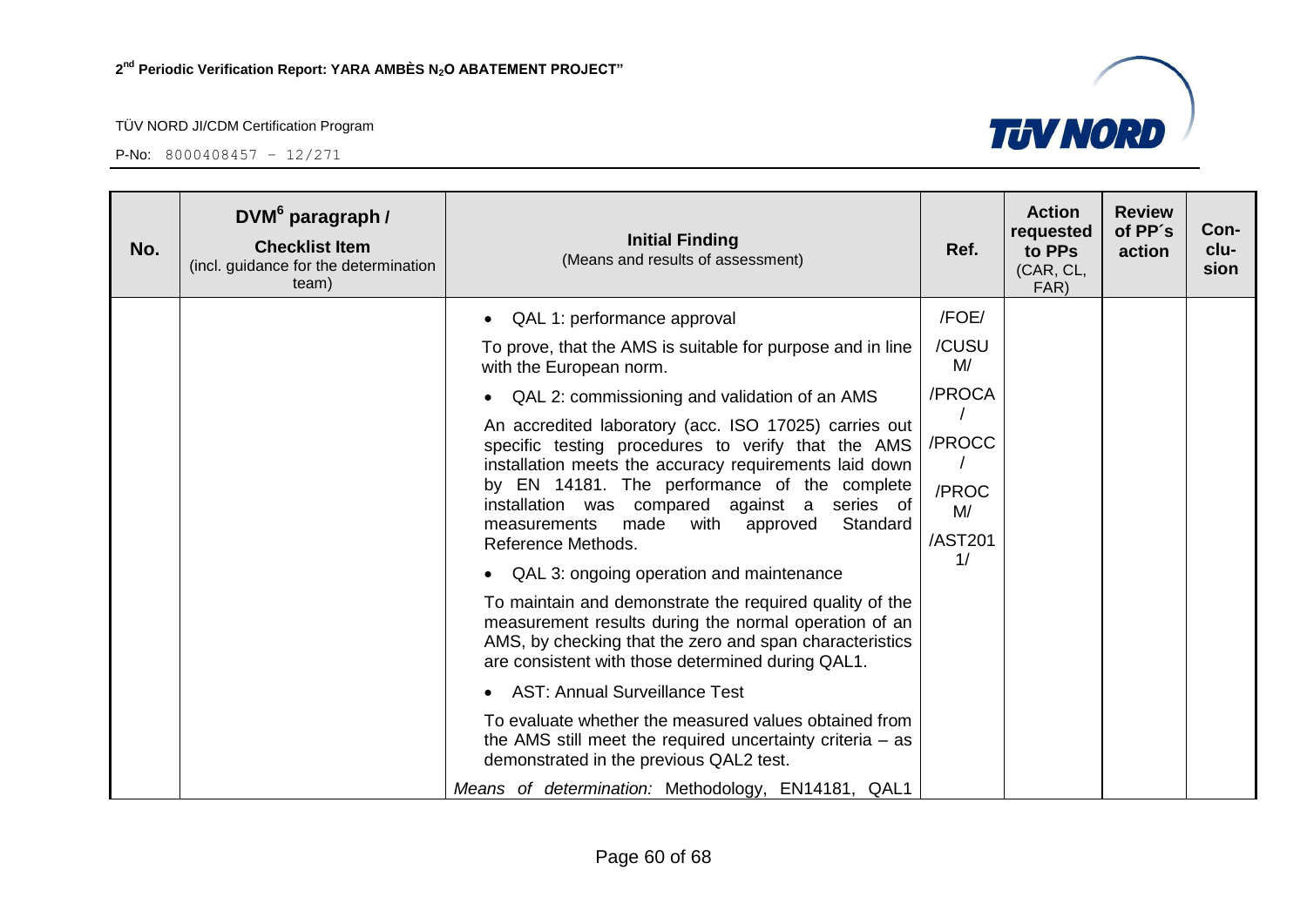| No. | DVM[6] paragraph / **Checklist Item** (incl. guidance for the determination team) | **Initial Finding** (Means and results of assessment) | Ref. | Action requested to PPs (CAR, CL, FAR) | Review of PP´s action | Con-clu-sion |
|---|---|---|---|---|---|---|
| | | • QAL 1: performance approval<br>To prove, that the AMS is suitable for purpose and in line with the European norm.<br>• QAL 2: commissioning and validation of an AMS<br>An accredited laboratory (acc. ISO 17025) carries out specific testing procedures to verify that the AMS installation meets the accuracy requirements laid down by EN 14181. The performance of the complete installation was compared against a series of measurements made with approved Standard Reference Methods.<br>• QAL 3: ongoing operation and maintenance<br>To maintain and demonstrate the required quality of the measurement results during the normal operation of an AMS, by checking that the zero and span characteristics are consistent with those determined during QAL1.<br>• AST: Annual Surveillance Test<br>To evaluate whether the measured values obtained from the AMS still meet the required uncertainty criteria – as demonstrated in the previous QAL2 test.<br>*Means of determination:* Methodology, EN14181, QAL1 | /FOE/<br>/CUSUM/<br>/PROCA/<br>/PROCC/<br>/PROCM/<br>/AST2011/ | | | |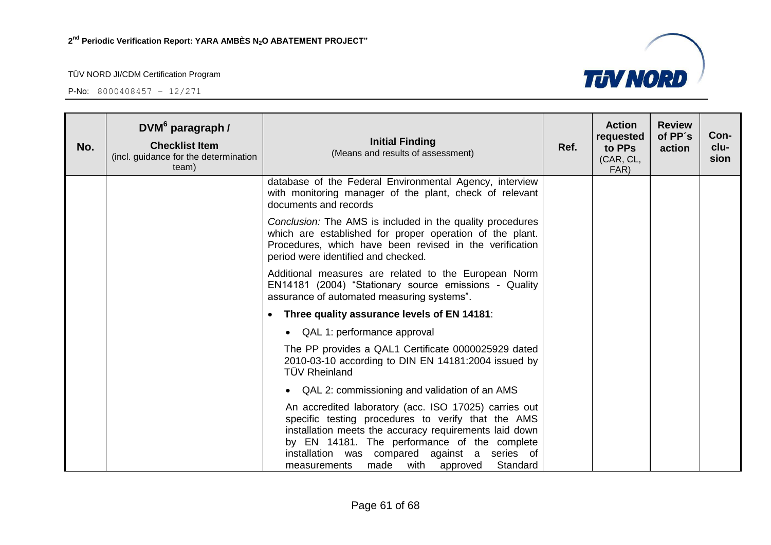| No. | DVM[6] paragraph / **Checklist Item** (incl. guidance for the determination team) | **Initial Finding** (Means and results of assessment) | Ref. | Action requested to PPs (CAR, CL, FAR) | Review of PP´s action | Con-clu-sion |
|---|---|---|---|---|---|---|
| | | database of the Federal Environmental Agency, interview with monitoring manager of the plant, check of relevant documents and records<br><br>*Conclusion:* The AMS is included in the quality procedures which are established for proper operation of the plant. Procedures, which have been revised in the verification period were identified and checked.<br><br>Additional measures are related to the European Norm EN14181 (2004) "Stationary source emissions - Quality assurance of automated measuring systems".<br><br>• **Three quality assurance levels of EN 14181**:<br><br>• QAL 1: performance approval<br><br>The PP provides a QAL1 Certificate 0000025929 dated 2010-03-10 according to DIN EN 14181:2004 issued by TÜV Rheinland<br><br>• QAL 2: commissioning and validation of an AMS<br><br>An accredited laboratory (acc. ISO 17025) carries out specific testing procedures to verify that the AMS installation meets the accuracy requirements laid down by EN 14181. The performance of the complete installation was compared against a series of measurements made with approved Standard | | | | |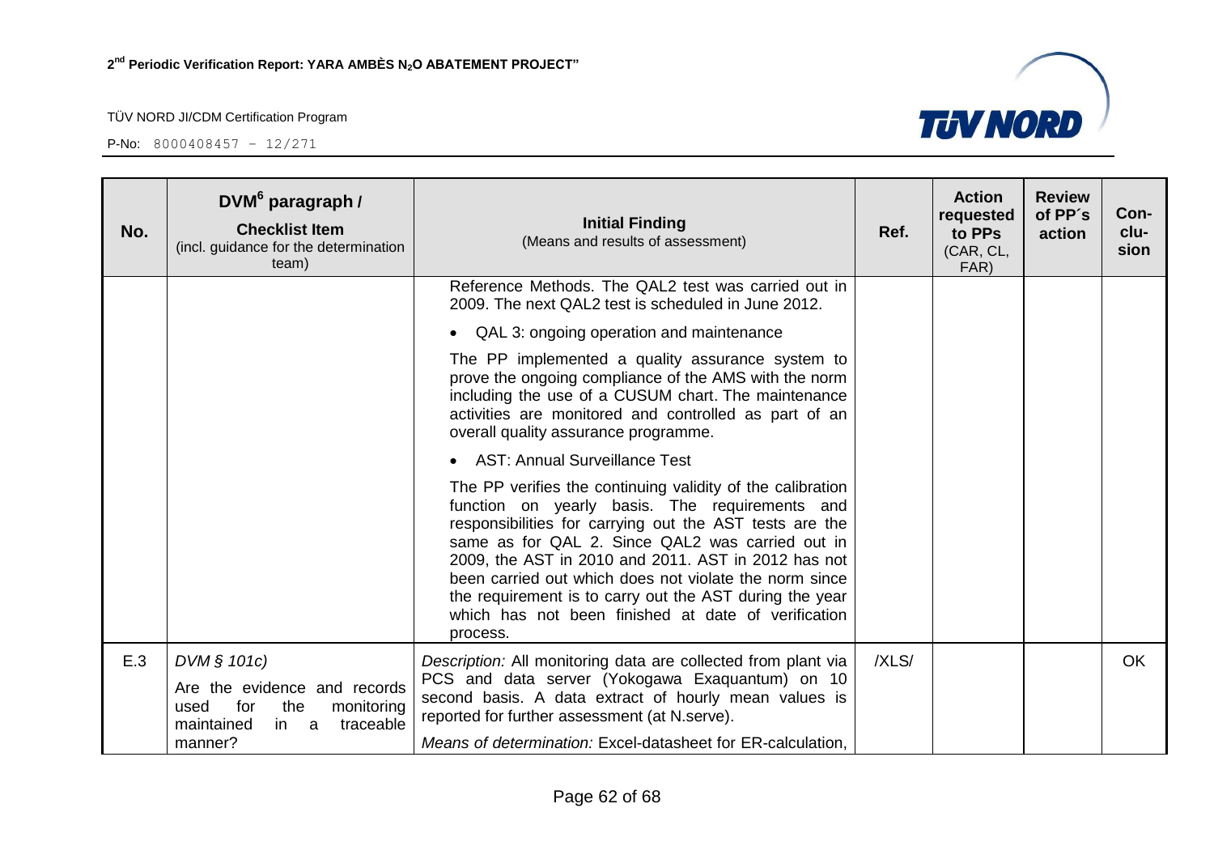| No. | DVM[6] paragraph / **Checklist Item** (incl. guidance for the determination team) | **Initial Finding** (Means and results of assessment) | Ref. | Action requested to PPs (CAR, CL, FAR) | Review of PP´s action | Con-clu-sion |
|---|---|---|---|---|---|---|
| | | Reference Methods. The QAL2 test was carried out in 2009. The next QAL2 test is scheduled in June 2012.<br>• QAL 3: ongoing operation and maintenance<br>The PP implemented a quality assurance system to prove the ongoing compliance of the AMS with the norm including the use of a CUSUM chart. The maintenance activities are monitored and controlled as part of an overall quality assurance programme.<br>• AST: Annual Surveillance Test<br>The PP verifies the continuing validity of the calibration function on yearly basis. The requirements and responsibilities for carrying out the AST tests are the same as for QAL 2. Since QAL2 was carried out in 2009, the AST in 2010 and 2011. AST in 2012 has not been carried out which does not violate the norm since the requirement is to carry out the AST during the year which has not been finished at date of verification process. | | | | |
| E.3 | *DVM § 101c)*<br>Are the evidence and records used for the monitoring maintained in a traceable manner? | *Description:* All monitoring data are collected from plant via PCS and data server (Yokogawa Exaquantum) on 10 second basis. A data extract of hourly mean values is reported for further assessment (at N.serve).<br>*Means of determination:* Excel-datasheet for ER-calculation, | /XLS/ | | | OK |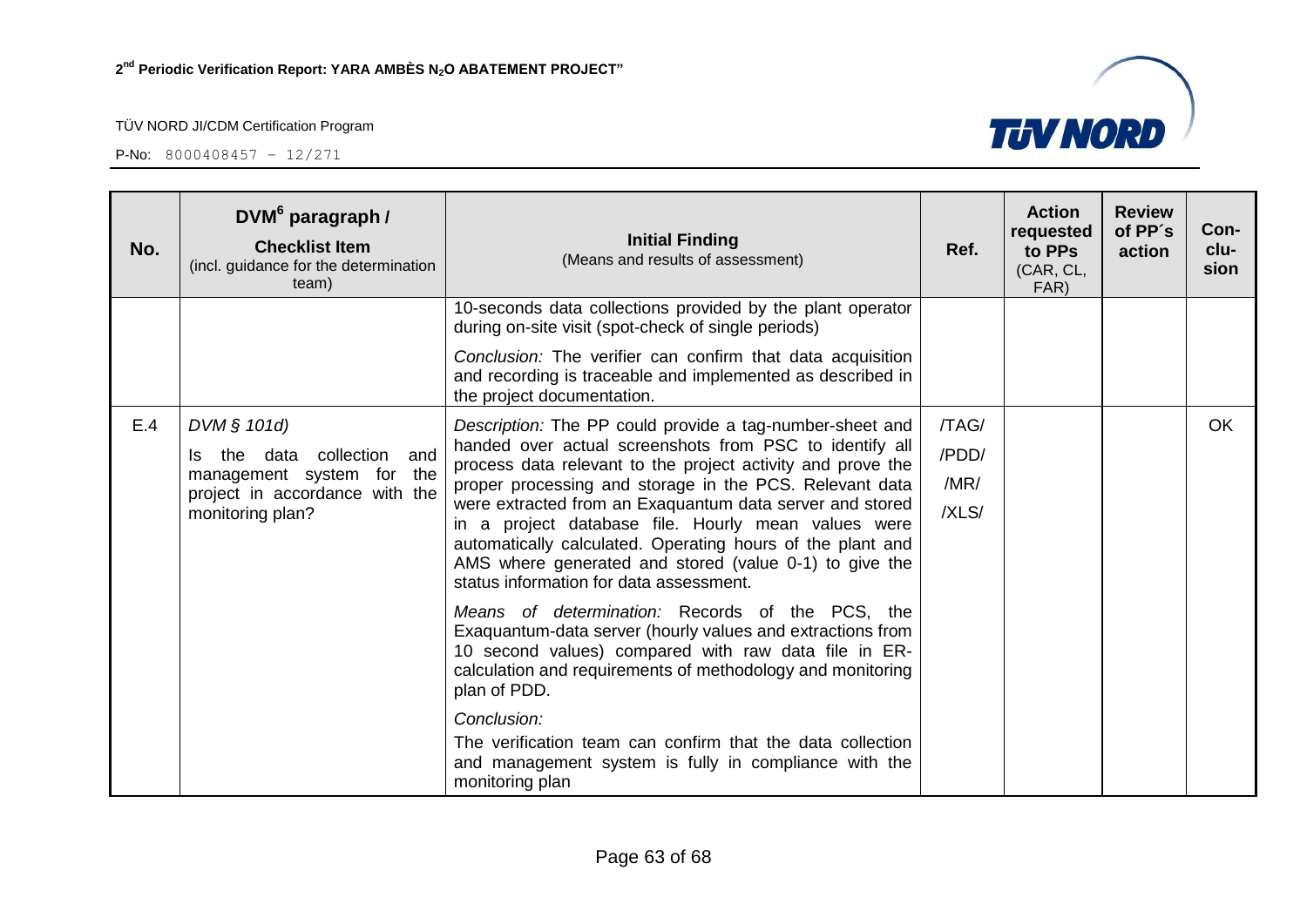| No. | DVM[6] paragraph / **Checklist Item** (incl. guidance for the determination team) | **Initial Finding** (Means and results of assessment) | Ref. | Action requested to PPs (CAR, CL, FAR) | Review of PP´s action | Con-clu-sion |
|---|---|---|---|---|---|---|
| | | 10-seconds data collections provided by the plant operator during on-site visit (spot-check of single periods)<br><br>*Conclusion:* The verifier can confirm that data acquisition and recording is traceable and implemented as described in the project documentation. | | | | |
| E.4 | *DVM § 101d)*<br><br>Is the data collection and management system for the project in accordance with the monitoring plan? | *Description:* The PP could provide a tag-number-sheet and handed over actual screenshots from PSC to identify all process data relevant to the project activity and prove the proper processing and storage in the PCS. Relevant data were extracted from an Exaquantum data server and stored in a project database file. Hourly mean values were automatically calculated. Operating hours of the plant and AMS where generated and stored (value 0-1) to give the status information for data assessment.<br><br>*Means of determination:* Records of the PCS, the Exaquantum-data server (hourly values and extractions from 10 second values) compared with raw data file in ER-calculation and requirements of methodology and monitoring plan of PDD.<br><br>*Conclusion:*<br>The verification team can confirm that the data collection and management system is fully in compliance with the monitoring plan | /TAG/<br>/PDD/<br>/MR/<br>/XLS/ | | | OK |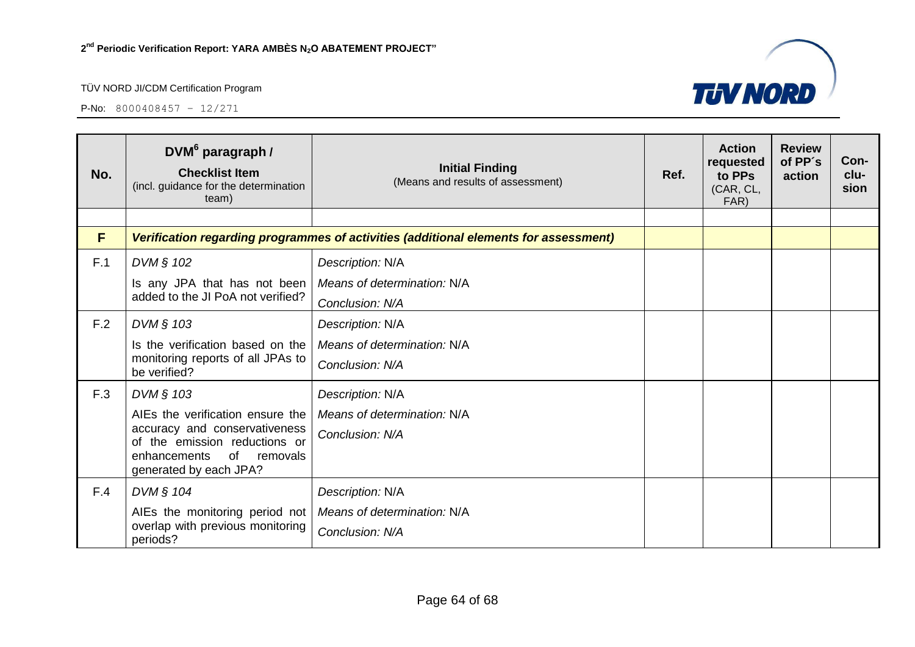| No. | DVM[6] paragraph / **Checklist Item** (incl. guidance for the determination team) | **Initial Finding** (Means and results of assessment) | Ref. | Action requested to PPs (CAR, CL, FAR) | Review of PP´s action | Con-clu-sion |
|---|---|---|---|---|---|---|
| | | | | | | |
| **F** | ***Verification regarding programmes of activities (additional elements for assessment)*** | | | | | |
| F.1 | *DVM § 102*<br>Is any JPA that has not been added to the JI PoA not verified? | *Description:* N/A<br>*Means of determination:* N/A<br>*Conclusion: N/A* | | | | |
| F.2 | *DVM § 103*<br>Is the verification based on the monitoring reports of all JPAs to be verified? | *Description:* N/A<br>*Means of determination:* N/A<br>*Conclusion: N/A* | | | | |
| F.3 | *DVM § 103*<br>AIEs the verification ensure the accuracy and conservativeness of the emission reductions or enhancements of removals generated by each JPA? | *Description:* N/A<br>*Means of determination:* N/A<br>*Conclusion: N/A* | | | | |
| F.4 | *DVM § 104*<br>AIEs the monitoring period not overlap with previous monitoring periods? | *Description:* N/A<br>*Means of determination:* N/A<br>*Conclusion: N/A* | | | | |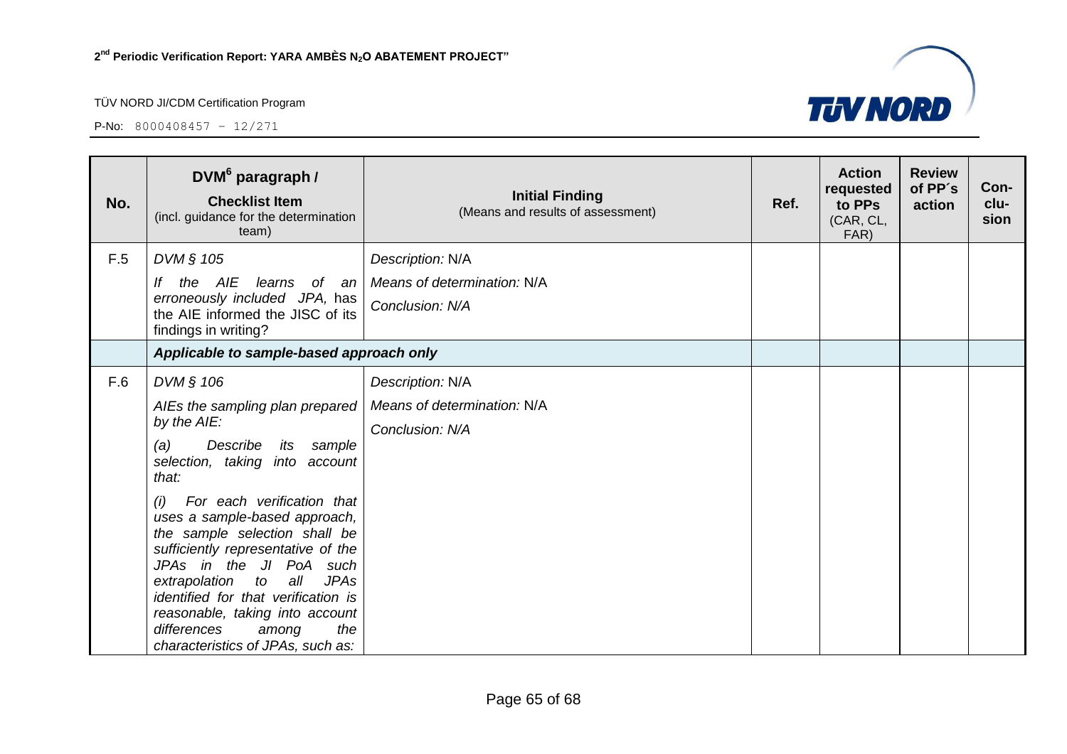| No. | DVM[6] paragraph / **Checklist Item** (incl. guidance for the determination team) | **Initial Finding** (Means and results of assessment) | Ref. | Action requested to PPs (CAR, CL, FAR) | Review of PP´s action | Con-clu-sion |
|---|---|---|---|---|---|---|
| F.5 | *DVM § 105*<br>*If the AIE learns of an erroneously included JPA,* has the AIE informed the JISC of its findings in writing? | *Description:* N/A<br>*Means of determination:* N/A<br>*Conclusion: N/A* | | | | |
| | ***Applicable to sample-based approach only*** | | | | | |
| F.6 | *DVM § 106*<br>*AIEs the sampling plan prepared by the AIE:*<br>*(a) Describe its sample selection, taking into account that:*<br>*(i) For each verification that uses a sample-based approach, the sample selection shall be sufficiently representative of the JPAs in the JI PoA such extrapolation to all JPAs identified for that verification is reasonable, taking into account differences among the characteristics of JPAs, such as:* | *Description:* N/A<br>*Means of determination:* N/A<br>*Conclusion: N/A* | | | | |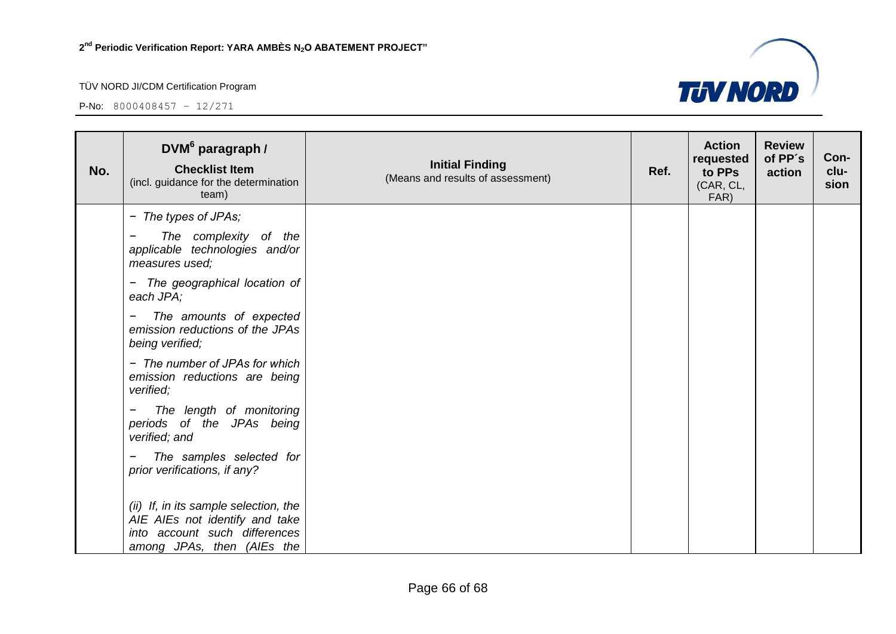| No. | DVM[6] paragraph / **Checklist Item** (incl. guidance for the determination team) | **Initial Finding** (Means and results of assessment) | Ref. | Action requested to PPs (CAR, CL, FAR) | Review of PP´s action | Con-clu-sion |
|---|---|---|---|---|---|---|
| | − *The types of JPAs;*<br>− *The complexity of the applicable technologies and/or measures used;*<br>− *The geographical location of each JPA;*<br>− *The amounts of expected emission reductions of the JPAs being verified;*<br>− *The number of JPAs for which emission reductions are being verified;*<br>− *The length of monitoring periods of the JPAs being verified; and*<br>− *The samples selected for prior verifications, if any?*<br><br>*(ii) If, in its sample selection, the AIE AIEs not identify and take into account such differences among JPAs, then (AIEs the* | | | | | |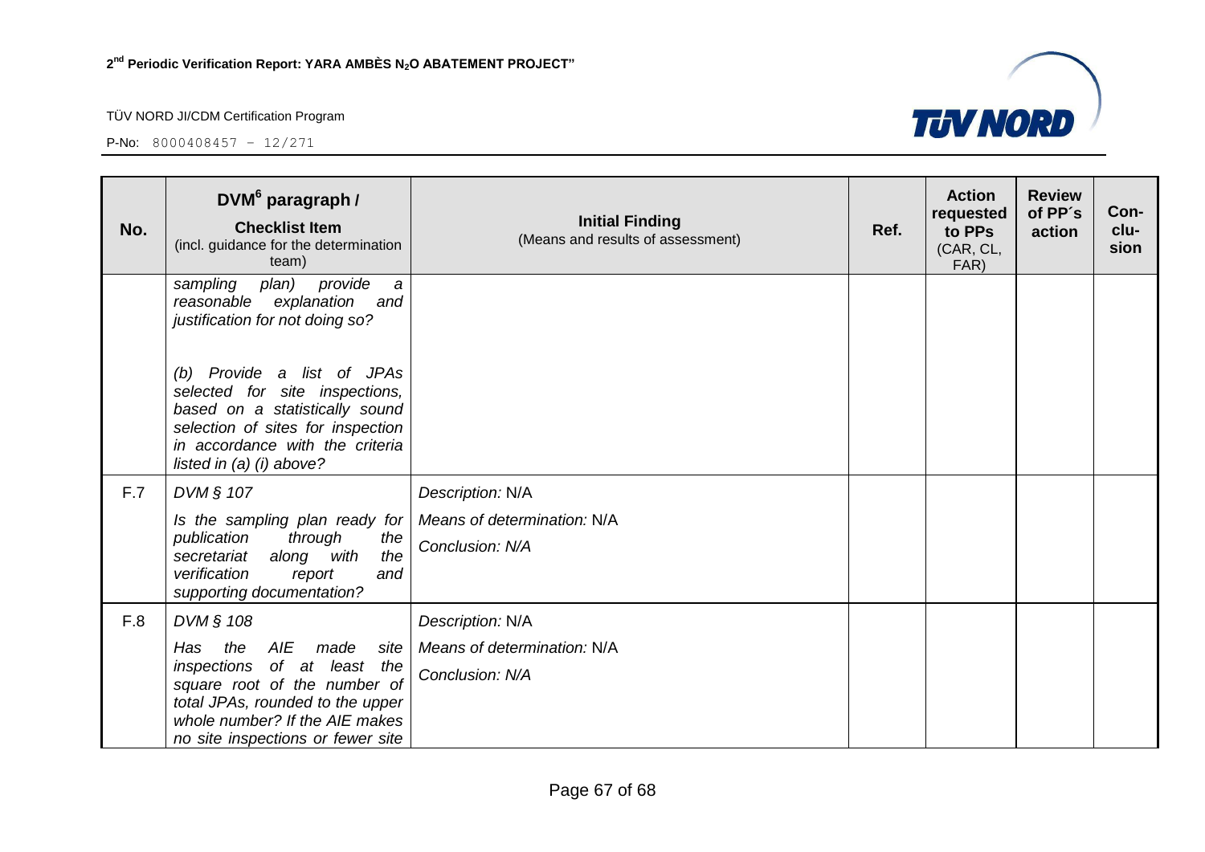| No. | DVM[6] paragraph / **Checklist Item** (incl. guidance for the determination team) | **Initial Finding** (Means and results of assessment) | Ref. | Action requested to PPs (CAR, CL, FAR) | Review of PP´s action | Con-clu-sion |
|---|---|---|---|---|---|---|
| | *sampling plan) provide a reasonable explanation and justification for not doing so?* <br><br> *(b) Provide a list of JPAs selected for site inspections, based on a statistically sound selection of sites for inspection in accordance with the criteria listed in (a) (i) above?* | | | | | |
| F.7 | *DVM § 107* <br><br> *Is the sampling plan ready for publication through the secretariat along with the verification report and supporting documentation?* | *Description:* N/A <br><br> *Means of determination:* N/A <br><br> *Conclusion: N/A* | | | | |
| F.8 | *DVM § 108* <br><br> *Has the AIE made site inspections of at least the square root of the number of total JPAs, rounded to the upper whole number? If the AIE makes no site inspections or fewer site* | *Description:* N/A <br><br> *Means of determination:* N/A <br><br> *Conclusion: N/A* | | | | |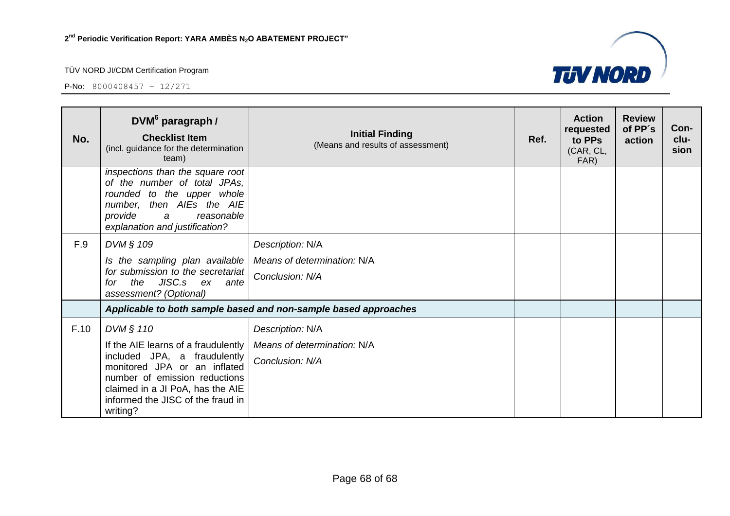| No. | DVM[6] paragraph / **Checklist Item** (incl. guidance for the determination team) | **Initial Finding** (Means and results of assessment) | Ref. | Action requested to PPs (CAR, CL, FAR) | Review of PP´s action | Con-clu-sion |
|---|---|---|---|---|---|---|
| | *inspections than the square root of the number of total JPAs, rounded to the upper whole number, then AIEs the AIE provide a reasonable explanation and justification?* | | | | | |
| F.9 | *DVM § 109* *Is the sampling plan available for submission to the secretariat for the JISC.s ex ante assessment? (Optional)* | *Description:* N/A *Means of determination:* N/A *Conclusion: N/A* | | | | |
| | ***Applicable to both sample based and non-sample based approaches*** | | | | | |
| F.10 | *DVM § 110* If the AIE learns of a fraudulently included JPA, a fraudulently monitored JPA or an inflated number of emission reductions claimed in a JI PoA, has the AIE informed the JISC of the fraud in writing? | *Description:* N/A *Means of determination:* N/A *Conclusion: N/A* | | | | |